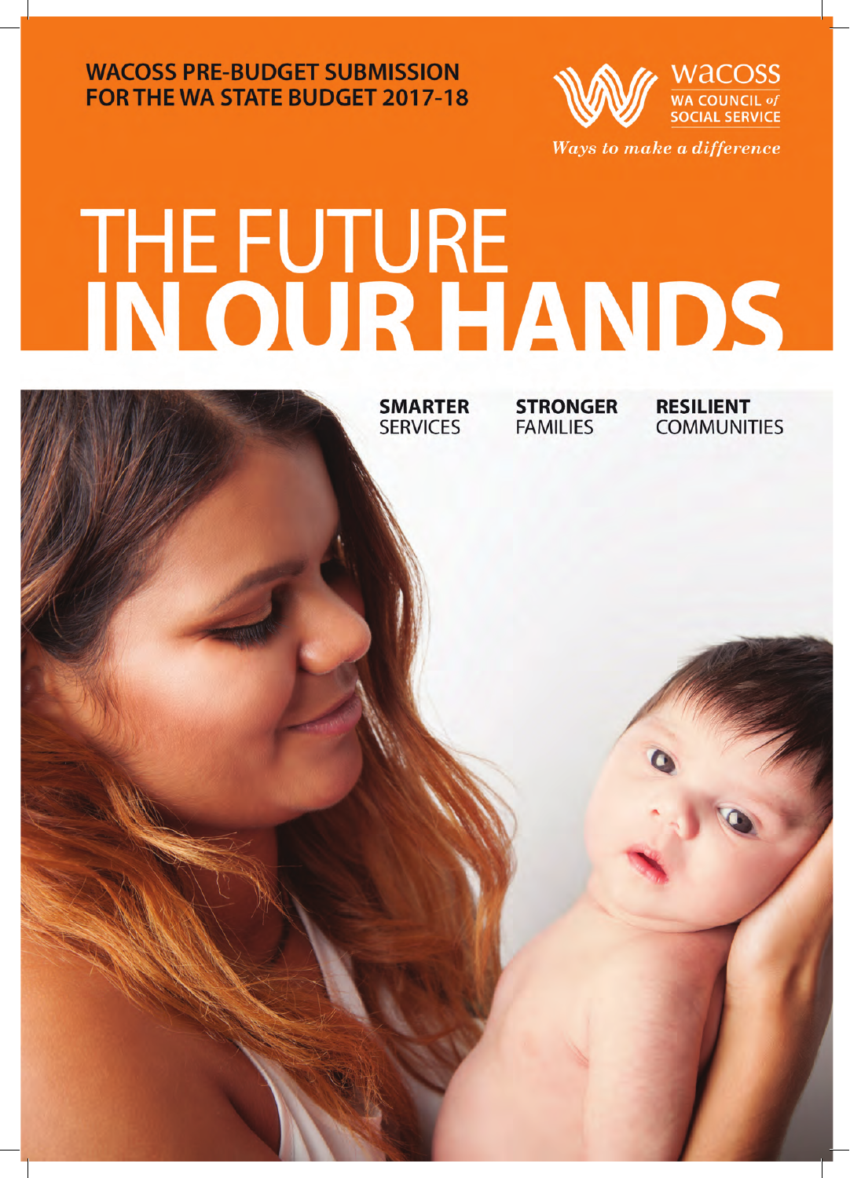**WACOSS PRE-BUDGET SUBMISSION FOR THE WA STATE BUDGET 2017-18**

wacoss
WA COUNCIL of SOCIAL SERVICE

*Ways to make a difference*

# THE FUTURE IN OUR HANDS

**SMARTER** SERVICES

**STRONGER** FAMILIES

**RESILIENT** COMMUNITIES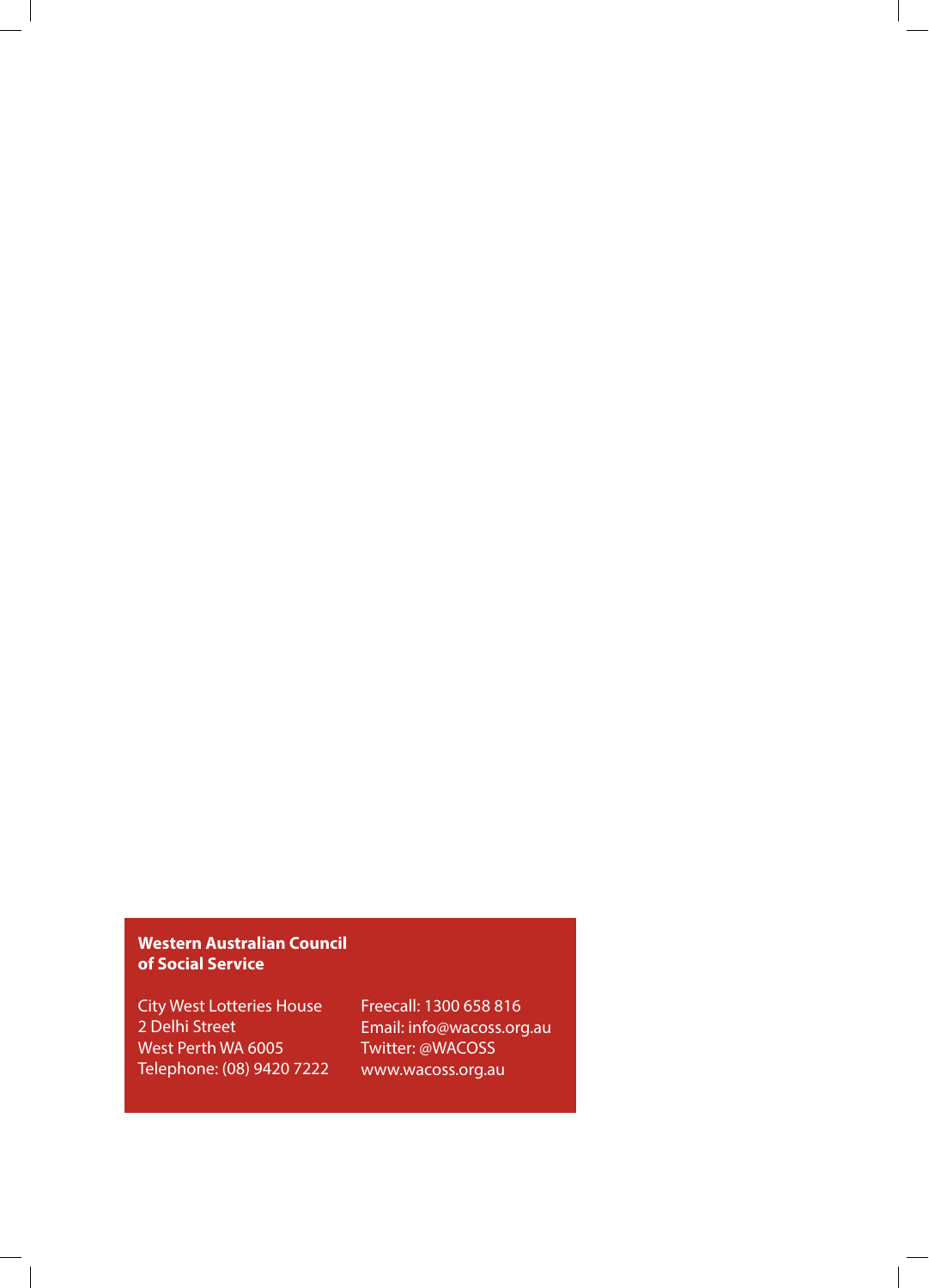**Western Australian Council of Social Service**

City West Lotteries House
2 Delhi Street
West Perth WA 6005
Telephone: (08) 9420 7222

Freecall: 1300 658 816
Email: info@wacoss.org.au
Twitter: @WACOSS
www.wacoss.org.au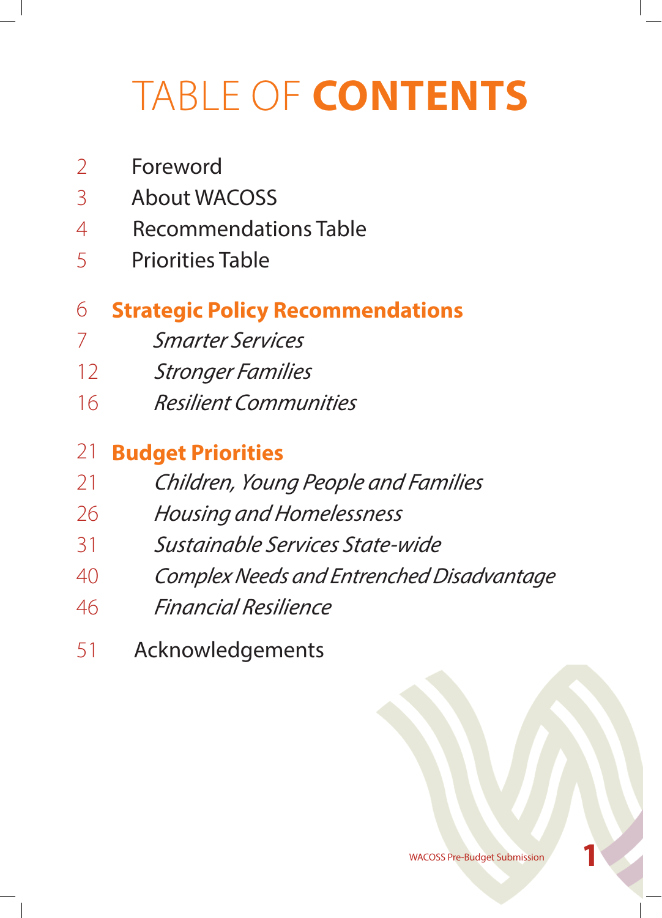# TABLE OF **CONTENTS**

2 Foreword

3 About WACOSS

4 Recommendations Table

5 Priorities Table

6 **Strategic Policy Recommendations**

7 *Smarter Services*

12 *Stronger Families*

16 *Resilient Communities*

21 **Budget Priorities**

21 *Children, Young People and Families*

26 *Housing and Homelessness*

31 *Sustainable Services State-wide*

40 *Complex Needs and Entrenched Disadvantage*

46 *Financial Resilience*

51 Acknowledgements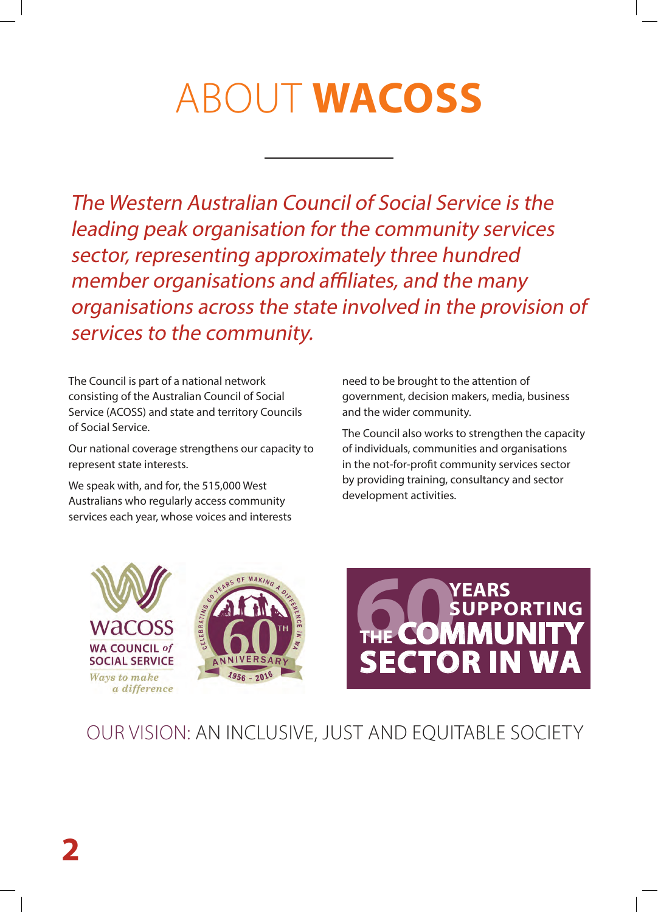# ABOUT **WACOSS**

*The Western Australian Council of Social Service is the leading peak organisation for the community services sector, representing approximately three hundred member organisations and affiliates, and the many organisations across the state involved in the provision of services to the community.*

The Council is part of a national network consisting of the Australian Council of Social Service (ACOSS) and state and territory Councils of Social Service.

Our national coverage strengthens our capacity to represent state interests.

We speak with, and for, the 515,000 West Australians who regularly access community services each year, whose voices and interests need to be brought to the attention of government, decision makers, media, business and the wider community.

The Council also works to strengthen the capacity of individuals, communities and organisations in the not-for-profit community services sector by providing training, consultancy and sector development activities.

OUR VISION: AN INCLUSIVE, JUST AND EQUITABLE SOCIETY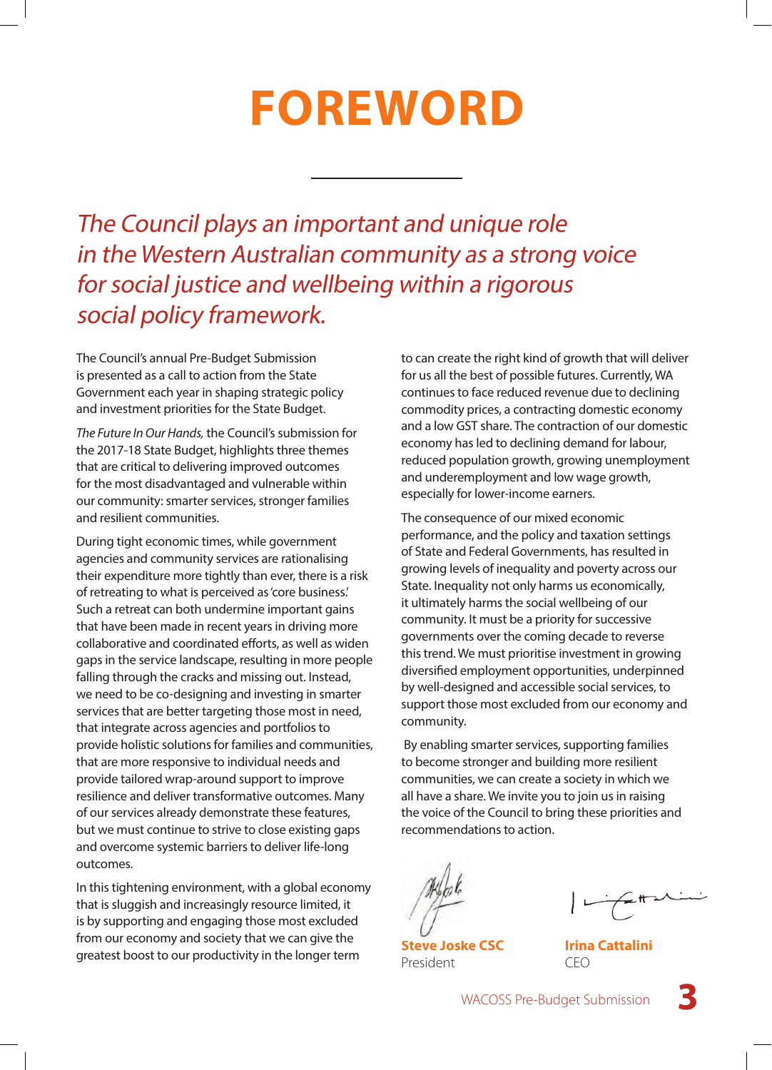# FOREWORD

*The Council plays an important and unique role in the Western Australian community as a strong voice for social justice and wellbeing within a rigorous social policy framework.*

The Council's annual Pre-Budget Submission is presented as a call to action from the State Government each year in shaping strategic policy and investment priorities for the State Budget.

*The Future In Our Hands,* the Council's submission for the 2017-18 State Budget, highlights three themes that are critical to delivering improved outcomes for the most disadvantaged and vulnerable within our community: smarter services, stronger families and resilient communities.

During tight economic times, while government agencies and community services are rationalising their expenditure more tightly than ever, there is a risk of retreating to what is perceived as 'core business.' Such a retreat can both undermine important gains that have been made in recent years in driving more collaborative and coordinated efforts, as well as widen gaps in the service landscape, resulting in more people falling through the cracks and missing out. Instead, we need to be co-designing and investing in smarter services that are better targeting those most in need, that integrate across agencies and portfolios to provide holistic solutions for families and communities, that are more responsive to individual needs and provide tailored wrap-around support to improve resilience and deliver transformative outcomes. Many of our services already demonstrate these features, but we must continue to strive to close existing gaps and overcome systemic barriers to deliver life-long outcomes.

In this tightening environment, with a global economy that is sluggish and increasingly resource limited, it is by supporting and engaging those most excluded from our economy and society that we can give the greatest boost to our productivity in the longer term to can create the right kind of growth that will deliver for us all the best of possible futures. Currently, WA continues to face reduced revenue due to declining commodity prices, a contracting domestic economy and a low GST share. The contraction of our domestic economy has led to declining demand for labour, reduced population growth, growing unemployment and underemployment and low wage growth, especially for lower-income earners.

The consequence of our mixed economic performance, and the policy and taxation settings of State and Federal Governments, has resulted in growing levels of inequality and poverty across our State. Inequality not only harms us economically, it ultimately harms the social wellbeing of our community. It must be a priority for successive governments over the coming decade to reverse this trend. We must prioritise investment in growing diversified employment opportunities, underpinned by well-designed and accessible social services, to support those most excluded from our economy and community.

By enabling smarter services, supporting families to become stronger and building more resilient communities, we can create a society in which we all have a share. We invite you to join us in raising the voice of the Council to bring these priorities and recommendations to action.

**Steve Joske CSC**
President

**Irina Cattalini**
CEO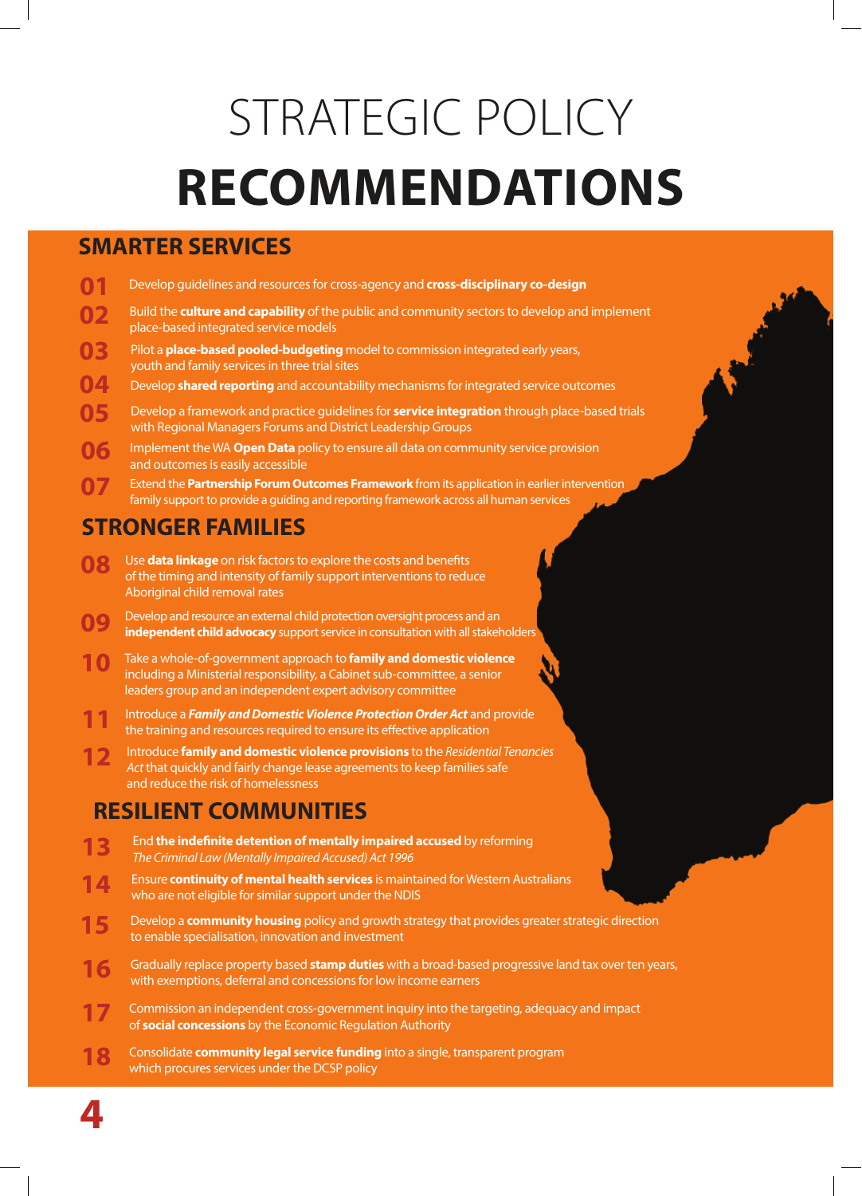# STRATEGIC POLICY **RECOMMENDATIONS**

## SMARTER SERVICES

**01** Develop guidelines and resources for cross-agency and **cross-disciplinary co-design**

**02** Build the **culture and capability** of the public and community sectors to develop and implement place-based integrated service models

**03** Pilot a **place-based pooled-budgeting** model to commission integrated early years, youth and family services in three trial sites

**04** Develop **shared reporting** and accountability mechanisms for integrated service outcomes

**05** Develop a framework and practice guidelines for **service integration** through place-based trials with Regional Managers Forums and District Leadership Groups

**06** Implement the WA **Open Data** policy to ensure all data on community service provision and outcomes is easily accessible

**07** Extend the **Partnership Forum Outcomes Framework** from its application in earlier intervention family support to provide a guiding and reporting framework across all human services

## STRONGER FAMILIES

**08** Use **data linkage** on risk factors to explore the costs and benefits of the timing and intensity of family support interventions to reduce Aboriginal child removal rates

**09** Develop and resource an external child protection oversight process and an **independent child advocacy** support service in consultation with all stakeholders

**10** Take a whole-of-government approach to **family and domestic violence** including a Ministerial responsibility, a Cabinet sub-committee, a senior leaders group and an independent expert advisory committee

**11** Introduce a ***Family and Domestic Violence Protection Order Act*** and provide the training and resources required to ensure its effective application

**12** Introduce **family and domestic violence provisions** to the *Residential Tenancies Act* that quickly and fairly change lease agreements to keep families safe and reduce the risk of homelessness

## RESILIENT COMMUNITIES

**13** End **the indefinite detention of mentally impaired accused** by reforming *The Criminal Law (Mentally Impaired Accused) Act 1996*

**14** Ensure **continuity of mental health services** is maintained for Western Australians who are not eligible for similar support under the NDIS

**15** Develop a **community housing** policy and growth strategy that provides greater strategic direction to enable specialisation, innovation and investment

**16** Gradually replace property based **stamp duties** with a broad-based progressive land tax over ten years, with exemptions, deferral and concessions for low income earners

**17** Commission an independent cross-government inquiry into the targeting, adequacy and impact of **social concessions** by the Economic Regulation Authority

**18** Consolidate **community legal service funding** into a single, transparent program which procures services under the DCSP policy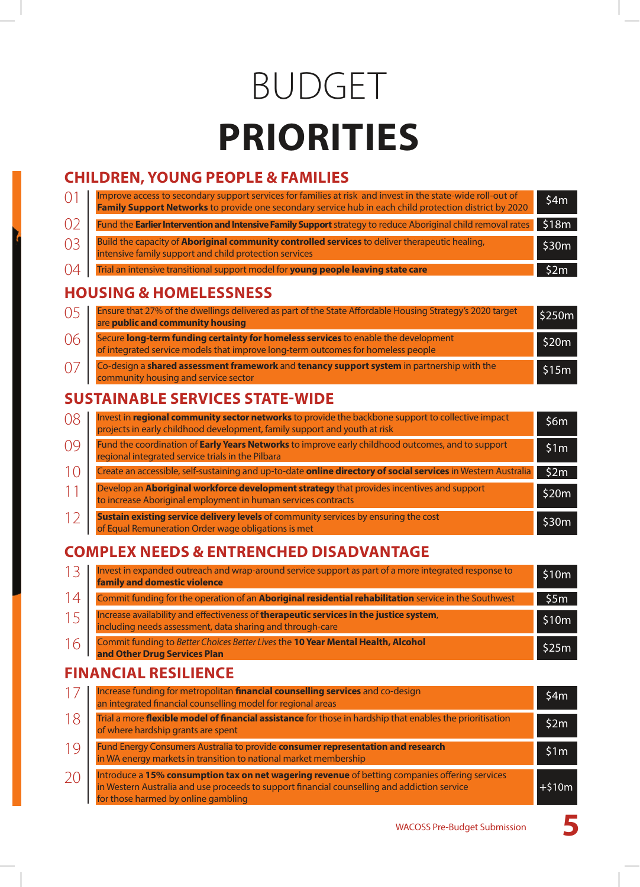# BUDGET PRIORITIES

## CHILDREN, YOUNG PEOPLE & FAMILIES

| No. | Priority | Amount |
|---|---|---|
| 01 | Improve access to secondary support services for families at risk and invest in the state-wide roll-out of **Family Support Networks** to provide one secondary service hub in each child protection district by 2020 | $4m |
| 02 | Fund the **Earlier Intervention and Intensive Family Support** strategy to reduce Aboriginal child removal rates | $18m |
| 03 | Build the capacity of **Aboriginal community controlled services** to deliver therapeutic healing, intensive family support and child protection services | $30m |
| 04 | Trial an intensive transitional support model for **young people leaving state care** | $2m |

## HOUSING & HOMELESSNESS

| No. | Priority | Amount |
|---|---|---|
| 05 | Ensure that 27% of the dwellings delivered as part of the State Affordable Housing Strategy's 2020 target are **public and community housing** | $250m |
| 06 | Secure **long-term funding certainty for homeless services** to enable the development of integrated service models that improve long-term outcomes for homeless people | $20m |
| 07 | Co-design a **shared assessment framework** and **tenancy support system** in partnership with the community housing and service sector | $15m |

## SUSTAINABLE SERVICES STATE-WIDE

| No. | Priority | Amount |
|---|---|---|
| 08 | Invest in **regional community sector networks** to provide the backbone support to collective impact projects in early childhood development, family support and youth at risk | $6m |
| 09 | Fund the coordination of **Early Years Networks** to improve early childhood outcomes, and to support regional integrated service trials in the Pilbara | $1m |
| 10 | Create an accessible, self-sustaining and up-to-date **online directory of social services** in Western Australia | $2m |
| 11 | Develop an **Aboriginal workforce development strategy** that provides incentives and support to increase Aboriginal employment in human services contracts | $20m |
| 12 | **Sustain existing service delivery levels** of community services by ensuring the cost of Equal Remuneration Order wage obligations is met | $30m |

## COMPLEX NEEDS & ENTRENCHED DISADVANTAGE

| No. | Priority | Amount |
|---|---|---|
| 13 | Invest in expanded outreach and wrap-around service support as part of a more integrated response to **family and domestic violence** | $10m |
| 14 | Commit funding for the operation of an **Aboriginal residential rehabilitation** service in the Southwest | $5m |
| 15 | Increase availability and effectiveness of **therapeutic services in the justice system**, including needs assessment, data sharing and through-care | $10m |
| 16 | Commit funding to *Better Choices Better Lives* the **10 Year Mental Health, Alcohol and Other Drug Services Plan** | $25m |

## FINANCIAL RESILIENCE

| No. | Priority | Amount |
|---|---|---|
| 17 | Increase funding for metropolitan **financial counselling services** and co-design an integrated financial counselling model for regional areas | $4m |
| 18 | Trial a more **flexible model of financial assistance** for those in hardship that enables the prioritisation of where hardship grants are spent | $2m |
| 19 | Fund Energy Consumers Australia to provide **consumer representation and research** in WA energy markets in transition to national market membership | $1m |
| 20 | Introduce a **15% consumption tax on net wagering revenue** of betting companies offering services in Western Australia and use proceeds to support financial counselling and addiction service for those harmed by online gambling | +$10m |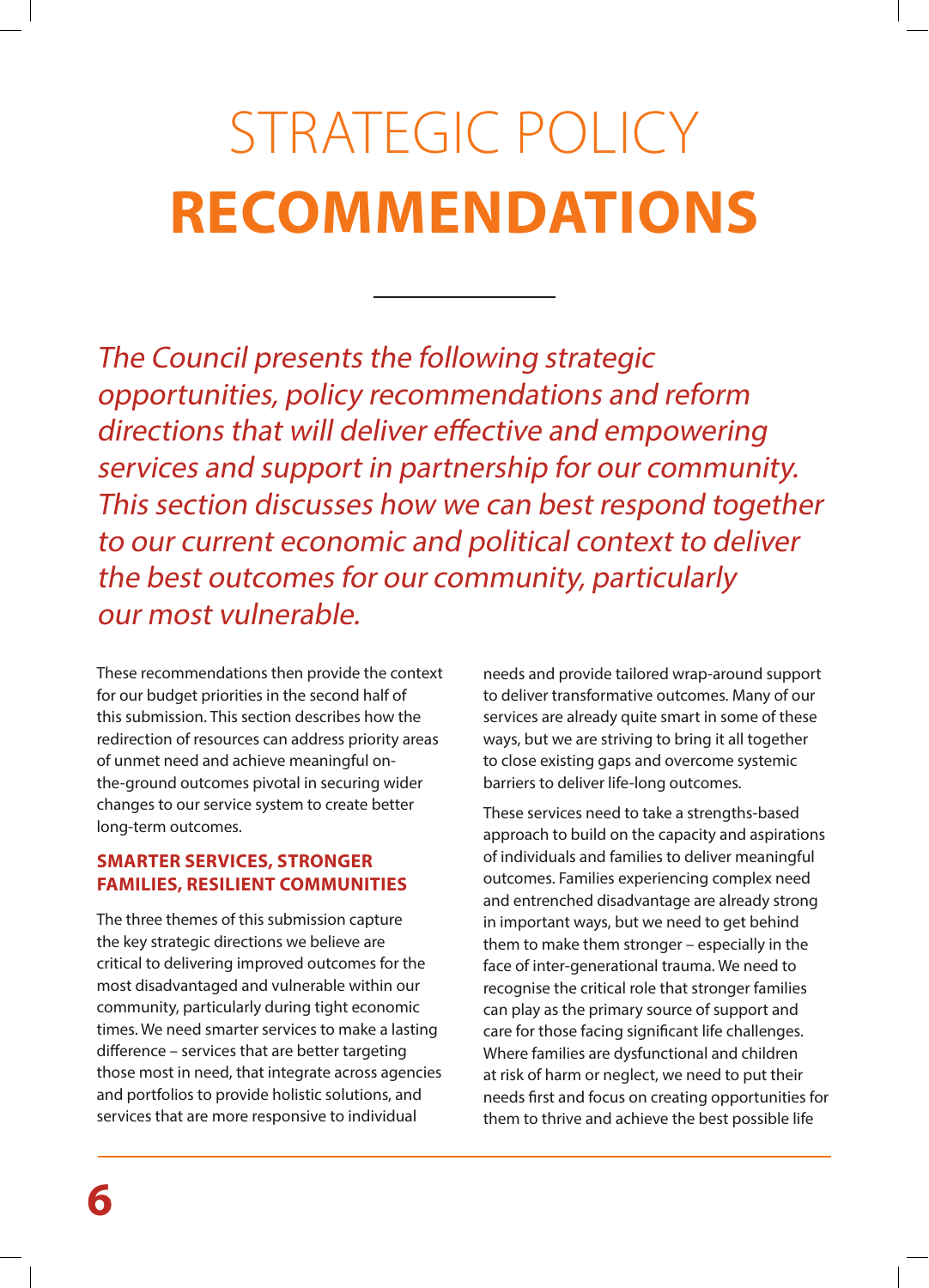# STRATEGIC POLICY **RECOMMENDATIONS**

*The Council presents the following strategic opportunities, policy recommendations and reform directions that will deliver effective and empowering services and support in partnership for our community. This section discusses how we can best respond together to our current economic and political context to deliver the best outcomes for our community, particularly our most vulnerable.*

These recommendations then provide the context for our budget priorities in the second half of this submission. This section describes how the redirection of resources can address priority areas of unmet need and achieve meaningful on-the-ground outcomes pivotal in securing wider changes to our service system to create better long-term outcomes.

### SMARTER SERVICES, STRONGER FAMILIES, RESILIENT COMMUNITIES

The three themes of this submission capture the key strategic directions we believe are critical to delivering improved outcomes for the most disadvantaged and vulnerable within our community, particularly during tight economic times. We need smarter services to make a lasting difference – services that are better targeting those most in need, that integrate across agencies and portfolios to provide holistic solutions, and services that are more responsive to individual needs and provide tailored wrap-around support to deliver transformative outcomes. Many of our services are already quite smart in some of these ways, but we are striving to bring it all together to close existing gaps and overcome systemic barriers to deliver life-long outcomes.

These services need to take a strengths-based approach to build on the capacity and aspirations of individuals and families to deliver meaningful outcomes. Families experiencing complex need and entrenched disadvantage are already strong in important ways, but we need to get behind them to make them stronger – especially in the face of inter-generational trauma. We need to recognise the critical role that stronger families can play as the primary source of support and care for those facing significant life challenges. Where families are dysfunctional and children at risk of harm or neglect, we need to put their needs first and focus on creating opportunities for them to thrive and achieve the best possible life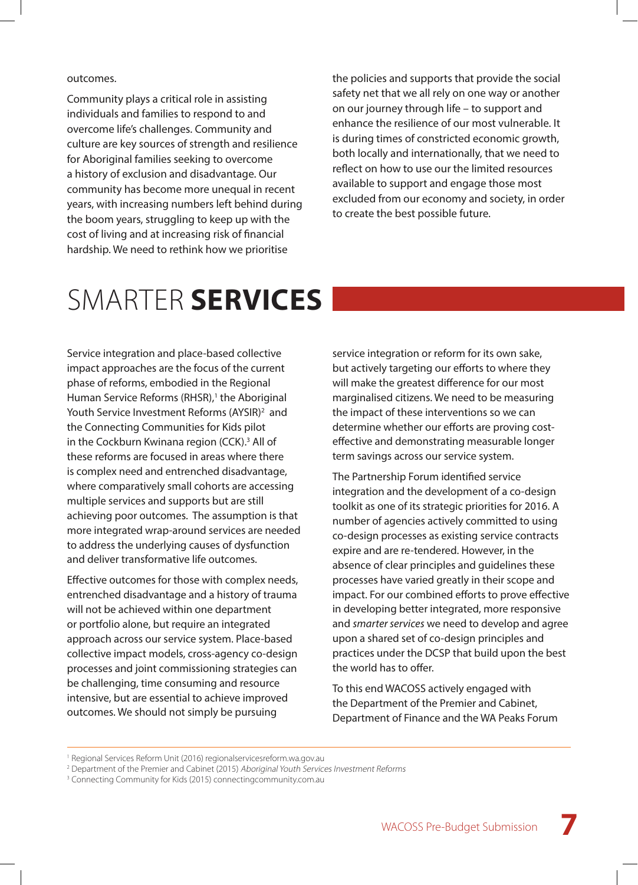outcomes.

Community plays a critical role in assisting individuals and families to respond to and overcome life's challenges. Community and culture are key sources of strength and resilience for Aboriginal families seeking to overcome a history of exclusion and disadvantage. Our community has become more unequal in recent years, with increasing numbers left behind during the boom years, struggling to keep up with the cost of living and at increasing risk of financial hardship. We need to rethink how we prioritise the policies and supports that provide the social safety net that we all rely on one way or another on our journey through life – to support and enhance the resilience of our most vulnerable. It is during times of constricted economic growth, both locally and internationally, that we need to reflect on how to use our the limited resources available to support and engage those most excluded from our economy and society, in order to create the best possible future.

# SMARTER **SERVICES**

Service integration and place-based collective impact approaches are the focus of the current phase of reforms, embodied in the Regional Human Service Reforms (RHSR),[1] the Aboriginal Youth Service Investment Reforms (AYSIR)[2] and the Connecting Communities for Kids pilot in the Cockburn Kwinana region (CCK).[3] All of these reforms are focused in areas where there is complex need and entrenched disadvantage, where comparatively small cohorts are accessing multiple services and supports but are still achieving poor outcomes. The assumption is that more integrated wrap-around services are needed to address the underlying causes of dysfunction and deliver transformative life outcomes.

Effective outcomes for those with complex needs, entrenched disadvantage and a history of trauma will not be achieved within one department or portfolio alone, but require an integrated approach across our service system. Place-based collective impact models, cross-agency co-design processes and joint commissioning strategies can be challenging, time consuming and resource intensive, but are essential to achieve improved outcomes. We should not simply be pursuing service integration or reform for its own sake, but actively targeting our efforts to where they will make the greatest difference for our most marginalised citizens. We need to be measuring the impact of these interventions so we can determine whether our efforts are proving cost-effective and demonstrating measurable longer term savings across our service system.

The Partnership Forum identified service integration and the development of a co-design toolkit as one of its strategic priorities for 2016. A number of agencies actively committed to using co-design processes as existing service contracts expire and are re-tendered. However, in the absence of clear principles and guidelines these processes have varied greatly in their scope and impact. For our combined efforts to prove effective in developing better integrated, more responsive and *smarter services* we need to develop and agree upon a shared set of co-design principles and practices under the DCSP that build upon the best the world has to offer.

To this end WACOSS actively engaged with the Department of the Premier and Cabinet, Department of Finance and the WA Peaks Forum

---

[1] Regional Services Reform Unit (2016) regionalservicesreform.wa.gov.au

[2] Department of the Premier and Cabinet (2015) *Aboriginal Youth Services Investment Reforms*

[3] Connecting Community for Kids (2015) connectingcommunity.com.au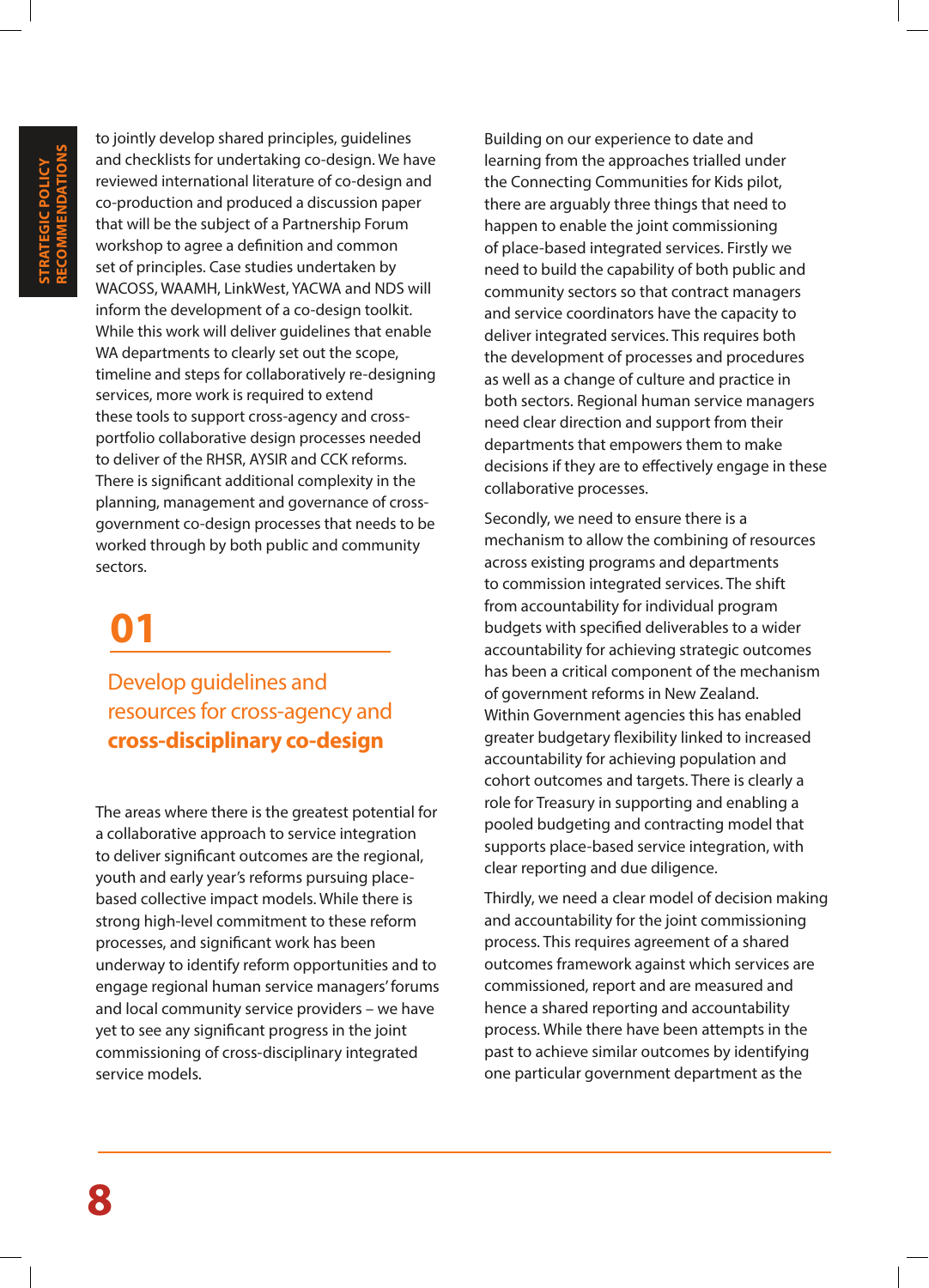to jointly develop shared principles, guidelines and checklists for undertaking co-design. We have reviewed international literature of co-design and co-production and produced a discussion paper that will be the subject of a Partnership Forum workshop to agree a definition and common set of principles. Case studies undertaken by WACOSS, WAAMH, LinkWest, YACWA and NDS will inform the development of a co-design toolkit. While this work will deliver guidelines that enable WA departments to clearly set out the scope, timeline and steps for collaboratively re-designing services, more work is required to extend these tools to support cross-agency and cross-portfolio collaborative design processes needed to deliver of the RHSR, AYSIR and CCK reforms. There is significant additional complexity in the planning, management and governance of cross-government co-design processes that needs to be worked through by both public and community sectors.

## 01

## Develop guidelines and resources for cross-agency and **cross-disciplinary co-design**

The areas where there is the greatest potential for a collaborative approach to service integration to deliver significant outcomes are the regional, youth and early year's reforms pursuing place-based collective impact models. While there is strong high-level commitment to these reform processes, and significant work has been underway to identify reform opportunities and to engage regional human service managers' forums and local community service providers – we have yet to see any significant progress in the joint commissioning of cross-disciplinary integrated service models.

Building on our experience to date and learning from the approaches trialled under the Connecting Communities for Kids pilot, there are arguably three things that need to happen to enable the joint commissioning of place-based integrated services. Firstly we need to build the capability of both public and community sectors so that contract managers and service coordinators have the capacity to deliver integrated services. This requires both the development of processes and procedures as well as a change of culture and practice in both sectors. Regional human service managers need clear direction and support from their departments that empowers them to make decisions if they are to effectively engage in these collaborative processes.

Secondly, we need to ensure there is a mechanism to allow the combining of resources across existing programs and departments to commission integrated services. The shift from accountability for individual program budgets with specified deliverables to a wider accountability for achieving strategic outcomes has been a critical component of the mechanism of government reforms in New Zealand. Within Government agencies this has enabled greater budgetary flexibility linked to increased accountability for achieving population and cohort outcomes and targets. There is clearly a role for Treasury in supporting and enabling a pooled budgeting and contracting model that supports place-based service integration, with clear reporting and due diligence.

Thirdly, we need a clear model of decision making and accountability for the joint commissioning process. This requires agreement of a shared outcomes framework against which services are commissioned, report and are measured and hence a shared reporting and accountability process. While there have been attempts in the past to achieve similar outcomes by identifying one particular government department as the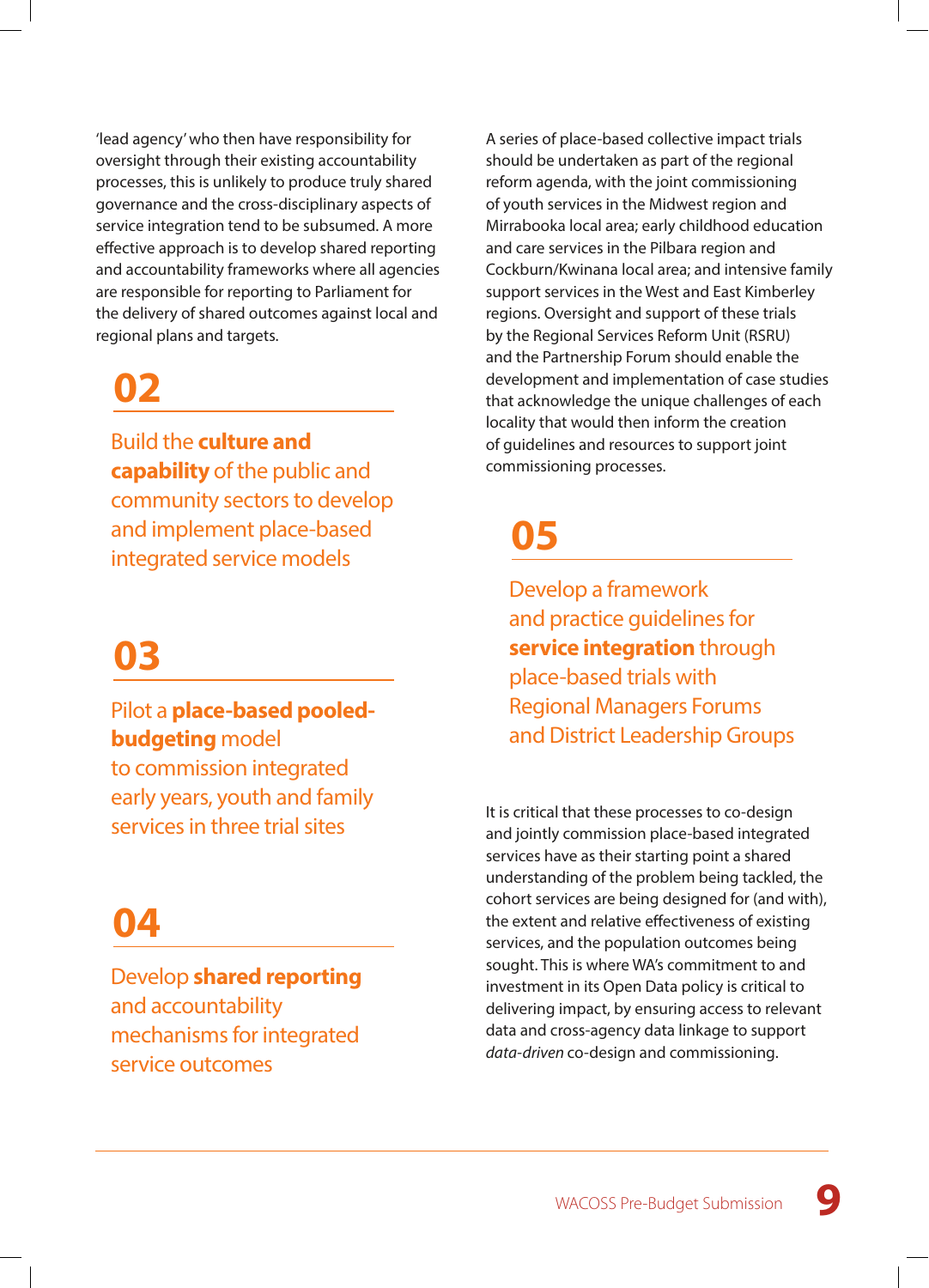'lead agency' who then have responsibility for oversight through their existing accountability processes, this is unlikely to produce truly shared governance and the cross-disciplinary aspects of service integration tend to be subsumed. A more effective approach is to develop shared reporting and accountability frameworks where all agencies are responsible for reporting to Parliament for the delivery of shared outcomes against local and regional plans and targets.

## 02

### Build the **culture and capability** of the public and community sectors to develop and implement place-based integrated service models

## 03

### Pilot a **place-based pooled-budgeting** model to commission integrated early years, youth and family services in three trial sites

## 04

### Develop **shared reporting** and accountability mechanisms for integrated service outcomes

A series of place-based collective impact trials should be undertaken as part of the regional reform agenda, with the joint commissioning of youth services in the Midwest region and Mirrabooka local area; early childhood education and care services in the Pilbara region and Cockburn/Kwinana local area; and intensive family support services in the West and East Kimberley regions. Oversight and support of these trials by the Regional Services Reform Unit (RSRU) and the Partnership Forum should enable the development and implementation of case studies that acknowledge the unique challenges of each locality that would then inform the creation of guidelines and resources to support joint commissioning processes.

## 05

### Develop a framework and practice guidelines for **service integration** through place-based trials with Regional Managers Forums and District Leadership Groups

It is critical that these processes to co-design and jointly commission place-based integrated services have as their starting point a shared understanding of the problem being tackled, the cohort services are being designed for (and with), the extent and relative effectiveness of existing services, and the population outcomes being sought. This is where WA's commitment to and investment in its Open Data policy is critical to delivering impact, by ensuring access to relevant data and cross-agency data linkage to support *data-driven* co-design and commissioning.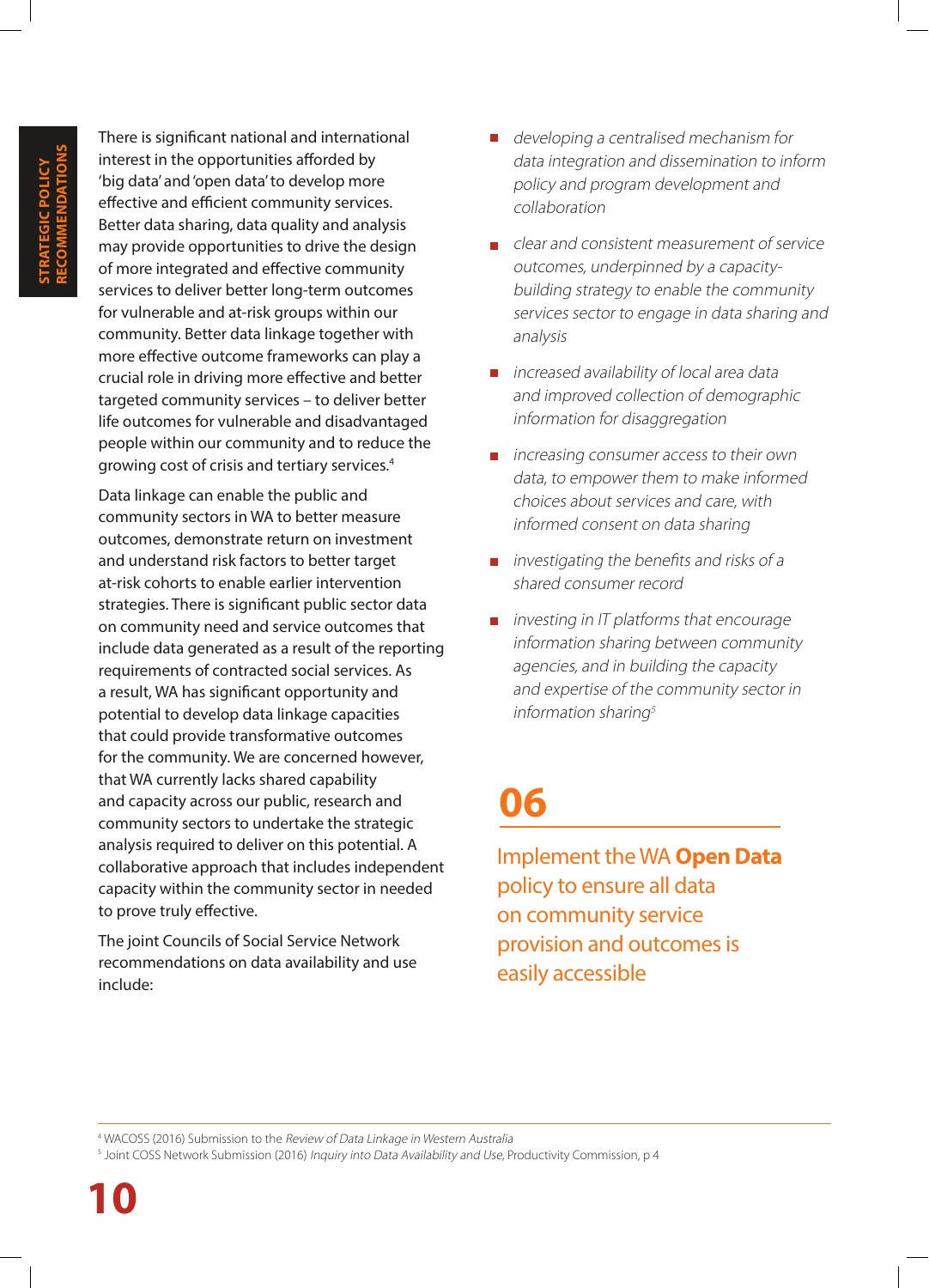There is significant national and international interest in the opportunities afforded by 'big data' and 'open data' to develop more effective and efficient community services. Better data sharing, data quality and analysis may provide opportunities to drive the design of more integrated and effective community services to deliver better long-term outcomes for vulnerable and at-risk groups within our community. Better data linkage together with more effective outcome frameworks can play a crucial role in driving more effective and better targeted community services – to deliver better life outcomes for vulnerable and disadvantaged people within our community and to reduce the growing cost of crisis and tertiary services.[4]

Data linkage can enable the public and community sectors in WA to better measure outcomes, demonstrate return on investment and understand risk factors to better target at-risk cohorts to enable earlier intervention strategies. There is significant public sector data on community need and service outcomes that include data generated as a result of the reporting requirements of contracted social services. As a result, WA has significant opportunity and potential to develop data linkage capacities that could provide transformative outcomes for the community. We are concerned however, that WA currently lacks shared capability and capacity across our public, research and community sectors to undertake the strategic analysis required to deliver on this potential. A collaborative approach that includes independent capacity within the community sector in needed to prove truly effective.

The joint Councils of Social Service Network recommendations on data availability and use include:

- *developing a centralised mechanism for data integration and dissemination to inform policy and program development and collaboration*
- *clear and consistent measurement of service outcomes, underpinned by a capacity-building strategy to enable the community services sector to engage in data sharing and analysis*
- *increased availability of local area data and improved collection of demographic information for disaggregation*
- *increasing consumer access to their own data, to empower them to make informed choices about services and care, with informed consent on data sharing*
- *investigating the benefits and risks of a shared consumer record*
- *investing in IT platforms that encourage information sharing between community agencies, and in building the capacity and expertise of the community sector in information sharing*[5]

## 06

## Implement the WA **Open Data** policy to ensure all data on community service provision and outcomes is easily accessible

[4] WACOSS (2016) Submission to the *Review of Data Linkage in Western Australia*

[5] Joint COSS Network Submission (2016) *Inquiry into Data Availability and Use*, Productivity Commission, p 4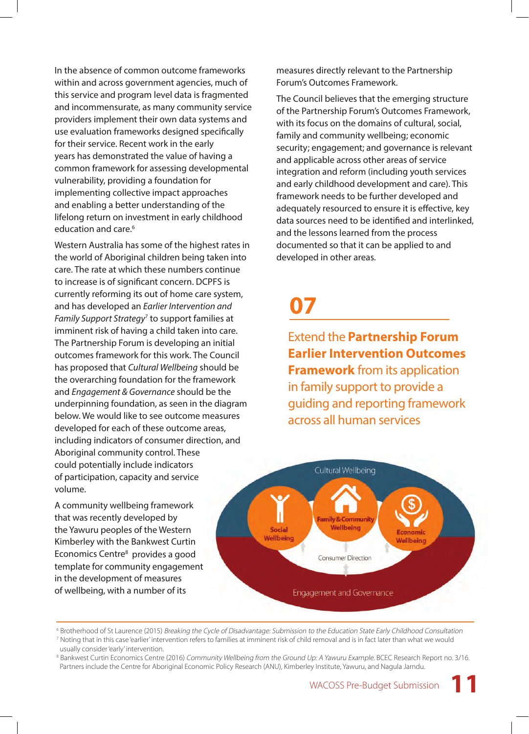In the absence of common outcome frameworks within and across government agencies, much of this service and program level data is fragmented and incommensurate, as many community service providers implement their own data systems and use evaluation frameworks designed specifically for their service. Recent work in the early years has demonstrated the value of having a common framework for assessing developmental vulnerability, providing a foundation for implementing collective impact approaches and enabling a better understanding of the lifelong return on investment in early childhood education and care.[6]

Western Australia has some of the highest rates in the world of Aboriginal children being taken into care. The rate at which these numbers continue to increase is of significant concern. DCPFS is currently reforming its out of home care system, and has developed an *Earlier Intervention and Family Support Strategy*[7] to support families at imminent risk of having a child taken into care. The Partnership Forum is developing an initial outcomes framework for this work. The Council has proposed that *Cultural Wellbeing* should be the overarching foundation for the framework and *Engagement & Governance* should be the underpinning foundation, as seen in the diagram below. We would like to see outcome measures developed for each of these outcome areas, including indicators of consumer direction, and Aboriginal community control. These could potentially include indicators of participation, capacity and service volume.

A community wellbeing framework that was recently developed by the Yawuru peoples of the Western Kimberley with the Bankwest Curtin Economics Centre[8] provides a good template for community engagement in the development of measures of wellbeing, with a number of its measures directly relevant to the Partnership Forum's Outcomes Framework.

The Council believes that the emerging structure of the Partnership Forum's Outcomes Framework, with its focus on the domains of cultural, social, family and community wellbeing; economic security; engagement; and governance is relevant and applicable across other areas of service integration and reform (including youth services and early childhood development and care). This framework needs to be further developed and adequately resourced to ensure it is effective, key data sources need to be identified and interlinked, and the lessons learned from the process documented so that it can be applied to and developed in other areas.

## 07

### Extend the **Partnership Forum Earlier Intervention Outcomes Framework** from its application in family support to provide a guiding and reporting framework across all human services

Cultural Wellbeing

Social Wellbeing | Family & Community Wellbeing | Economic Wellbeing

Consumer Direction

Engagement and Governance

---

[6] Brotherhood of St Laurence (2015) *Breaking the Cycle of Disadvantage: Submission to the Education State Early Childhood Consultation*

[7] Noting that in this case 'earlier' intervention refers to families at imminent risk of child removal and is in fact later than what we would usually consider 'early' intervention.

[8] Bankwest Curtin Economics Centre (2016) *Community Wellbeing from the Ground Up: A Yawuru Example.* BCEC Research Report no. 3/16. Partners include the Centre for Aboriginal Economic Policy Research (ANU), Kimberley Institute, Yawuru, and Nagula Jarndu.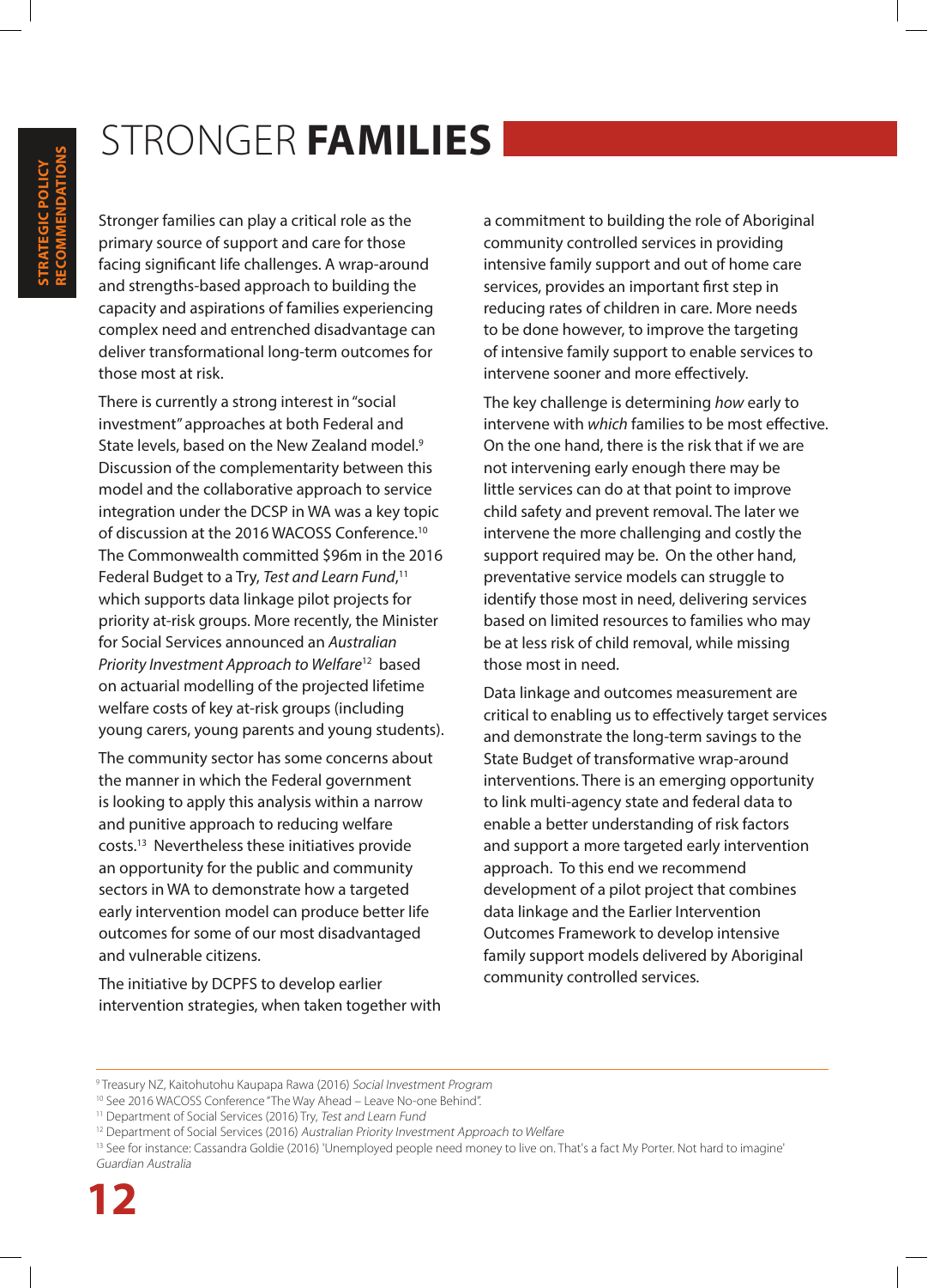# STRONGER **FAMILIES**

Stronger families can play a critical role as the primary source of support and care for those facing significant life challenges. A wrap-around and strengths-based approach to building the capacity and aspirations of families experiencing complex need and entrenched disadvantage can deliver transformational long-term outcomes for those most at risk.

There is currently a strong interest in "social investment" approaches at both Federal and State levels, based on the New Zealand model.[9] Discussion of the complementarity between this model and the collaborative approach to service integration under the DCSP in WA was a key topic of discussion at the 2016 WACOSS Conference.[10] The Commonwealth committed $96m in the 2016 Federal Budget to a Try, *Test and Learn Fund*,[11] which supports data linkage pilot projects for priority at-risk groups. More recently, the Minister for Social Services announced an *Australian Priority Investment Approach to Welfare*[12] based on actuarial modelling of the projected lifetime welfare costs of key at-risk groups (including young carers, young parents and young students).

The community sector has some concerns about the manner in which the Federal government is looking to apply this analysis within a narrow and punitive approach to reducing welfare costs.[13] Nevertheless these initiatives provide an opportunity for the public and community sectors in WA to demonstrate how a targeted early intervention model can produce better life outcomes for some of our most disadvantaged and vulnerable citizens.

The initiative by DCPFS to develop earlier intervention strategies, when taken together with a commitment to building the role of Aboriginal community controlled services in providing intensive family support and out of home care services, provides an important first step in reducing rates of children in care. More needs to be done however, to improve the targeting of intensive family support to enable services to intervene sooner and more effectively.

The key challenge is determining *how* early to intervene with *which* families to be most effective. On the one hand, there is the risk that if we are not intervening early enough there may be little services can do at that point to improve child safety and prevent removal. The later we intervene the more challenging and costly the support required may be. On the other hand, preventative service models can struggle to identify those most in need, delivering services based on limited resources to families who may be at less risk of child removal, while missing those most in need.

Data linkage and outcomes measurement are critical to enabling us to effectively target services and demonstrate the long-term savings to the State Budget of transformative wrap-around interventions. There is an emerging opportunity to link multi-agency state and federal data to enable a better understanding of risk factors and support a more targeted early intervention approach. To this end we recommend development of a pilot project that combines data linkage and the Earlier Intervention Outcomes Framework to develop intensive family support models delivered by Aboriginal community controlled services.

---

[9] Treasury NZ, Kaitohutohu Kaupapa Rawa (2016) *Social Investment Program*

[10] See 2016 WACOSS Conference "The Way Ahead – Leave No-one Behind".

[11] Department of Social Services (2016) Try, *Test and Learn Fund*

[12] Department of Social Services (2016) *Australian Priority Investment Approach to Welfare*

[13] See for instance: Cassandra Goldie (2016) 'Unemployed people need money to live on. That's a fact My Porter. Not hard to imagine' *Guardian Australia*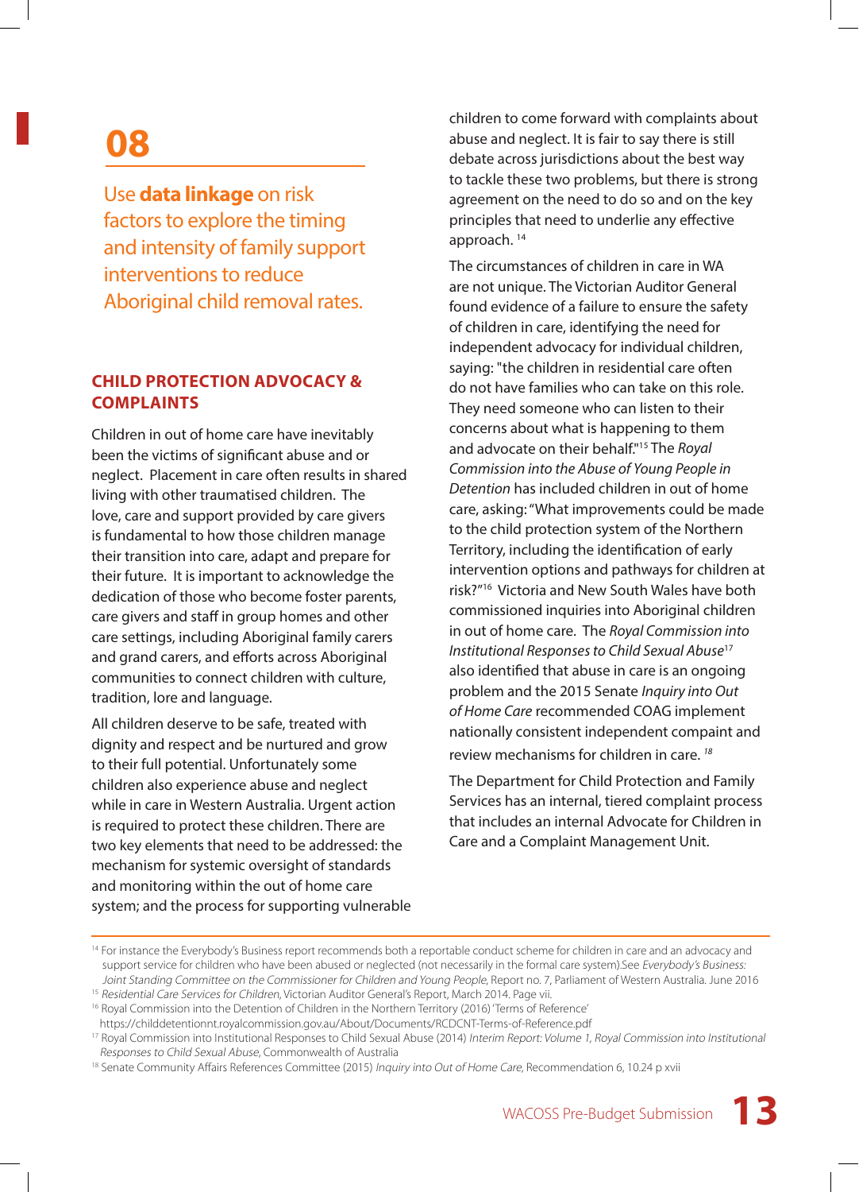## 08

Use **data linkage** on risk factors to explore the timing and intensity of family support interventions to reduce Aboriginal child removal rates.

### CHILD PROTECTION ADVOCACY & COMPLAINTS

Children in out of home care have inevitably been the victims of significant abuse and or neglect. Placement in care often results in shared living with other traumatised children. The love, care and support provided by care givers is fundamental to how those children manage their transition into care, adapt and prepare for their future. It is important to acknowledge the dedication of those who become foster parents, care givers and staff in group homes and other care settings, including Aboriginal family carers and grand carers, and efforts across Aboriginal communities to connect children with culture, tradition, lore and language.

All children deserve to be safe, treated with dignity and respect and be nurtured and grow to their full potential. Unfortunately some children also experience abuse and neglect while in care in Western Australia. Urgent action is required to protect these children. There are two key elements that need to be addressed: the mechanism for systemic oversight of standards and monitoring within the out of home care system; and the process for supporting vulnerable children to come forward with complaints about abuse and neglect. It is fair to say there is still debate across jurisdictions about the best way to tackle these two problems, but there is strong agreement on the need to do so and on the key principles that need to underlie any effective approach. [14]

The circumstances of children in care in WA are not unique. The Victorian Auditor General found evidence of a failure to ensure the safety of children in care, identifying the need for independent advocacy for individual children, saying: "the children in residential care often do not have families who can take on this role. They need someone who can listen to their concerns about what is happening to them and advocate on their behalf."[15] The *Royal Commission into the Abuse of Young People in Detention* has included children in out of home care, asking: "What improvements could be made to the child protection system of the Northern Territory, including the identification of early intervention options and pathways for children at risk?"[16] Victoria and New South Wales have both commissioned inquiries into Aboriginal children in out of home care. The *Royal Commission into Institutional Responses to Child Sexual Abuse*[17] also identified that abuse in care is an ongoing problem and the 2015 Senate *Inquiry into Out of Home Care* recommended COAG implement nationally consistent independent compaint and review mechanisms for children in care. [18]

The Department for Child Protection and Family Services has an internal, tiered complaint process that includes an internal Advocate for Children in Care and a Complaint Management Unit.

---

[14] For instance the Everybody's Business report recommends both a reportable conduct scheme for children in care and an advocacy and support service for children who have been abused or neglected (not necessarily in the formal care system).See *Everybody's Business: Joint Standing Committee on the Commissioner for Children and Young People*, Report no. 7, Parliament of Western Australia. June 2016

[15] *Residential Care Services for Children*, Victorian Auditor General's Report, March 2014. Page vii.

[16] Royal Commission into the Detention of Children in the Northern Territory (2016) 'Terms of Reference' https://childdetentionnt.royalcommission.gov.au/About/Documents/RCDCNT-Terms-of-Reference.pdf

[17] Royal Commission into Institutional Responses to Child Sexual Abuse (2014) *Interim Report: Volume 1, Royal Commission into Institutional Responses to Child Sexual Abuse*, Commonwealth of Australia

[18] Senate Community Affairs References Committee (2015) *Inquiry into Out of Home Care*, Recommendation 6, 10.24 p xvii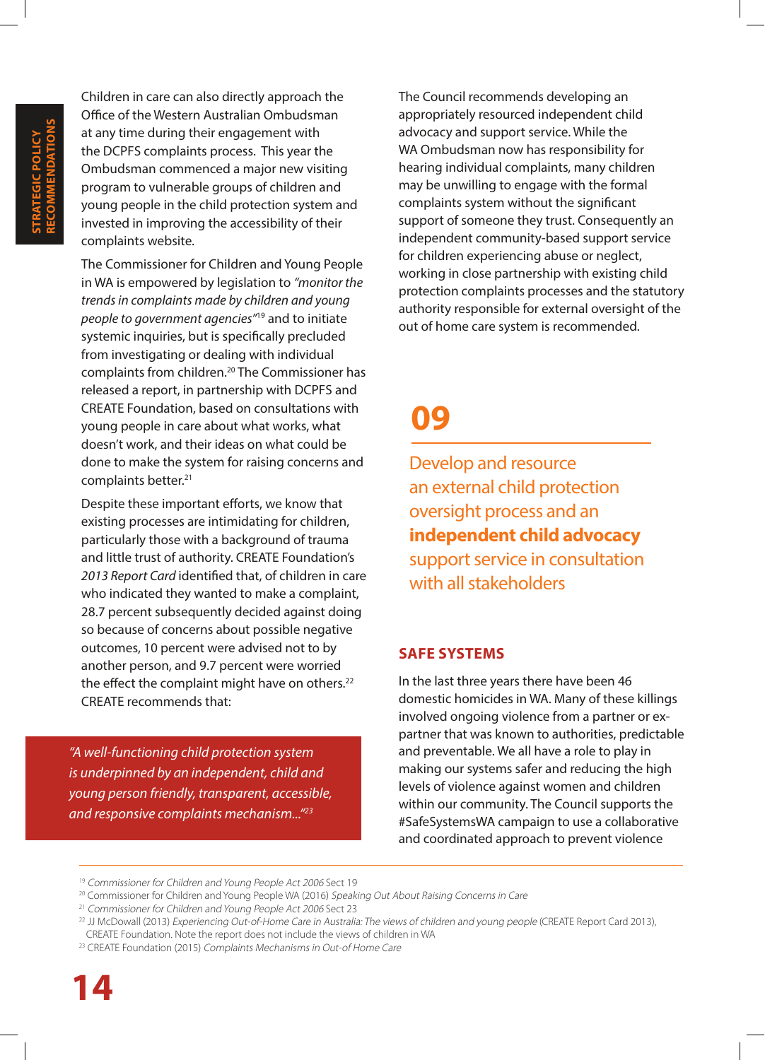Children in care can also directly approach the Office of the Western Australian Ombudsman at any time during their engagement with the DCPFS complaints process. This year the Ombudsman commenced a major new visiting program to vulnerable groups of children and young people in the child protection system and invested in improving the accessibility of their complaints website.

The Commissioner for Children and Young People in WA is empowered by legislation to *"monitor the trends in complaints made by children and young people to government agencies"*[19] and to initiate systemic inquiries, but is specifically precluded from investigating or dealing with individual complaints from children.[20] The Commissioner has released a report, in partnership with DCPFS and CREATE Foundation, based on consultations with young people in care about what works, what doesn't work, and their ideas on what could be done to make the system for raising concerns and complaints better.[21]

Despite these important efforts, we know that existing processes are intimidating for children, particularly those with a background of trauma and little trust of authority. CREATE Foundation's *2013 Report Card* identified that, of children in care who indicated they wanted to make a complaint, 28.7 percent subsequently decided against doing so because of concerns about possible negative outcomes, 10 percent were advised not to by another person, and 9.7 percent were worried the effect the complaint might have on others.[22] CREATE recommends that:

> *"A well-functioning child protection system is underpinned by an independent, child and young person friendly, transparent, accessible, and responsive complaints mechanism..."*[23]

The Council recommends developing an appropriately resourced independent child advocacy and support service. While the WA Ombudsman now has responsibility for hearing individual complaints, many children may be unwilling to engage with the formal complaints system without the significant support of someone they trust. Consequently an independent community-based support service for children experiencing abuse or neglect, working in close partnership with existing child protection complaints processes and the statutory authority responsible for external oversight of the out of home care system is recommended.

## 09

Develop and resource an external child protection oversight process and an **independent child advocacy** support service in consultation with all stakeholders

### SAFE SYSTEMS

In the last three years there have been 46 domestic homicides in WA. Many of these killings involved ongoing violence from a partner or ex-partner that was known to authorities, predictable and preventable. We all have a role to play in making our systems safer and reducing the high levels of violence against women and children within our community. The Council supports the #SafeSystemsWA campaign to use a collaborative and coordinated approach to prevent violence

---

[19] *Commissioner for Children and Young People Act 2006* Sect 19

[20] Commissioner for Children and Young People WA (2016) *Speaking Out About Raising Concerns in Care*

[21] *Commissioner for Children and Young People Act 2006* Sect 23

[22] JJ McDowall (2013) *Experiencing Out-of-Home Care in Australia: The views of children and young people* (CREATE Report Card 2013), CREATE Foundation. Note the report does not include the views of children in WA

[23] CREATE Foundation (2015) *Complaints Mechanisms in Out-of Home Care*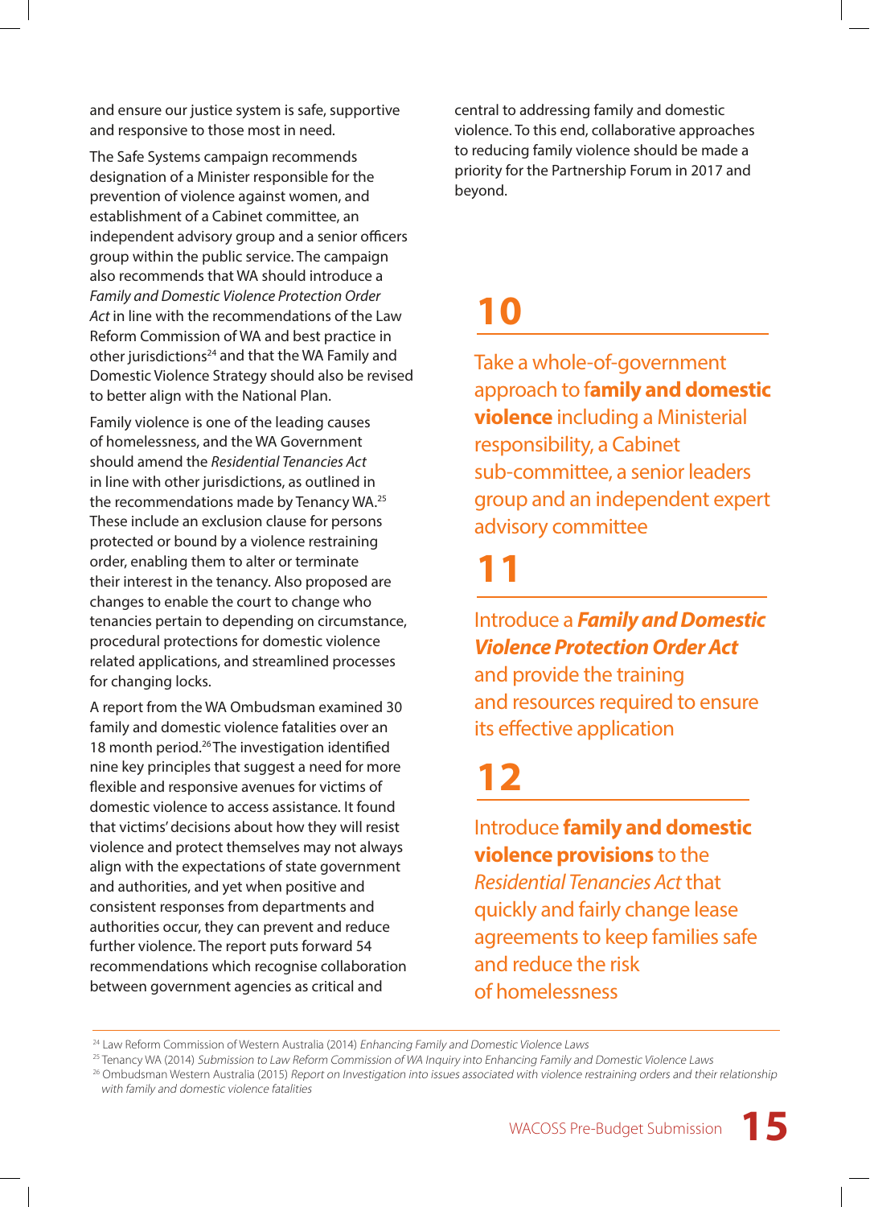and ensure our justice system is safe, supportive and responsive to those most in need.

The Safe Systems campaign recommends designation of a Minister responsible for the prevention of violence against women, and establishment of a Cabinet committee, an independent advisory group and a senior officers group within the public service. The campaign also recommends that WA should introduce a *Family and Domestic Violence Protection Order Act* in line with the recommendations of the Law Reform Commission of WA and best practice in other jurisdictions[24] and that the WA Family and Domestic Violence Strategy should also be revised to better align with the National Plan.

Family violence is one of the leading causes of homelessness, and the WA Government should amend the *Residential Tenancies Act* in line with other jurisdictions, as outlined in the recommendations made by Tenancy WA.[25] These include an exclusion clause for persons protected or bound by a violence restraining order, enabling them to alter or terminate their interest in the tenancy. Also proposed are changes to enable the court to change who tenancies pertain to depending on circumstance, procedural protections for domestic violence related applications, and streamlined processes for changing locks.

A report from the WA Ombudsman examined 30 family and domestic violence fatalities over an 18 month period.[26] The investigation identified nine key principles that suggest a need for more flexible and responsive avenues for victims of domestic violence to access assistance. It found that victims' decisions about how they will resist violence and protect themselves may not always align with the expectations of state government and authorities, and yet when positive and consistent responses from departments and authorities occur, they can prevent and reduce further violence. The report puts forward 54 recommendations which recognise collaboration between government agencies as critical and central to addressing family and domestic violence. To this end, collaborative approaches to reducing family violence should be made a priority for the Partnership Forum in 2017 and beyond.

## 10

Take a whole-of-government approach to f**amily and domestic violence** including a Ministerial responsibility, a Cabinet sub-committee, a senior leaders group and an independent expert advisory committee

## 11

Introduce a ***Family and Domestic Violence Protection Order Act*** and provide the training and resources required to ensure its effective application

## 12

Introduce **family and domestic violence provisions** to the *Residential Tenancies Act* that quickly and fairly change lease agreements to keep families safe and reduce the risk of homelessness

---

[24] Law Reform Commission of Western Australia (2014) *Enhancing Family and Domestic Violence Laws*

[25] Tenancy WA (2014) *Submission to Law Reform Commission of WA Inquiry into Enhancing Family and Domestic Violence Laws*

[26] Ombudsman Western Australia (2015) *Report on Investigation into issues associated with violence restraining orders and their relationship with family and domestic violence fatalities*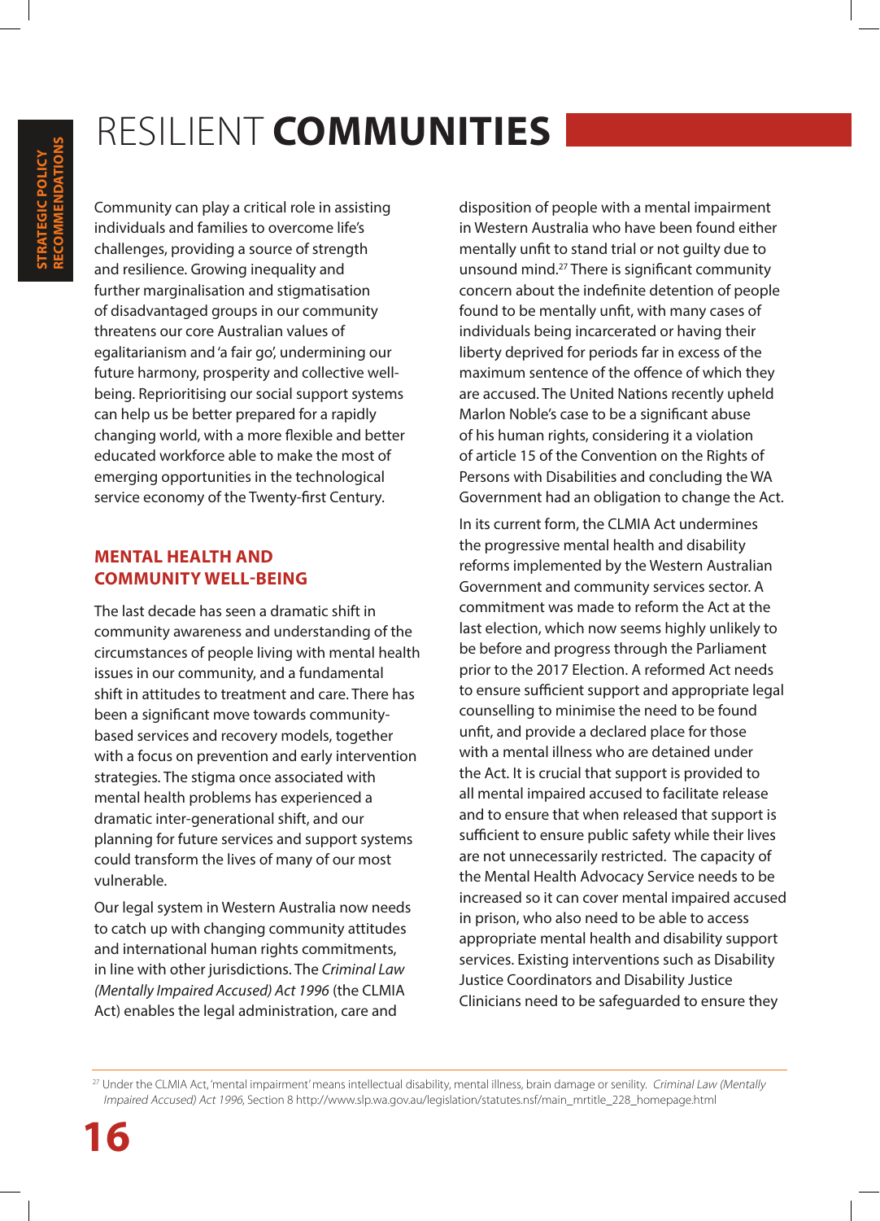# RESILIENT **COMMUNITIES**

Community can play a critical role in assisting individuals and families to overcome life's challenges, providing a source of strength and resilience. Growing inequality and further marginalisation and stigmatisation of disadvantaged groups in our community threatens our core Australian values of egalitarianism and 'a fair go', undermining our future harmony, prosperity and collective well-being. Reprioritising our social support systems can help us be better prepared for a rapidly changing world, with a more flexible and better educated workforce able to make the most of emerging opportunities in the technological service economy of the Twenty-first Century.

## MENTAL HEALTH AND COMMUNITY WELL-BEING

The last decade has seen a dramatic shift in community awareness and understanding of the circumstances of people living with mental health issues in our community, and a fundamental shift in attitudes to treatment and care. There has been a significant move towards community-based services and recovery models, together with a focus on prevention and early intervention strategies. The stigma once associated with mental health problems has experienced a dramatic inter-generational shift, and our planning for future services and support systems could transform the lives of many of our most vulnerable.

Our legal system in Western Australia now needs to catch up with changing community attitudes and international human rights commitments, in line with other jurisdictions. The *Criminal Law (Mentally Impaired Accused) Act 1996* (the CLMIA Act) enables the legal administration, care and disposition of people with a mental impairment in Western Australia who have been found either mentally unfit to stand trial or not guilty due to unsound mind.[27] There is significant community concern about the indefinite detention of people found to be mentally unfit, with many cases of individuals being incarcerated or having their liberty deprived for periods far in excess of the maximum sentence of the offence of which they are accused. The United Nations recently upheld Marlon Noble's case to be a significant abuse of his human rights, considering it a violation of article 15 of the Convention on the Rights of Persons with Disabilities and concluding the WA Government had an obligation to change the Act.

In its current form, the CLMIA Act undermines the progressive mental health and disability reforms implemented by the Western Australian Government and community services sector. A commitment was made to reform the Act at the last election, which now seems highly unlikely to be before and progress through the Parliament prior to the 2017 Election. A reformed Act needs to ensure sufficient support and appropriate legal counselling to minimise the need to be found unfit, and provide a declared place for those with a mental illness who are detained under the Act. It is crucial that support is provided to all mental impaired accused to facilitate release and to ensure that when released that support is sufficient to ensure public safety while their lives are not unnecessarily restricted. The capacity of the Mental Health Advocacy Service needs to be increased so it can cover mental impaired accused in prison, who also need to be able to access appropriate mental health and disability support services. Existing interventions such as Disability Justice Coordinators and Disability Justice Clinicians need to be safeguarded to ensure they

---

[27] Under the CLMIA Act, 'mental impairment' means intellectual disability, mental illness, brain damage or senility. *Criminal Law (Mentally Impaired Accused) Act 1996*, Section 8 http://www.slp.wa.gov.au/legislation/statutes.nsf/main_mrtitle_228_homepage.html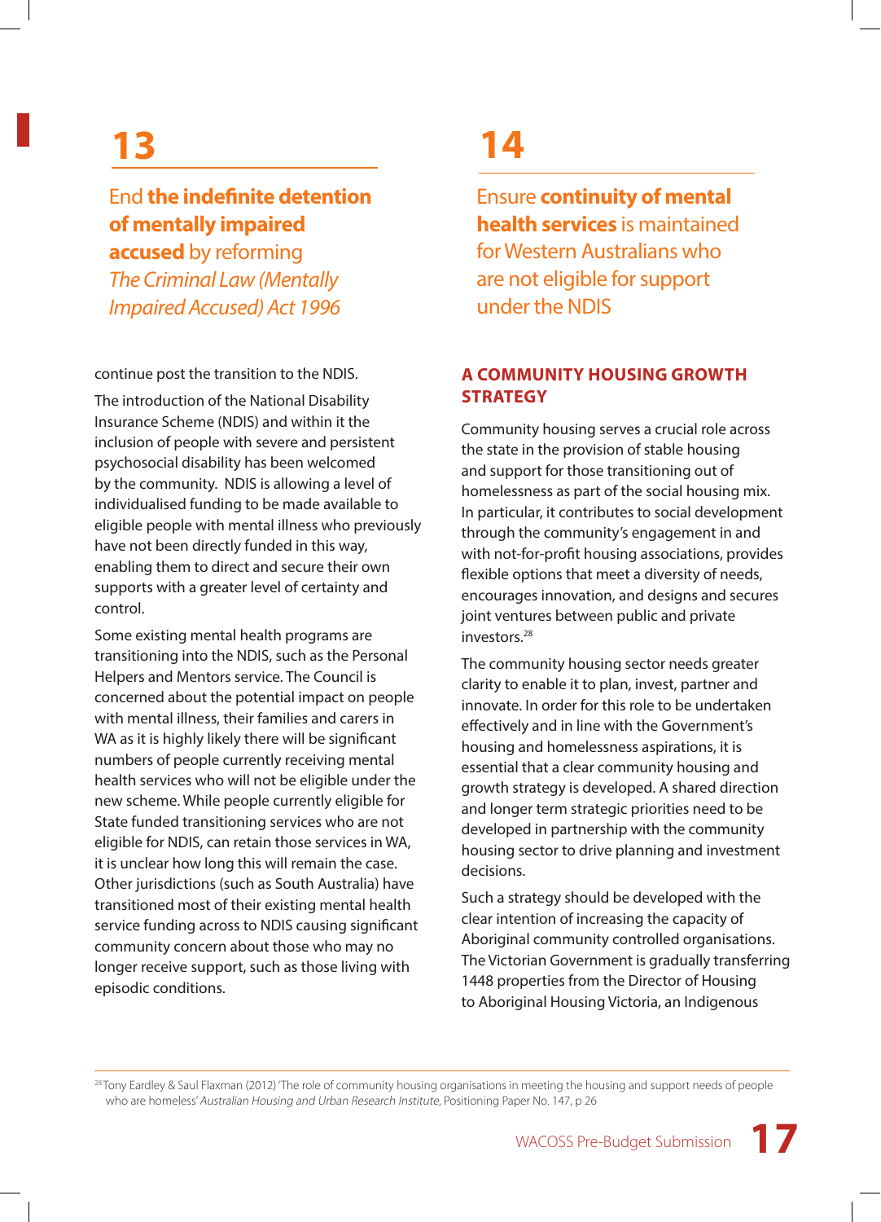## 13

End **the indefinite detention of mentally impaired accused** by reforming *The Criminal Law (Mentally Impaired Accused) Act 1996*

## 14

Ensure **continuity of mental health services** is maintained for Western Australians who are not eligible for support under the NDIS

continue post the transition to the NDIS.

The introduction of the National Disability Insurance Scheme (NDIS) and within it the inclusion of people with severe and persistent psychosocial disability has been welcomed by the community. NDIS is allowing a level of individualised funding to be made available to eligible people with mental illness who previously have not been directly funded in this way, enabling them to direct and secure their own supports with a greater level of certainty and control.

Some existing mental health programs are transitioning into the NDIS, such as the Personal Helpers and Mentors service. The Council is concerned about the potential impact on people with mental illness, their families and carers in WA as it is highly likely there will be significant numbers of people currently receiving mental health services who will not be eligible under the new scheme. While people currently eligible for State funded transitioning services who are not eligible for NDIS, can retain those services in WA, it is unclear how long this will remain the case. Other jurisdictions (such as South Australia) have transitioned most of their existing mental health service funding across to NDIS causing significant community concern about those who may no longer receive support, such as those living with episodic conditions.

### A COMMUNITY HOUSING GROWTH STRATEGY

Community housing serves a crucial role across the state in the provision of stable housing and support for those transitioning out of homelessness as part of the social housing mix. In particular, it contributes to social development through the community's engagement in and with not-for-profit housing associations, provides flexible options that meet a diversity of needs, encourages innovation, and designs and secures joint ventures between public and private investors.[28]

The community housing sector needs greater clarity to enable it to plan, invest, partner and innovate. In order for this role to be undertaken effectively and in line with the Government's housing and homelessness aspirations, it is essential that a clear community housing and growth strategy is developed. A shared direction and longer term strategic priorities need to be developed in partnership with the community housing sector to drive planning and investment decisions.

Such a strategy should be developed with the clear intention of increasing the capacity of Aboriginal community controlled organisations. The Victorian Government is gradually transferring 1448 properties from the Director of Housing to Aboriginal Housing Victoria, an Indigenous

---

[28] Tony Eardley & Saul Flaxman (2012) 'The role of community housing organisations in meeting the housing and support needs of people who are homeless' *Australian Housing and Urban Research Institute*, Positioning Paper No. 147, p 26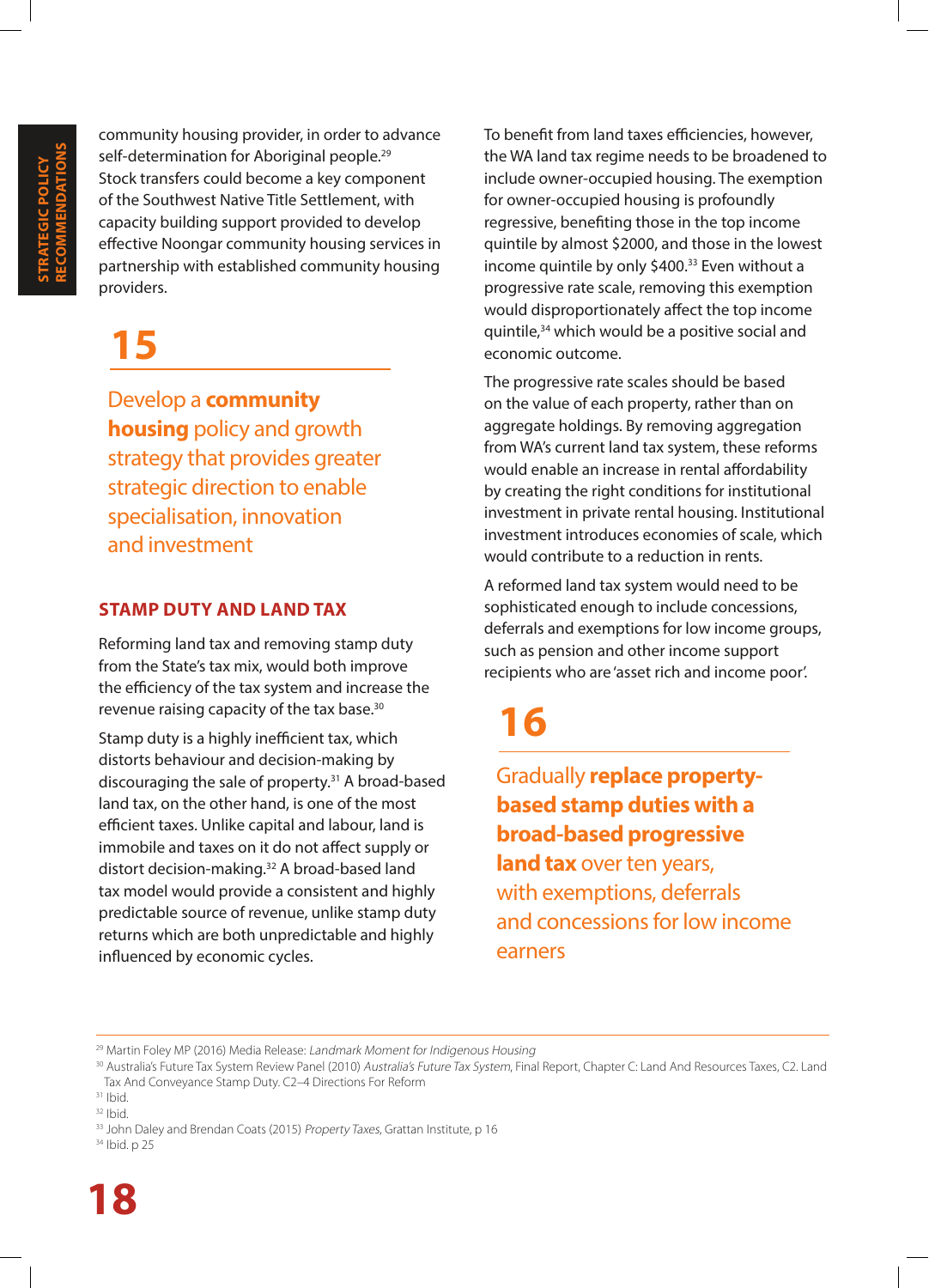community housing provider, in order to advance self-determination for Aboriginal people.[29] Stock transfers could become a key component of the Southwest Native Title Settlement, with capacity building support provided to develop effective Noongar community housing services in partnership with established community housing providers.

## 15

### Develop a **community housing** policy and growth strategy that provides greater strategic direction to enable specialisation, innovation and investment

## STAMP DUTY AND LAND TAX

Reforming land tax and removing stamp duty from the State's tax mix, would both improve the efficiency of the tax system and increase the revenue raising capacity of the tax base.[30]

Stamp duty is a highly inefficient tax, which distorts behaviour and decision-making by discouraging the sale of property.[31] A broad-based land tax, on the other hand, is one of the most efficient taxes. Unlike capital and labour, land is immobile and taxes on it do not affect supply or distort decision-making.[32] A broad-based land tax model would provide a consistent and highly predictable source of revenue, unlike stamp duty returns which are both unpredictable and highly influenced by economic cycles.

To benefit from land taxes efficiencies, however, the WA land tax regime needs to be broadened to include owner-occupied housing. The exemption for owner-occupied housing is profoundly regressive, benefiting those in the top income quintile by almost $2000, and those in the lowest income quintile by only $400.[33] Even without a progressive rate scale, removing this exemption would disproportionately affect the top income quintile,[34] which would be a positive social and economic outcome.

The progressive rate scales should be based on the value of each property, rather than on aggregate holdings. By removing aggregation from WA's current land tax system, these reforms would enable an increase in rental affordability by creating the right conditions for institutional investment in private rental housing. Institutional investment introduces economies of scale, which would contribute to a reduction in rents.

A reformed land tax system would need to be sophisticated enough to include concessions, deferrals and exemptions for low income groups, such as pension and other income support recipients who are 'asset rich and income poor'.

## 16

### Gradually **replace property-based stamp duties with a broad-based progressive land tax** over ten years, with exemptions, deferrals and concessions for low income earners

---

[29] Martin Foley MP (2016) Media Release: *Landmark Moment for Indigenous Housing*

[30] Australia's Future Tax System Review Panel (2010) *Australia's Future Tax System*, Final Report, Chapter C: Land And Resources Taxes, C2. Land Tax And Conveyance Stamp Duty. C2–4 Directions For Reform

[31] Ibid.

[32] Ibid.

[33] John Daley and Brendan Coats (2015) *Property Taxes*, Grattan Institute, p 16

[34] Ibid. p 25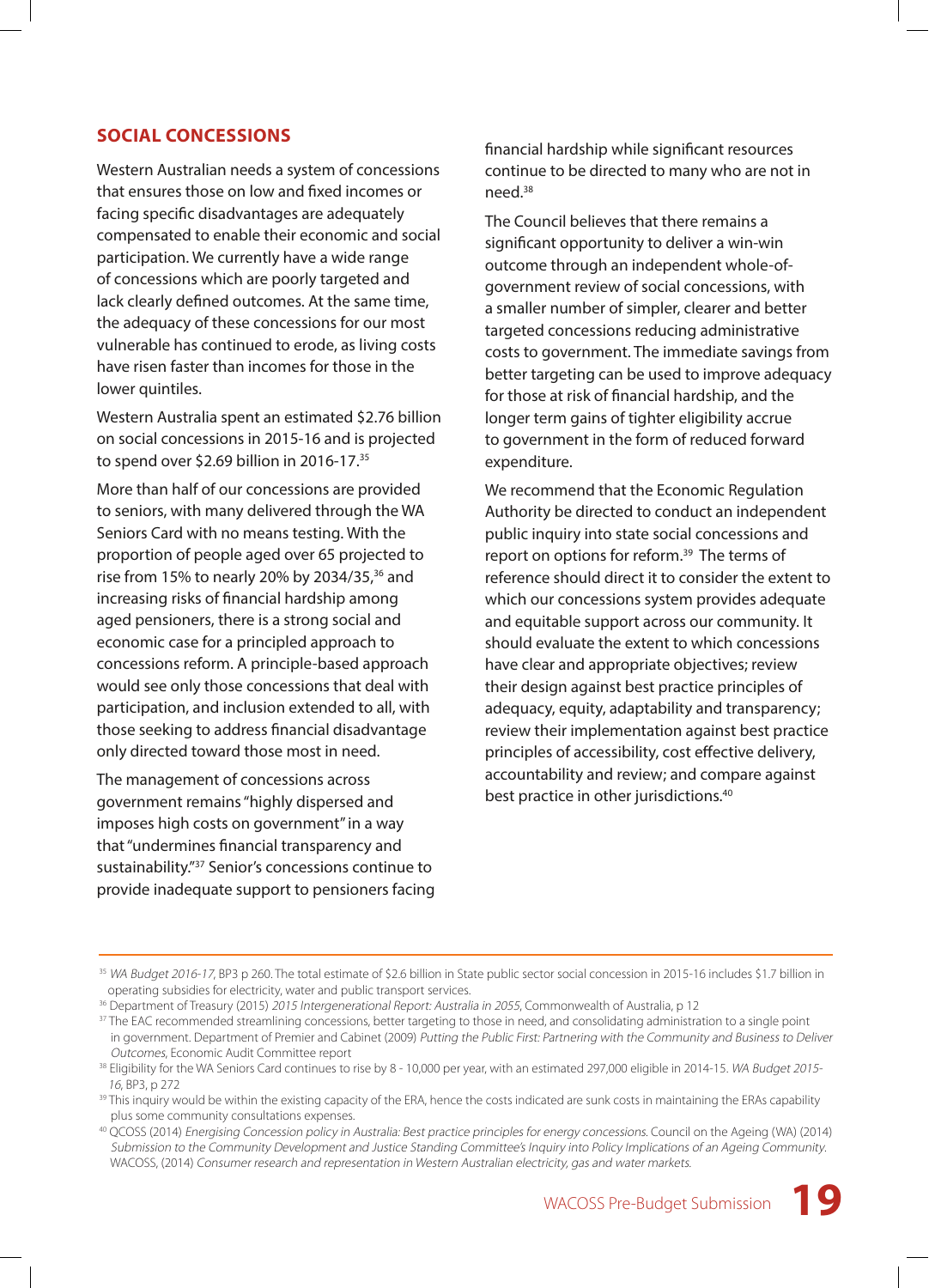## SOCIAL CONCESSIONS

Western Australian needs a system of concessions that ensures those on low and fixed incomes or facing specific disadvantages are adequately compensated to enable their economic and social participation. We currently have a wide range of concessions which are poorly targeted and lack clearly defined outcomes. At the same time, the adequacy of these concessions for our most vulnerable has continued to erode, as living costs have risen faster than incomes for those in the lower quintiles.

Western Australia spent an estimated $2.76 billion on social concessions in 2015-16 and is projected to spend over $2.69 billion in 2016-17.[35]

More than half of our concessions are provided to seniors, with many delivered through the WA Seniors Card with no means testing. With the proportion of people aged over 65 projected to rise from 15% to nearly 20% by 2034/35,[36] and increasing risks of financial hardship among aged pensioners, there is a strong social and economic case for a principled approach to concessions reform. A principle-based approach would see only those concessions that deal with participation, and inclusion extended to all, with those seeking to address financial disadvantage only directed toward those most in need.

The management of concessions across government remains "highly dispersed and imposes high costs on government" in a way that "undermines financial transparency and sustainability."[37] Senior's concessions continue to provide inadequate support to pensioners facing financial hardship while significant resources continue to be directed to many who are not in need.[38]

The Council believes that there remains a significant opportunity to deliver a win-win outcome through an independent whole-of-government review of social concessions, with a smaller number of simpler, clearer and better targeted concessions reducing administrative costs to government. The immediate savings from better targeting can be used to improve adequacy for those at risk of financial hardship, and the longer term gains of tighter eligibility accrue to government in the form of reduced forward expenditure.

We recommend that the Economic Regulation Authority be directed to conduct an independent public inquiry into state social concessions and report on options for reform.[39] The terms of reference should direct it to consider the extent to which our concessions system provides adequate and equitable support across our community. It should evaluate the extent to which concessions have clear and appropriate objectives; review their design against best practice principles of adequacy, equity, adaptability and transparency; review their implementation against best practice principles of accessibility, cost effective delivery, accountability and review; and compare against best practice in other jurisdictions.[40]

---

[35] *WA Budget 2016-17*, BP3 p 260. The total estimate of $2.6 billion in State public sector social concession in 2015-16 includes $1.7 billion in operating subsidies for electricity, water and public transport services.

[36] Department of Treasury (2015) *2015 Intergenerational Report: Australia in 2055*, Commonwealth of Australia, p 12

[37] The EAC recommended streamlining concessions, better targeting to those in need, and consolidating administration to a single point in government. Department of Premier and Cabinet (2009) *Putting the Public First: Partnering with the Community and Business to Deliver Outcomes*, Economic Audit Committee report

[38] Eligibility for the WA Seniors Card continues to rise by 8 - 10,000 per year, with an estimated 297,000 eligible in 2014-15. *WA Budget 2015-16*, BP3, p 272

[39] This inquiry would be within the existing capacity of the ERA, hence the costs indicated are sunk costs in maintaining the ERAs capability plus some community consultations expenses.

[40] QCOSS (2014) *Energising Concession policy in Australia: Best practice principles for energy concessions*. Council on the Ageing (WA) (2014) *Submission to the Community Development and Justice Standing Committee's Inquiry into Policy Implications of an Ageing Community*. WACOSS, (2014) *Consumer research and representation in Western Australian electricity, gas and water markets*.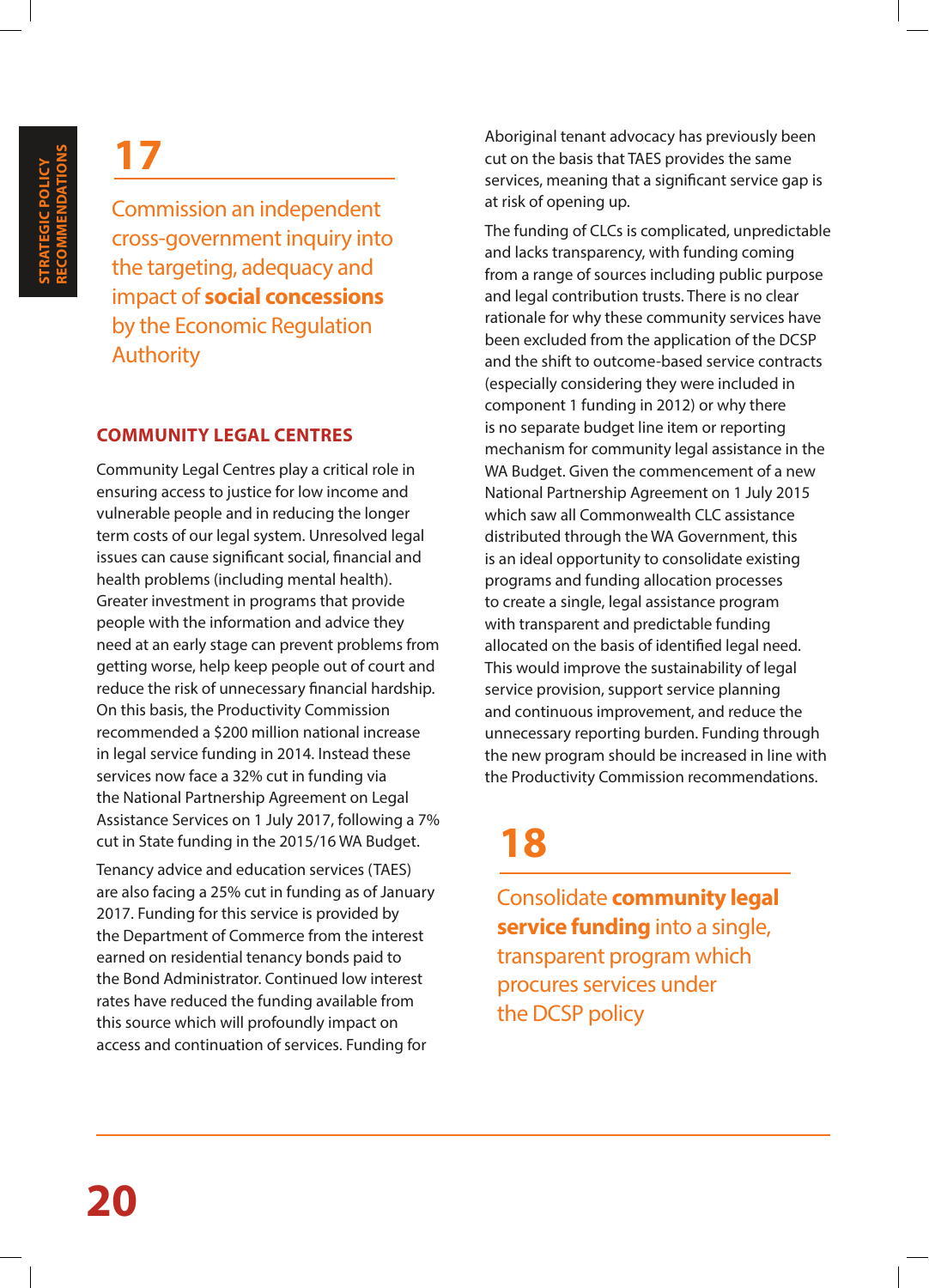## 17

### Commission an independent cross-government inquiry into the targeting, adequacy and impact of **social concessions** by the Economic Regulation Authority

## COMMUNITY LEGAL CENTRES

Community Legal Centres play a critical role in ensuring access to justice for low income and vulnerable people and in reducing the longer term costs of our legal system. Unresolved legal issues can cause significant social, financial and health problems (including mental health). Greater investment in programs that provide people with the information and advice they need at an early stage can prevent problems from getting worse, help keep people out of court and reduce the risk of unnecessary financial hardship. On this basis, the Productivity Commission recommended a $200 million national increase in legal service funding in 2014. Instead these services now face a 32% cut in funding via the National Partnership Agreement on Legal Assistance Services on 1 July 2017, following a 7% cut in State funding in the 2015/16 WA Budget.

Tenancy advice and education services (TAES) are also facing a 25% cut in funding as of January 2017. Funding for this service is provided by the Department of Commerce from the interest earned on residential tenancy bonds paid to the Bond Administrator. Continued low interest rates have reduced the funding available from this source which will profoundly impact on access and continuation of services. Funding for Aboriginal tenant advocacy has previously been cut on the basis that TAES provides the same services, meaning that a significant service gap is at risk of opening up.

The funding of CLCs is complicated, unpredictable and lacks transparency, with funding coming from a range of sources including public purpose and legal contribution trusts. There is no clear rationale for why these community services have been excluded from the application of the DCSP and the shift to outcome-based service contracts (especially considering they were included in component 1 funding in 2012) or why there is no separate budget line item or reporting mechanism for community legal assistance in the WA Budget. Given the commencement of a new National Partnership Agreement on 1 July 2015 which saw all Commonwealth CLC assistance distributed through the WA Government, this is an ideal opportunity to consolidate existing programs and funding allocation processes to create a single, legal assistance program with transparent and predictable funding allocated on the basis of identified legal need. This would improve the sustainability of legal service provision, support service planning and continuous improvement, and reduce the unnecessary reporting burden. Funding through the new program should be increased in line with the Productivity Commission recommendations.

## 18

### Consolidate **community legal service funding** into a single, transparent program which procures services under the DCSP policy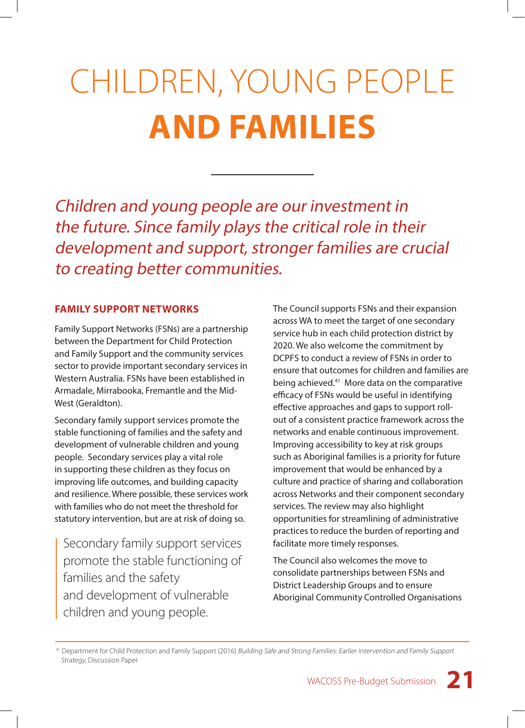# CHILDREN, YOUNG PEOPLE **AND FAMILIES**

*Children and young people are our investment in the future. Since family plays the critical role in their development and support, stronger families are crucial to creating better communities.*

## FAMILY SUPPORT NETWORKS

Family Support Networks (FSNs) are a partnership between the Department for Child Protection and Family Support and the community services sector to provide important secondary services in Western Australia. FSNs have been established in Armadale, Mirrabooka, Fremantle and the Mid-West (Geraldton).

Secondary family support services promote the stable functioning of families and the safety and development of vulnerable children and young people. Secondary services play a vital role in supporting these children as they focus on improving life outcomes, and building capacity and resilience. Where possible, these services work with families who do not meet the threshold for statutory intervention, but are at risk of doing so.

> Secondary family support services promote the stable functioning of families and the safety and development of vulnerable children and young people.

The Council supports FSNs and their expansion across WA to meet the target of one secondary service hub in each child protection district by 2020. We also welcome the commitment by DCPFS to conduct a review of FSNs in order to ensure that outcomes for children and families are being achieved.[41] More data on the comparative efficacy of FSNs would be useful in identifying effective approaches and gaps to support roll-out of a consistent practice framework across the networks and enable continuous improvement. Improving accessibility to key at risk groups such as Aboriginal families is a priority for future improvement that would be enhanced by a culture and practice of sharing and collaboration across Networks and their component secondary services. The review may also highlight opportunities for streamlining of administrative practices to reduce the burden of reporting and facilitate more timely responses.

The Council also welcomes the move to consolidate partnerships between FSNs and District Leadership Groups and to ensure Aboriginal Community Controlled Organisations

[41] Department for Child Protection and Family Support (2016) *Building Safe and Strong Families: Earlier Intervention and Family Support Strategy*, Discussion Paper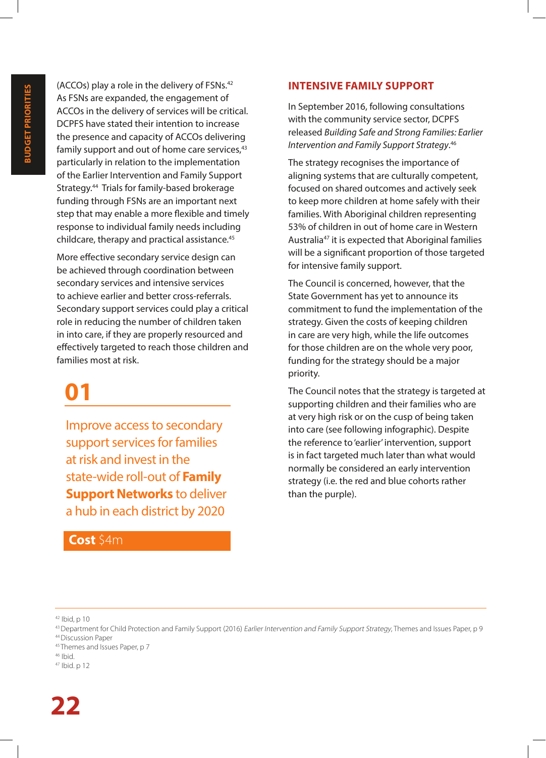(ACCOs) play a role in the delivery of FSNs.[42] As FSNs are expanded, the engagement of ACCOs in the delivery of services will be critical. DCPFS have stated their intention to increase the presence and capacity of ACCOs delivering family support and out of home care services,[43] particularly in relation to the implementation of the Earlier Intervention and Family Support Strategy.[44] Trials for family-based brokerage funding through FSNs are an important next step that may enable a more flexible and timely response to individual family needs including childcare, therapy and practical assistance.[45]

More effective secondary service design can be achieved through coordination between secondary services and intensive services to achieve earlier and better cross-referrals. Secondary support services could play a critical role in reducing the number of children taken in into care, if they are properly resourced and effectively targeted to reach those children and families most at risk.

## 01

Improve access to secondary support services for families at risk and invest in the state-wide roll-out of **Family Support Networks** to deliver a hub in each district by 2020

**Cost** $4m

## INTENSIVE FAMILY SUPPORT

In September 2016, following consultations with the community service sector, DCPFS released *Building Safe and Strong Families: Earlier Intervention and Family Support Strategy*.[46]

The strategy recognises the importance of aligning systems that are culturally competent, focused on shared outcomes and actively seek to keep more children at home safely with their families. With Aboriginal children representing 53% of children in out of home care in Western Australia[47] it is expected that Aboriginal families will be a significant proportion of those targeted for intensive family support.

The Council is concerned, however, that the State Government has yet to announce its commitment to fund the implementation of the strategy. Given the costs of keeping children in care are very high, while the life outcomes for those children are on the whole very poor, funding for the strategy should be a major priority.

The Council notes that the strategy is targeted at supporting children and their families who are at very high risk or on the cusp of being taken into care (see following infographic). Despite the reference to 'earlier' intervention, support is in fact targeted much later than what would normally be considered an early intervention strategy (i.e. the red and blue cohorts rather than the purple).

---

[42] Ibid, p 10
[43] Department for Child Protection and Family Support (2016) *Earlier Intervention and Family Support Strategy*, Themes and Issues Paper, p 9
[44] Discussion Paper
[45] Themes and Issues Paper, p 7
[46] Ibid.
[47] Ibid. p 12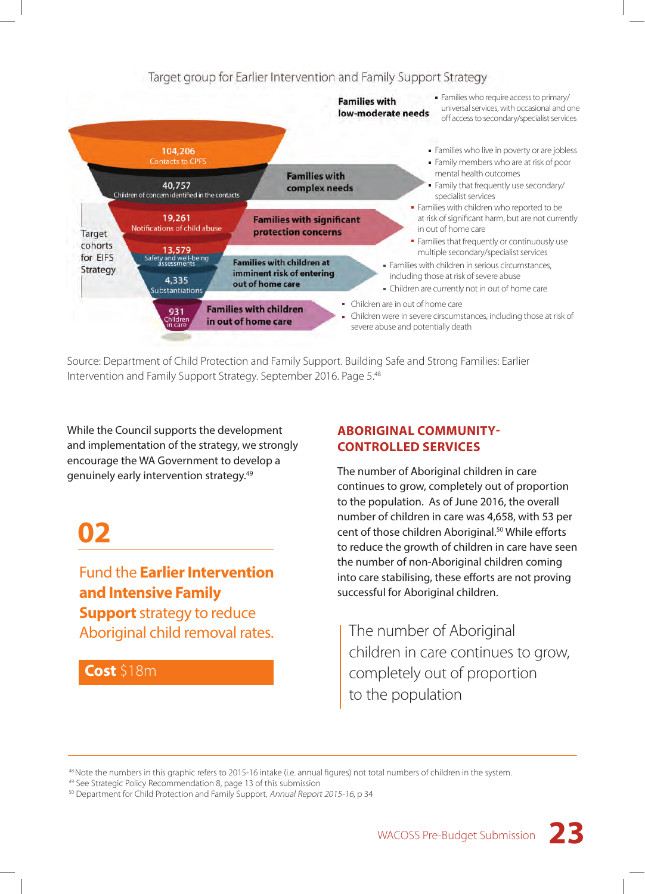Target group for Earlier Intervention and Family Support Strategy

Target cohorts for EIFS Strategy

- 104,206 Contacts to CPFS
- 40,757 Children of concern identified in the contacts
- 19,261 Notifications of child abuse
- 13,579 Safety and well-being assessments
- 4,335 Substantiations
- 931 Children in care

**Families with low-moderate needs**
- Families who require access to primary/ universal services, with occasional and one off access to secondary/specialist services

**Families with complex needs**
- Families who live in poverty or are jobless
- Family members who are at risk of poor mental health outcomes
- Family that frequently use secondary/ specialist services

**Families with significant protection concerns**
- Families with children who reported to be at risk of significant harm, but are not currently in out of home care
- Families that frequently or continuously use multiple secondary/specialist services

**Families with children at imminent risk of entering out of home care**
- Families with children in serious circumstances, including those at risk of severe abuse
- Children are currently not in out of home care

**Families with children in out of home care**
- Children are in out of home care
- Children were in severe circsumstances, including those at risk of severe abuse and potentially death

Source: Department of Child Protection and Family Support. Building Safe and Strong Families: Earlier Intervention and Family Support Strategy. September 2016. Page 5.[48]

While the Council supports the development and implementation of the strategy, we strongly encourage the WA Government to develop a genuinely early intervention strategy.[49]

## 02

Fund the **Earlier Intervention and Intensive Family Support** strategy to reduce Aboriginal child removal rates.

**Cost** $18m

## ABORIGINAL COMMUNITY-CONTROLLED SERVICES

The number of Aboriginal children in care continues to grow, completely out of proportion to the population. As of June 2016, the overall number of children in care was 4,658, with 53 per cent of those children Aboriginal.[50] While efforts to reduce the growth of children in care have seen the number of non-Aboriginal children coming into care stabilising, these efforts are not proving successful for Aboriginal children.

> The number of Aboriginal children in care continues to grow, completely out of proportion to the population

---

[48] Note the numbers in this graphic refers to 2015-16 intake (i.e. annual figures) not total numbers of children in the system.
[49] See Strategic Policy Recommendation 8, page 13 of this submission
[50] Department for Child Protection and Family Support, *Annual Report 2015-16*, p 34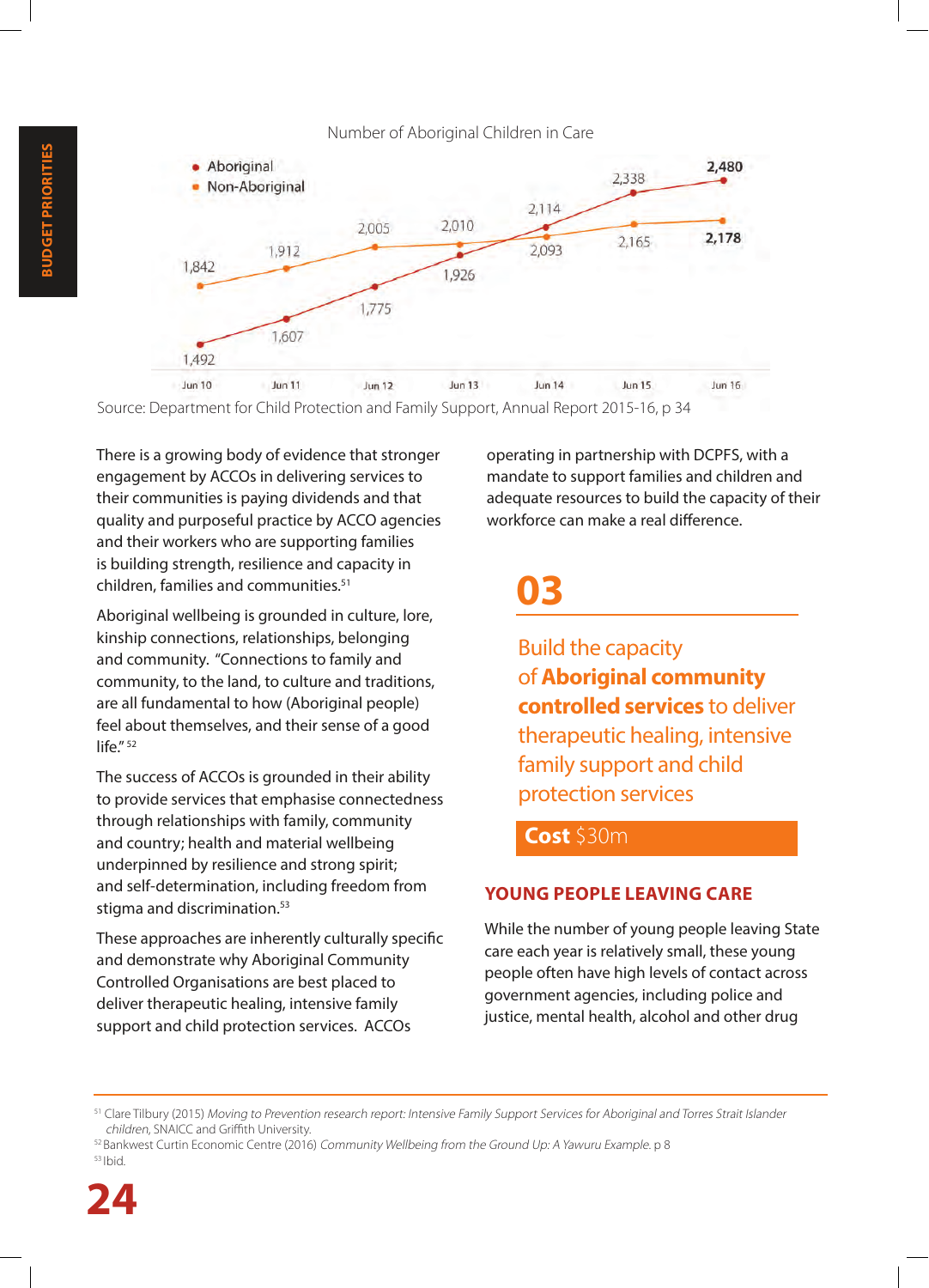Number of Aboriginal Children in Care

| | Jun 10 | Jun 11 | Jun 12 | Jun 13 | Jun 14 | Jun 15 | Jun 16 |
|---|---|---|---|---|---|---|---|
| Aboriginal | 1,492 | 1,607 | 1,775 | 1,926 | 2,114 | 2,338 | 2,480 |
| Non-Aboriginal | 1,842 | 1,912 | 2,005 | 2,010 | 2,093 | 2,165 | 2,178 |

Source: Department for Child Protection and Family Support, Annual Report 2015-16, p 34

There is a growing body of evidence that stronger engagement by ACCOs in delivering services to their communities is paying dividends and that quality and purposeful practice by ACCO agencies and their workers who are supporting families is building strength, resilience and capacity in children, families and communities.[51]

Aboriginal wellbeing is grounded in culture, lore, kinship connections, relationships, belonging and community. "Connections to family and community, to the land, to culture and traditions, are all fundamental to how (Aboriginal people) feel about themselves, and their sense of a good life."[52]

The success of ACCOs is grounded in their ability to provide services that emphasise connectedness through relationships with family, community and country; health and material wellbeing underpinned by resilience and strong spirit; and self-determination, including freedom from stigma and discrimination.[53]

These approaches are inherently culturally specific and demonstrate why Aboriginal Community Controlled Organisations are best placed to deliver therapeutic healing, intensive family support and child protection services. ACCOs operating in partnership with DCPFS, with a mandate to support families and children and adequate resources to build the capacity of their workforce can make a real difference.

## 03

Build the capacity of **Aboriginal community controlled services** to deliver therapeutic healing, intensive family support and child protection services

**Cost** $30m

## YOUNG PEOPLE LEAVING CARE

While the number of young people leaving State care each year is relatively small, these young people often have high levels of contact across government agencies, including police and justice, mental health, alcohol and other drug

---

[51] Clare Tilbury (2015) *Moving to Prevention research report: Intensive Family Support Services for Aboriginal and Torres Strait Islander children*, SNAICC and Griffith University.

[52] Bankwest Curtin Economic Centre (2016) *Community Wellbeing from the Ground Up: A Yawuru Example.* p 8

[53] Ibid.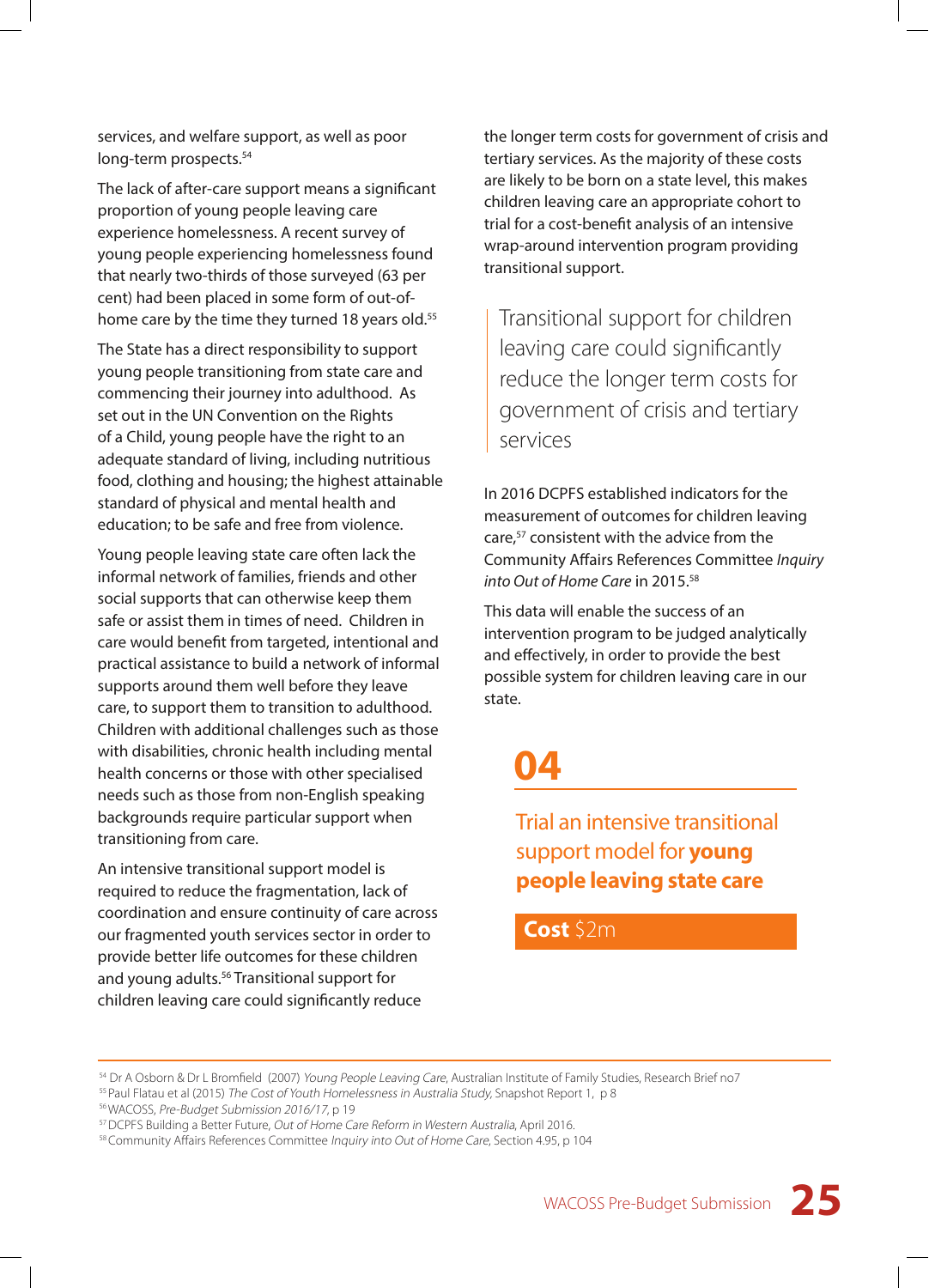services, and welfare support, as well as poor long-term prospects.[54]

The lack of after-care support means a significant proportion of young people leaving care experience homelessness. A recent survey of young people experiencing homelessness found that nearly two-thirds of those surveyed (63 per cent) had been placed in some form of out-of-home care by the time they turned 18 years old.[55]

The State has a direct responsibility to support young people transitioning from state care and commencing their journey into adulthood. As set out in the UN Convention on the Rights of a Child, young people have the right to an adequate standard of living, including nutritious food, clothing and housing; the highest attainable standard of physical and mental health and education; to be safe and free from violence.

Young people leaving state care often lack the informal network of families, friends and other social supports that can otherwise keep them safe or assist them in times of need. Children in care would benefit from targeted, intentional and practical assistance to build a network of informal supports around them well before they leave care, to support them to transition to adulthood. Children with additional challenges such as those with disabilities, chronic health including mental health concerns or those with other specialised needs such as those from non-English speaking backgrounds require particular support when transitioning from care.

An intensive transitional support model is required to reduce the fragmentation, lack of coordination and ensure continuity of care across our fragmented youth services sector in order to provide better life outcomes for these children and young adults.[56] Transitional support for children leaving care could significantly reduce the longer term costs for government of crisis and tertiary services. As the majority of these costs are likely to be born on a state level, this makes children leaving care an appropriate cohort to trial for a cost-benefit analysis of an intensive wrap-around intervention program providing transitional support.

> Transitional support for children leaving care could significantly reduce the longer term costs for government of crisis and tertiary services

In 2016 DCPFS established indicators for the measurement of outcomes for children leaving care,[57] consistent with the advice from the Community Affairs References Committee *Inquiry into Out of Home Care* in 2015.[58]

This data will enable the success of an intervention program to be judged analytically and effectively, in order to provide the best possible system for children leaving care in our state.

## 04

### Trial an intensive transitional support model for **young people leaving state care**

**Cost** $2m

---

[54] Dr A Osborn & Dr L Bromfield (2007) *Young People Leaving Care*, Australian Institute of Family Studies, Research Brief no7

[55] Paul Flatau et al (2015) *The Cost of Youth Homelessness in Australia Study*, Snapshot Report 1, p 8

[56] WACOSS, *Pre-Budget Submission 2016/17*, p 19

[57] DCPFS Building a Better Future, *Out of Home Care Reform in Western Australia*, April 2016.

[58] Community Affairs References Committee *Inquiry into Out of Home Care*, Section 4.95, p 104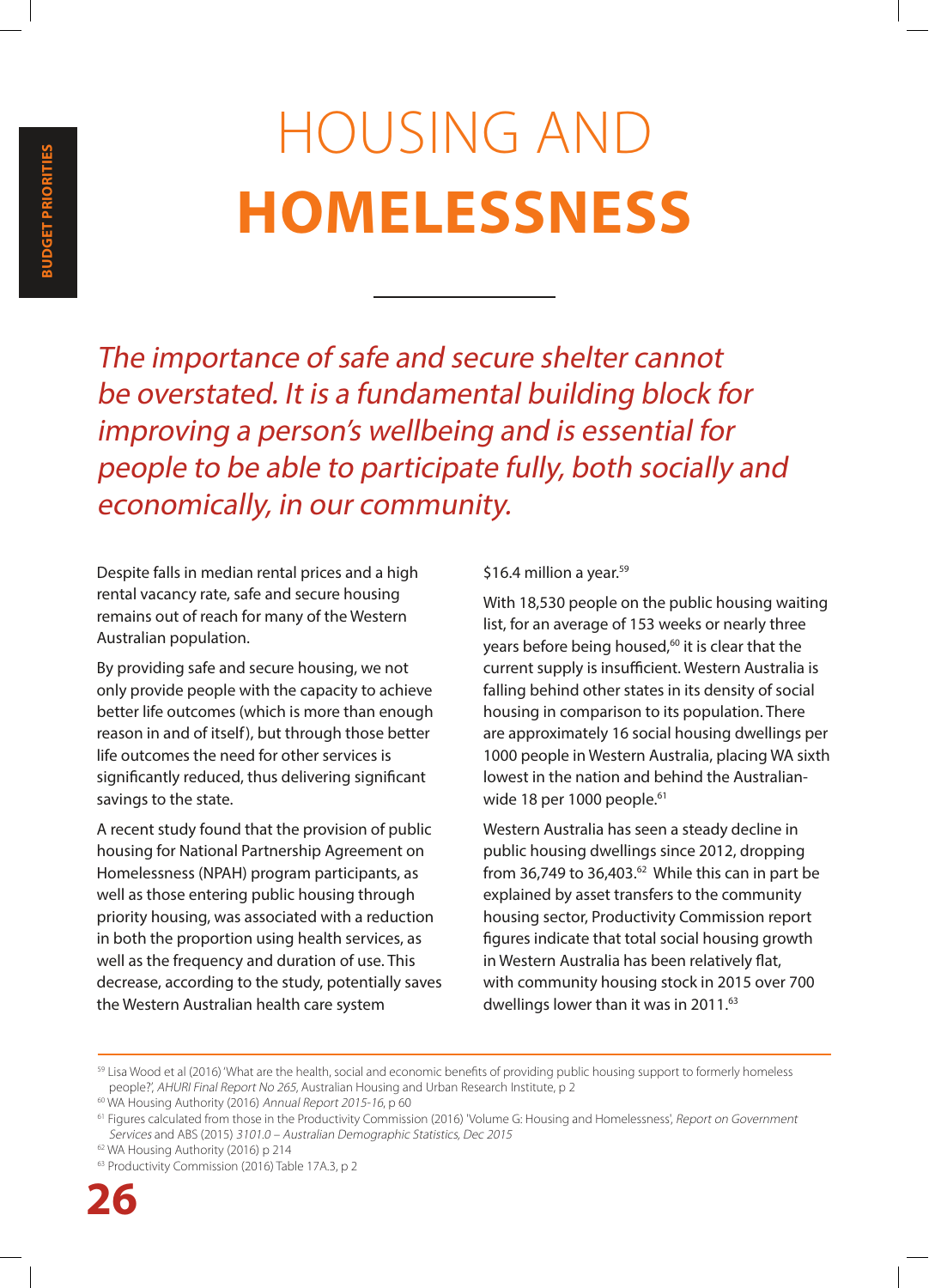# HOUSING AND **HOMELESSNESS**

*The importance of safe and secure shelter cannot be overstated. It is a fundamental building block for improving a person's wellbeing and is essential for people to be able to participate fully, both socially and economically, in our community.*

Despite falls in median rental prices and a high rental vacancy rate, safe and secure housing remains out of reach for many of the Western Australian population.

By providing safe and secure housing, we not only provide people with the capacity to achieve better life outcomes (which is more than enough reason in and of itself), but through those better life outcomes the need for other services is significantly reduced, thus delivering significant savings to the state.

A recent study found that the provision of public housing for National Partnership Agreement on Homelessness (NPAH) program participants, as well as those entering public housing through priority housing, was associated with a reduction in both the proportion using health services, as well as the frequency and duration of use. This decrease, according to the study, potentially saves the Western Australian health care system $16.4 million a year.[59]

With 18,530 people on the public housing waiting list, for an average of 153 weeks or nearly three years before being housed,[60] it is clear that the current supply is insufficient. Western Australia is falling behind other states in its density of social housing in comparison to its population. There are approximately 16 social housing dwellings per 1000 people in Western Australia, placing WA sixth lowest in the nation and behind the Australian-wide 18 per 1000 people.[61]

Western Australia has seen a steady decline in public housing dwellings since 2012, dropping from 36,749 to 36,403.[62] While this can in part be explained by asset transfers to the community housing sector, Productivity Commission report figures indicate that total social housing growth in Western Australia has been relatively flat, with community housing stock in 2015 over 700 dwellings lower than it was in 2011.[63]

---

[59] Lisa Wood et al (2016) 'What are the health, social and economic benefits of providing public housing support to formerly homeless people?', *AHURI Final Report No 265*, Australian Housing and Urban Research Institute, p 2

[60] WA Housing Authority (2016) *Annual Report 2015-16*, p 60

[61] Figures calculated from those in the Productivity Commission (2016) 'Volume G: Housing and Homelessness', *Report on Government Services* and ABS (2015) *3101.0 – Australian Demographic Statistics, Dec 2015*

[62] WA Housing Authority (2016) p 214

[63] Productivity Commission (2016) Table 17A.3, p 2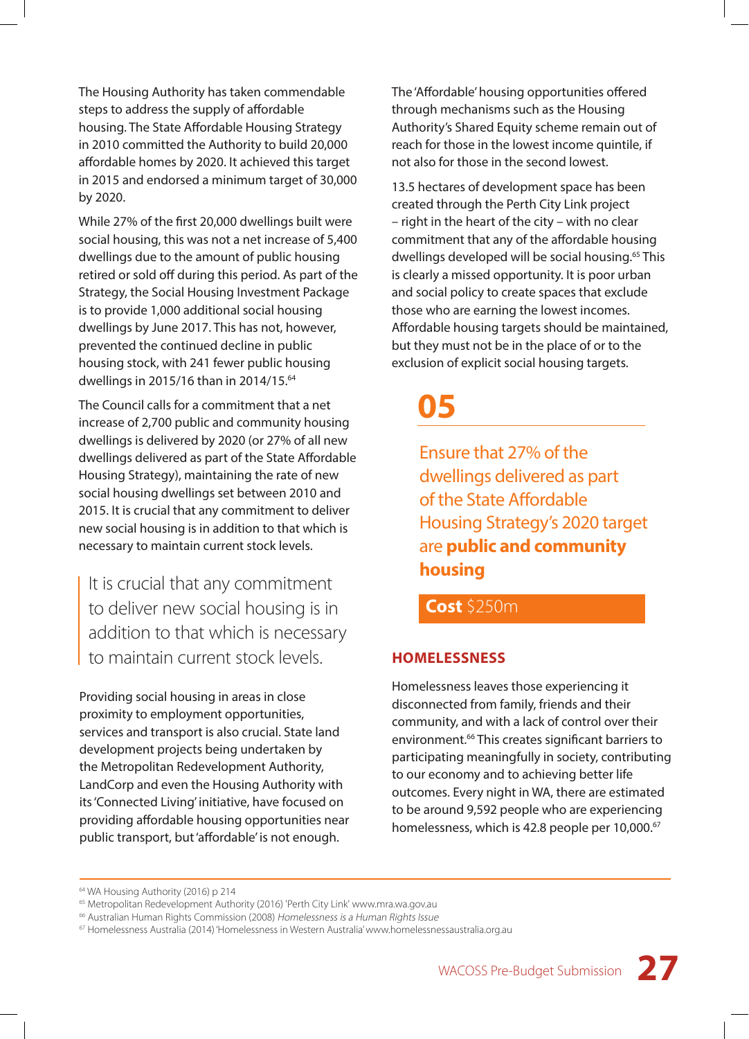The Housing Authority has taken commendable steps to address the supply of affordable housing. The State Affordable Housing Strategy in 2010 committed the Authority to build 20,000 affordable homes by 2020. It achieved this target in 2015 and endorsed a minimum target of 30,000 by 2020.

While 27% of the first 20,000 dwellings built were social housing, this was not a net increase of 5,400 dwellings due to the amount of public housing retired or sold off during this period. As part of the Strategy, the Social Housing Investment Package is to provide 1,000 additional social housing dwellings by June 2017. This has not, however, prevented the continued decline in public housing stock, with 241 fewer public housing dwellings in 2015/16 than in 2014/15.[64]

The Council calls for a commitment that a net increase of 2,700 public and community housing dwellings is delivered by 2020 (or 27% of all new dwellings delivered as part of the State Affordable Housing Strategy), maintaining the rate of new social housing dwellings set between 2010 and 2015. It is crucial that any commitment to deliver new social housing is in addition to that which is necessary to maintain current stock levels.

> It is crucial that any commitment to deliver new social housing is in addition to that which is necessary to maintain current stock levels.

Providing social housing in areas in close proximity to employment opportunities, services and transport is also crucial. State land development projects being undertaken by the Metropolitan Redevelopment Authority, LandCorp and even the Housing Authority with its 'Connected Living' initiative, have focused on providing affordable housing opportunities near public transport, but 'affordable' is not enough.

The 'Affordable' housing opportunities offered through mechanisms such as the Housing Authority's Shared Equity scheme remain out of reach for those in the lowest income quintile, if not also for those in the second lowest.

13.5 hectares of development space has been created through the Perth City Link project – right in the heart of the city – with no clear commitment that any of the affordable housing dwellings developed will be social housing.[65] This is clearly a missed opportunity. It is poor urban and social policy to create spaces that exclude those who are earning the lowest incomes. Affordable housing targets should be maintained, but they must not be in the place of or to the exclusion of explicit social housing targets.

## 05

Ensure that 27% of the dwellings delivered as part of the State Affordable Housing Strategy's 2020 target are **public and community housing**

**Cost** $250m

## HOMELESSNESS

Homelessness leaves those experiencing it disconnected from family, friends and their community, and with a lack of control over their environment.[66] This creates significant barriers to participating meaningfully in society, contributing to our economy and to achieving better life outcomes. Every night in WA, there are estimated to be around 9,592 people who are experiencing homelessness, which is 42.8 people per 10,000.[67]

---

[64] WA Housing Authority (2016) p 214

[65] Metropolitan Redevelopment Authority (2016) 'Perth City Link' www.mra.wa.gov.au

[66] Australian Human Rights Commission (2008) *Homelessness is a Human Rights Issue*

[67] Homelessness Australia (2014) 'Homelessness in Western Australia' www.homelessnessaustralia.org.au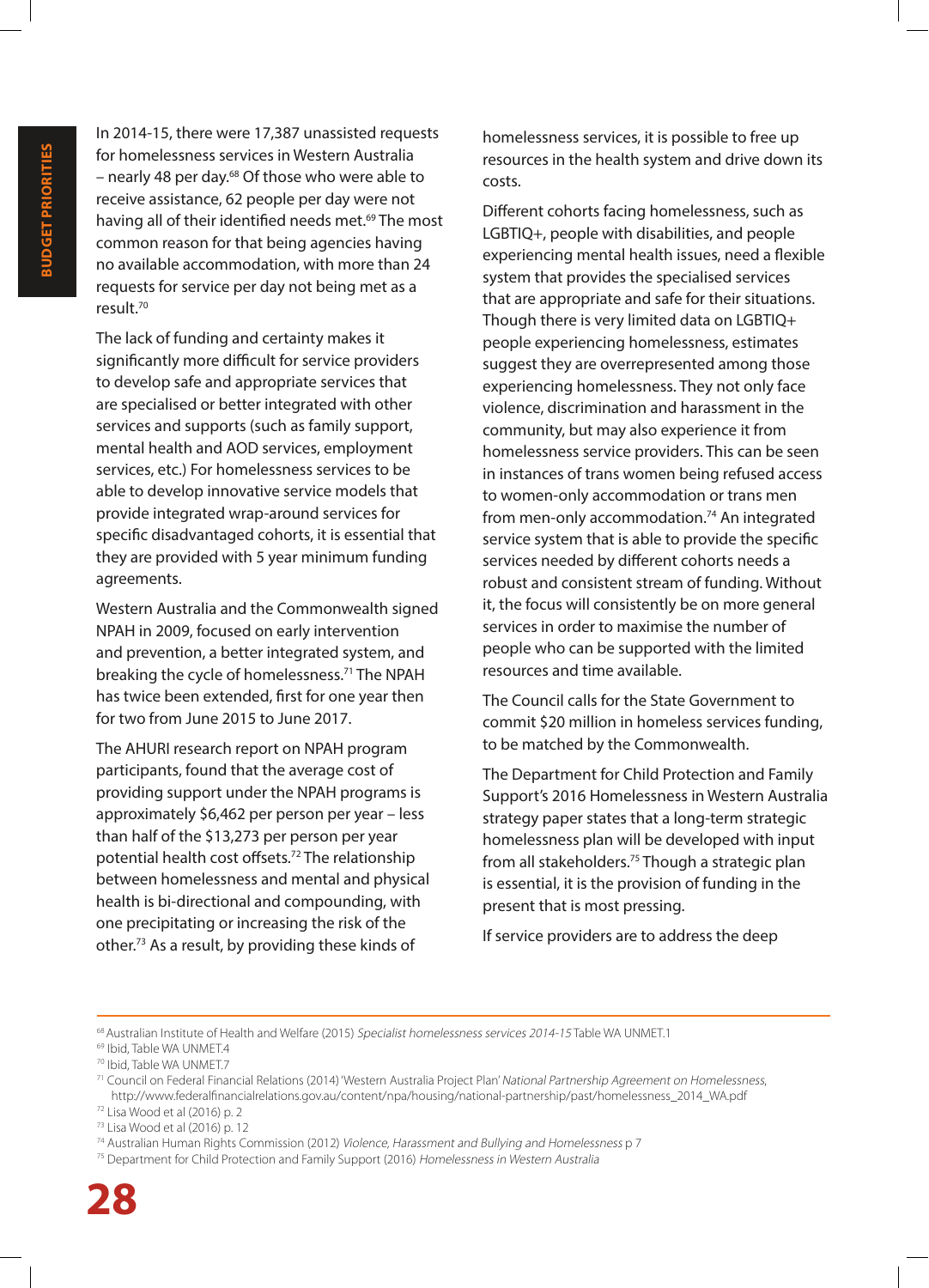In 2014-15, there were 17,387 unassisted requests for homelessness services in Western Australia – nearly 48 per day.[68] Of those who were able to receive assistance, 62 people per day were not having all of their identified needs met.[69] The most common reason for that being agencies having no available accommodation, with more than 24 requests for service per day not being met as a result.[70]

The lack of funding and certainty makes it significantly more difficult for service providers to develop safe and appropriate services that are specialised or better integrated with other services and supports (such as family support, mental health and AOD services, employment services, etc.) For homelessness services to be able to develop innovative service models that provide integrated wrap-around services for specific disadvantaged cohorts, it is essential that they are provided with 5 year minimum funding agreements.

Western Australia and the Commonwealth signed NPAH in 2009, focused on early intervention and prevention, a better integrated system, and breaking the cycle of homelessness.[71] The NPAH has twice been extended, first for one year then for two from June 2015 to June 2017.

The AHURI research report on NPAH program participants, found that the average cost of providing support under the NPAH programs is approximately $6,462 per person per year – less than half of the $13,273 per person per year potential health cost offsets.[72] The relationship between homelessness and mental and physical health is bi-directional and compounding, with one precipitating or increasing the risk of the other.[73] As a result, by providing these kinds of homelessness services, it is possible to free up resources in the health system and drive down its costs.

Different cohorts facing homelessness, such as LGBTIQ+, people with disabilities, and people experiencing mental health issues, need a flexible system that provides the specialised services that are appropriate and safe for their situations. Though there is very limited data on LGBTIQ+ people experiencing homelessness, estimates suggest they are overrepresented among those experiencing homelessness. They not only face violence, discrimination and harassment in the community, but may also experience it from homelessness service providers. This can be seen in instances of trans women being refused access to women-only accommodation or trans men from men-only accommodation.[74] An integrated service system that is able to provide the specific services needed by different cohorts needs a robust and consistent stream of funding. Without it, the focus will consistently be on more general services in order to maximise the number of people who can be supported with the limited resources and time available.

The Council calls for the State Government to commit $20 million in homeless services funding, to be matched by the Commonwealth.

The Department for Child Protection and Family Support's 2016 Homelessness in Western Australia strategy paper states that a long-term strategic homelessness plan will be developed with input from all stakeholders.[75] Though a strategic plan is essential, it is the provision of funding in the present that is most pressing.

If service providers are to address the deep

---

[68] Australian Institute of Health and Welfare (2015) *Specialist homelessness services 2014-15* Table WA UNMET.1

[69] Ibid, Table WA UNMET.4

[70] Ibid, Table WA UNMET.7

[71] Council on Federal Financial Relations (2014) 'Western Australia Project Plan' *National Partnership Agreement on Homelessness*, http://www.federalfinancialrelations.gov.au/content/npa/housing/national-partnership/past/homelessness_2014_WA.pdf

[72] Lisa Wood et al (2016) p. 2

[73] Lisa Wood et al (2016) p. 12

[74] Australian Human Rights Commission (2012) *Violence, Harassment and Bullying and Homelessness* p 7

[75] Department for Child Protection and Family Support (2016) *Homelessness in Western Australia*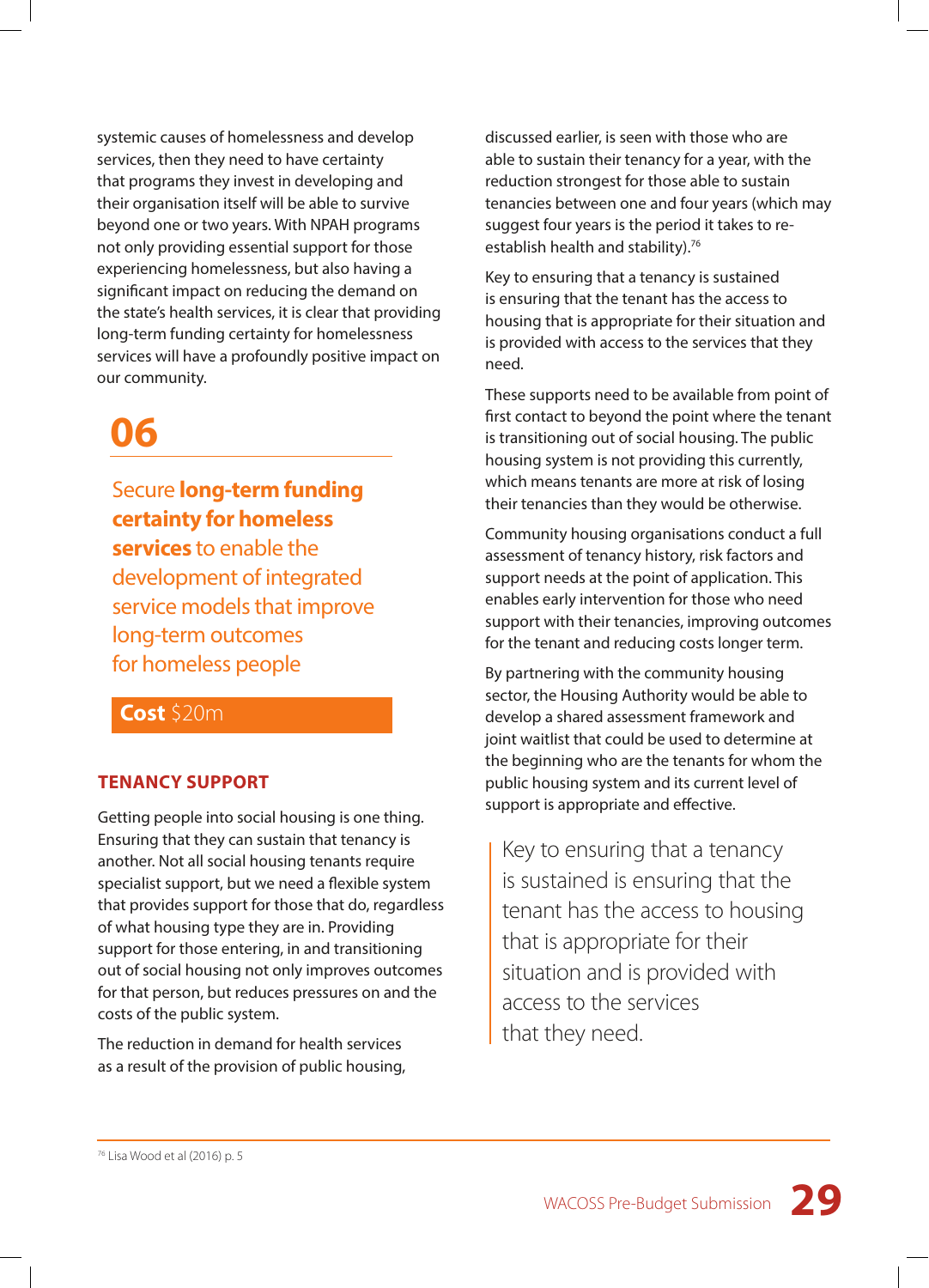systemic causes of homelessness and develop services, then they need to have certainty that programs they invest in developing and their organisation itself will be able to survive beyond one or two years. With NPAH programs not only providing essential support for those experiencing homelessness, but also having a significant impact on reducing the demand on the state's health services, it is clear that providing long-term funding certainty for homelessness services will have a profoundly positive impact on our community.

## 06

### Secure **long-term funding certainty for homeless services** to enable the development of integrated service models that improve long-term outcomes for homeless people

**Cost** $20m

### TENANCY SUPPORT

Getting people into social housing is one thing. Ensuring that they can sustain that tenancy is another. Not all social housing tenants require specialist support, but we need a flexible system that provides support for those that do, regardless of what housing type they are in. Providing support for those entering, in and transitioning out of social housing not only improves outcomes for that person, but reduces pressures on and the costs of the public system.

The reduction in demand for health services as a result of the provision of public housing, discussed earlier, is seen with those who are able to sustain their tenancy for a year, with the reduction strongest for those able to sustain tenancies between one and four years (which may suggest four years is the period it takes to re-establish health and stability).[76]

Key to ensuring that a tenancy is sustained is ensuring that the tenant has the access to housing that is appropriate for their situation and is provided with access to the services that they need.

These supports need to be available from point of first contact to beyond the point where the tenant is transitioning out of social housing. The public housing system is not providing this currently, which means tenants are more at risk of losing their tenancies than they would be otherwise.

Community housing organisations conduct a full assessment of tenancy history, risk factors and support needs at the point of application. This enables early intervention for those who need support with their tenancies, improving outcomes for the tenant and reducing costs longer term.

By partnering with the community housing sector, the Housing Authority would be able to develop a shared assessment framework and joint waitlist that could be used to determine at the beginning who are the tenants for whom the public housing system and its current level of support is appropriate and effective.

> Key to ensuring that a tenancy is sustained is ensuring that the tenant has the access to housing that is appropriate for their situation and is provided with access to the services that they need.

---

[76] Lisa Wood et al (2016) p. 5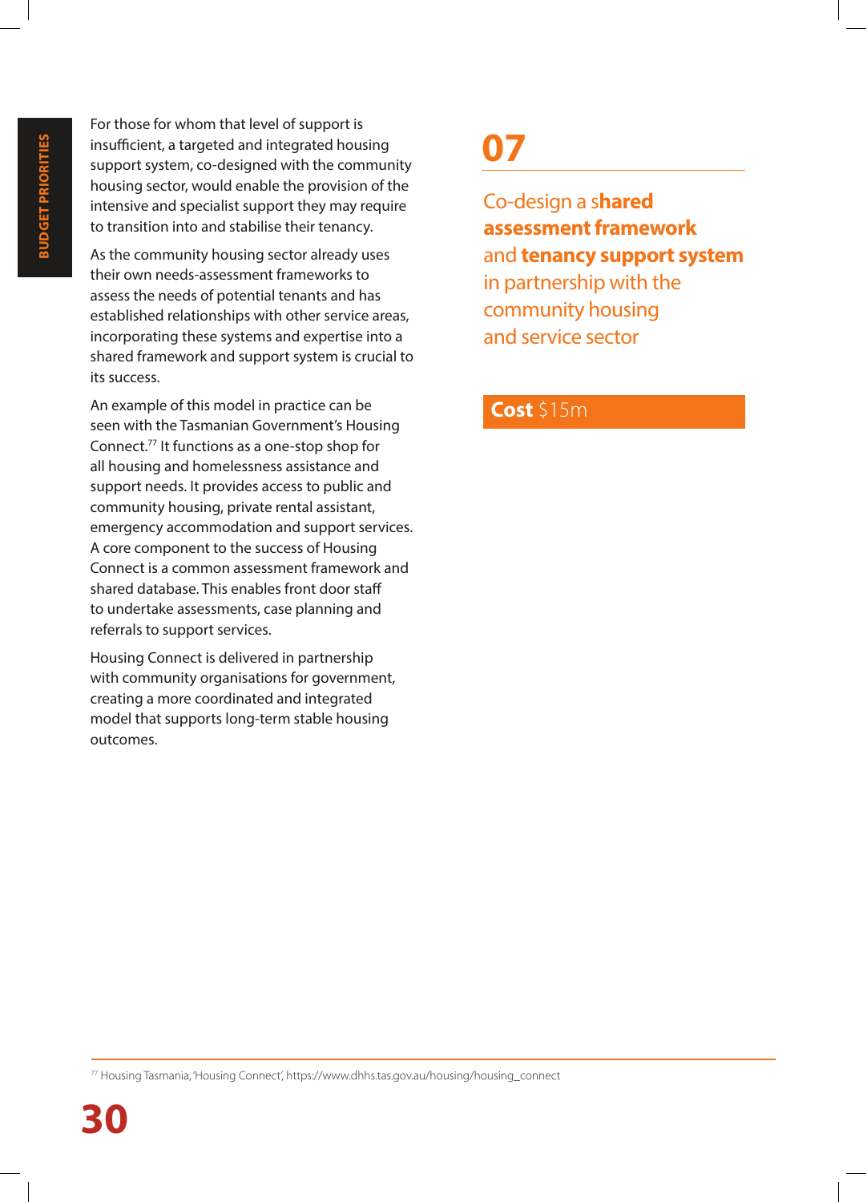For those for whom that level of support is insufficient, a targeted and integrated housing support system, co-designed with the community housing sector, would enable the provision of the intensive and specialist support they may require to transition into and stabilise their tenancy.

As the community housing sector already uses their own needs-assessment frameworks to assess the needs of potential tenants and has established relationships with other service areas, incorporating these systems and expertise into a shared framework and support system is crucial to its success.

An example of this model in practice can be seen with the Tasmanian Government's Housing Connect.[77] It functions as a one-stop shop for all housing and homelessness assistance and support needs. It provides access to public and community housing, private rental assistant, emergency accommodation and support services. A core component to the success of Housing Connect is a common assessment framework and shared database. This enables front door staff to undertake assessments, case planning and referrals to support services.

Housing Connect is delivered in partnership with community organisations for government, creating a more coordinated and integrated model that supports long-term stable housing outcomes.

## 07

### Co-design a **shared assessment framework** and **tenancy support system** in partnership with the community housing and service sector

**Cost** $15m

---

[77] Housing Tasmania, 'Housing Connect', https://www.dhhs.tas.gov.au/housing/housing_connect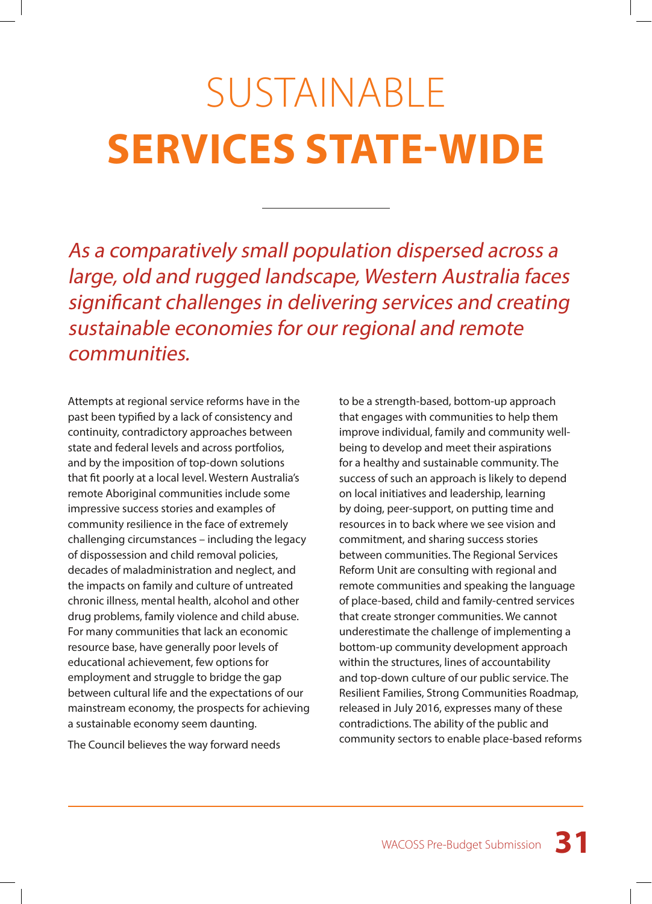# SUSTAINABLE **SERVICES STATE-WIDE**

*As a comparatively small population dispersed across a large, old and rugged landscape, Western Australia faces significant challenges in delivering services and creating sustainable economies for our regional and remote communities.*

Attempts at regional service reforms have in the past been typified by a lack of consistency and continuity, contradictory approaches between state and federal levels and across portfolios, and by the imposition of top-down solutions that fit poorly at a local level. Western Australia's remote Aboriginal communities include some impressive success stories and examples of community resilience in the face of extremely challenging circumstances – including the legacy of dispossession and child removal policies, decades of maladministration and neglect, and the impacts on family and culture of untreated chronic illness, mental health, alcohol and other drug problems, family violence and child abuse. For many communities that lack an economic resource base, have generally poor levels of educational achievement, few options for employment and struggle to bridge the gap between cultural life and the expectations of our mainstream economy, the prospects for achieving a sustainable economy seem daunting.

The Council believes the way forward needs to be a strength-based, bottom-up approach that engages with communities to help them improve individual, family and community well-being to develop and meet their aspirations for a healthy and sustainable community. The success of such an approach is likely to depend on local initiatives and leadership, learning by doing, peer-support, on putting time and resources in to back where we see vision and commitment, and sharing success stories between communities. The Regional Services Reform Unit are consulting with regional and remote communities and speaking the language of place-based, child and family-centred services that create stronger communities. We cannot underestimate the challenge of implementing a bottom-up community development approach within the structures, lines of accountability and top-down culture of our public service. The Resilient Families, Strong Communities Roadmap, released in July 2016, expresses many of these contradictions. The ability of the public and community sectors to enable place-based reforms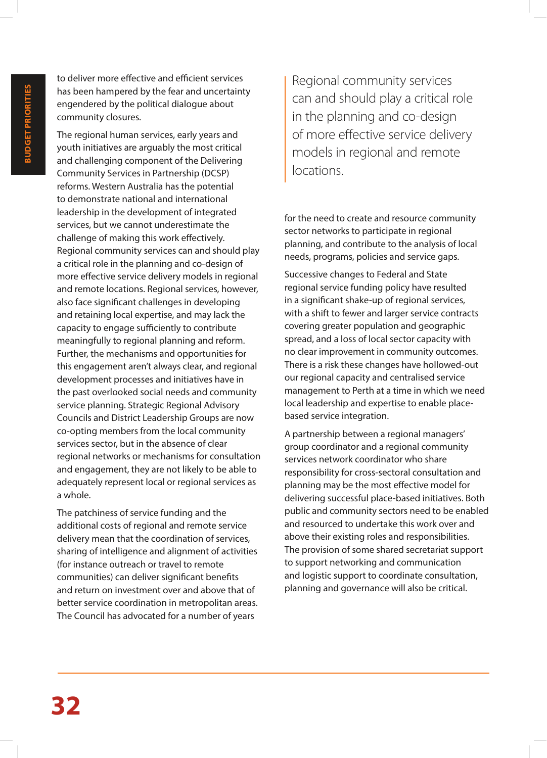to deliver more effective and efficient services has been hampered by the fear and uncertainty engendered by the political dialogue about community closures.

The regional human services, early years and youth initiatives are arguably the most critical and challenging component of the Delivering Community Services in Partnership (DCSP) reforms. Western Australia has the potential to demonstrate national and international leadership in the development of integrated services, but we cannot underestimate the challenge of making this work effectively. Regional community services can and should play a critical role in the planning and co-design of more effective service delivery models in regional and remote locations. Regional services, however, also face significant challenges in developing and retaining local expertise, and may lack the capacity to engage sufficiently to contribute meaningfully to regional planning and reform. Further, the mechanisms and opportunities for this engagement aren't always clear, and regional development processes and initiatives have in the past overlooked social needs and community service planning. Strategic Regional Advisory Councils and District Leadership Groups are now co-opting members from the local community services sector, but in the absence of clear regional networks or mechanisms for consultation and engagement, they are not likely to be able to adequately represent local or regional services as a whole.

The patchiness of service funding and the additional costs of regional and remote service delivery mean that the coordination of services, sharing of intelligence and alignment of activities (for instance outreach or travel to remote communities) can deliver significant benefits and return on investment over and above that of better service coordination in metropolitan areas. The Council has advocated for a number of years for the need to create and resource community sector networks to participate in regional planning, and contribute to the analysis of local needs, programs, policies and service gaps.

> Regional community services can and should play a critical role in the planning and co-design of more effective service delivery models in regional and remote locations.

Successive changes to Federal and State regional service funding policy have resulted in a significant shake-up of regional services, with a shift to fewer and larger service contracts covering greater population and geographic spread, and a loss of local sector capacity with no clear improvement in community outcomes. There is a risk these changes have hollowed-out our regional capacity and centralised service management to Perth at a time in which we need local leadership and expertise to enable place-based service integration.

A partnership between a regional managers' group coordinator and a regional community services network coordinator who share responsibility for cross-sectoral consultation and planning may be the most effective model for delivering successful place-based initiatives. Both public and community sectors need to be enabled and resourced to undertake this work over and above their existing roles and responsibilities. The provision of some shared secretariat support to support networking and communication and logistic support to coordinate consultation, planning and governance will also be critical.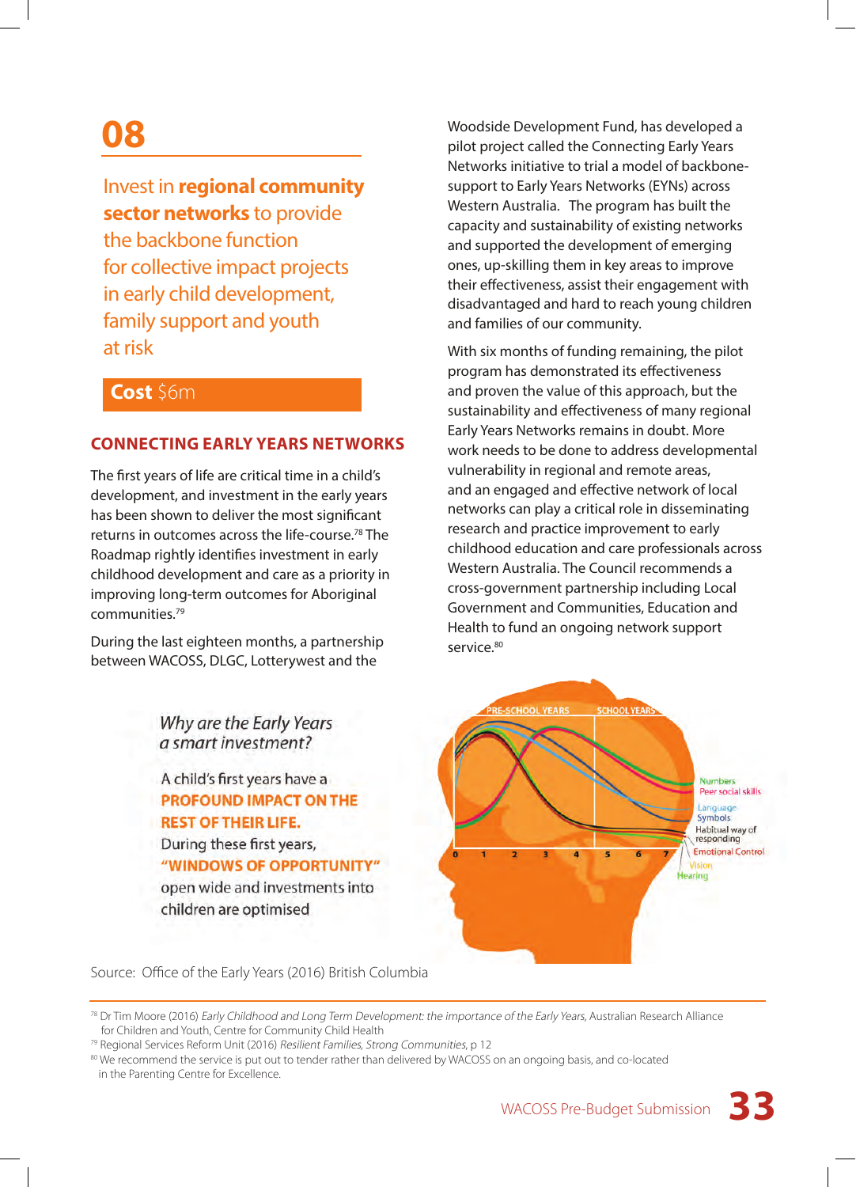# 08

## Invest in **regional community sector networks** to provide the backbone function for collective impact projects in early child development, family support and youth at risk

**Cost** $6m

### CONNECTING EARLY YEARS NETWORKS

The first years of life are critical time in a child's development, and investment in the early years has been shown to deliver the most significant returns in outcomes across the life-course.[78] The Roadmap rightly identifies investment in early childhood development and care as a priority in improving long-term outcomes for Aboriginal communities.[79]

During the last eighteen months, a partnership between WACOSS, DLGC, Lotterywest and the Woodside Development Fund, has developed a pilot project called the Connecting Early Years Networks initiative to trial a model of backbone-support to Early Years Networks (EYNs) across Western Australia. The program has built the capacity and sustainability of existing networks and supported the development of emerging ones, up-skilling them in key areas to improve their effectiveness, assist their engagement with disadvantaged and hard to reach young children and families of our community.

With six months of funding remaining, the pilot program has demonstrated its effectiveness and proven the value of this approach, but the sustainability and effectiveness of many regional Early Years Networks remains in doubt. More work needs to be done to address developmental vulnerability in regional and remote areas, and an engaged and effective network of local networks can play a critical role in disseminating research and practice improvement to early childhood education and care professionals across Western Australia. The Council recommends a cross-government partnership including Local Government and Communities, Education and Health to fund an ongoing network support service.[80]

*Why are the Early Years a smart investment?*

A child's first years have a **PROFOUND IMPACT ON THE REST OF THEIR LIFE.** During these first years, **"WINDOWS OF OPPORTUNITY"** open wide and investments into children are optimised

Source: Office of the Early Years (2016) British Columbia

---

[78] Dr Tim Moore (2016) *Early Childhood and Long Term Development: the importance of the Early Years*, Australian Research Alliance for Children and Youth, Centre for Community Child Health

[79] Regional Services Reform Unit (2016) *Resilient Families, Strong Communities*, p 12

[80] We recommend the service is put out to tender rather than delivered by WACOSS on an ongoing basis, and co-located in the Parenting Centre for Excellence.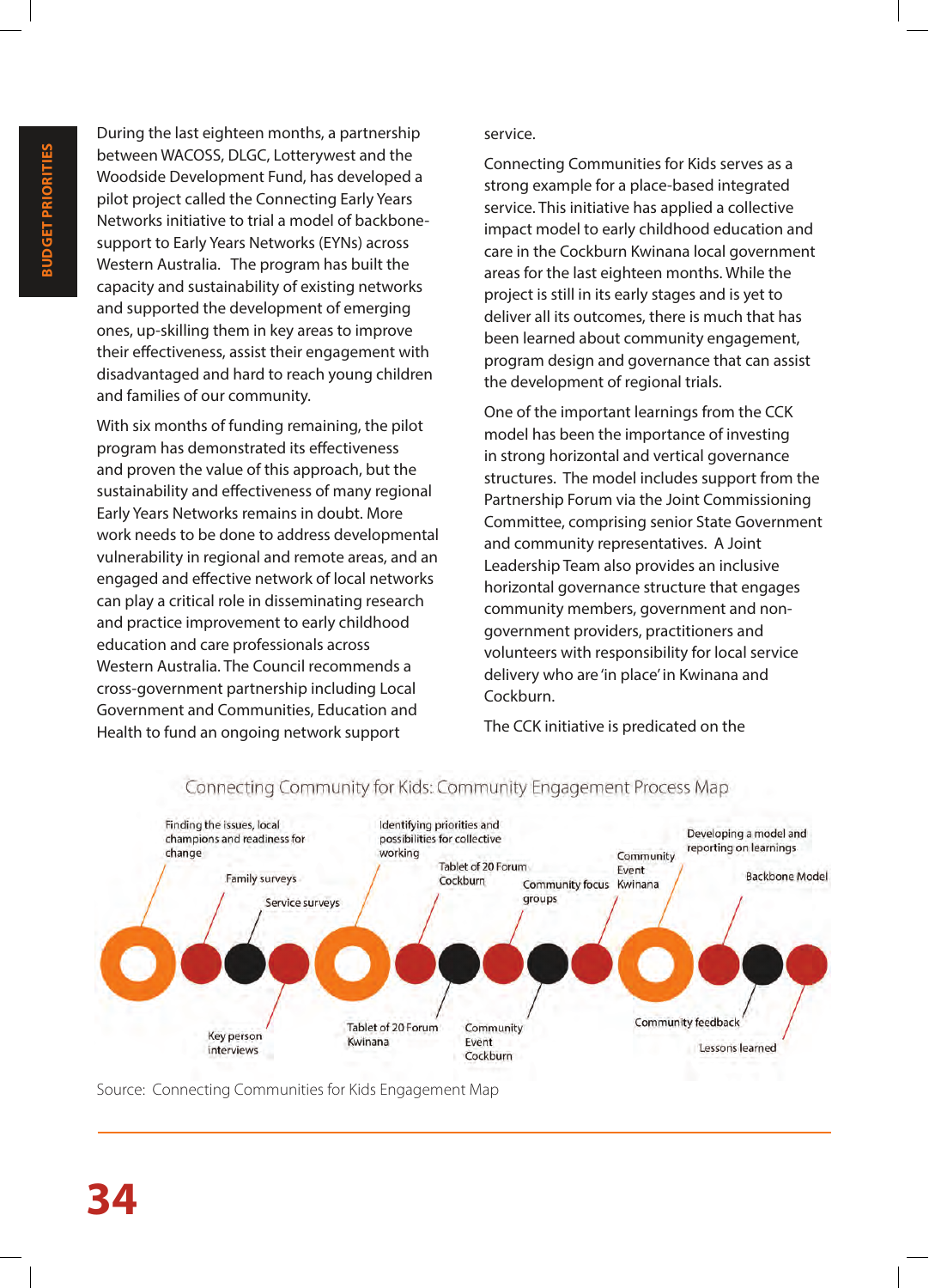During the last eighteen months, a partnership between WACOSS, DLGC, Lotterywest and the Woodside Development Fund, has developed a pilot project called the Connecting Early Years Networks initiative to trial a model of backbone-support to Early Years Networks (EYNs) across Western Australia. The program has built the capacity and sustainability of existing networks and supported the development of emerging ones, up-skilling them in key areas to improve their effectiveness, assist their engagement with disadvantaged and hard to reach young children and families of our community.

With six months of funding remaining, the pilot program has demonstrated its effectiveness and proven the value of this approach, but the sustainability and effectiveness of many regional Early Years Networks remains in doubt. More work needs to be done to address developmental vulnerability in regional and remote areas, and an engaged and effective network of local networks can play a critical role in disseminating research and practice improvement to early childhood education and care professionals across Western Australia. The Council recommends a cross-government partnership including Local Government and Communities, Education and Health to fund an ongoing network support service.

Connecting Communities for Kids serves as a strong example for a place-based integrated service. This initiative has applied a collective impact model to early childhood education and care in the Cockburn Kwinana local government areas for the last eighteen months. While the project is still in its early stages and is yet to deliver all its outcomes, there is much that has been learned about community engagement, program design and governance that can assist the development of regional trials.

One of the important learnings from the CCK model has been the importance of investing in strong horizontal and vertical governance structures. The model includes support from the Partnership Forum via the Joint Commissioning Committee, comprising senior State Government and community representatives. A Joint Leadership Team also provides an inclusive horizontal governance structure that engages community members, government and non-government providers, practitioners and volunteers with responsibility for local service delivery who are 'in place' in Kwinana and Cockburn.

The CCK initiative is predicated on the

Connecting Community for Kids: Community Engagement Process Map

- Finding the issues, local champions and readiness for change
- Family surveys
- Key person interviews
- Service surveys
- Identifying priorities and possibilities for collective working
- Tablet of 20 Forum Kwinana
- Tablet of 20 Forum Cockburn
- Community Event Cockburn
- Community focus groups
- Community Event Kwinana
- Developing a model and reporting on learnings
- Community feedback
- Backbone Model
- Lessons learned

Source: Connecting Communities for Kids Engagement Map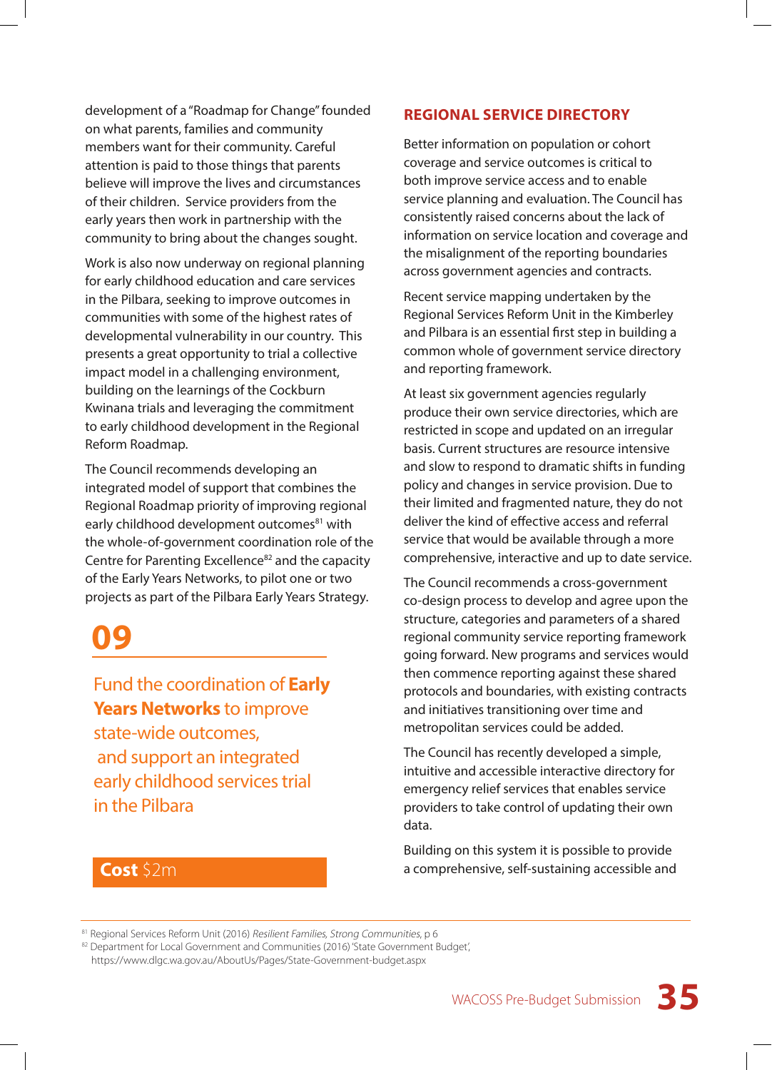development of a "Roadmap for Change" founded on what parents, families and community members want for their community. Careful attention is paid to those things that parents believe will improve the lives and circumstances of their children. Service providers from the early years then work in partnership with the community to bring about the changes sought.

Work is also now underway on regional planning for early childhood education and care services in the Pilbara, seeking to improve outcomes in communities with some of the highest rates of developmental vulnerability in our country. This presents a great opportunity to trial a collective impact model in a challenging environment, building on the learnings of the Cockburn Kwinana trials and leveraging the commitment to early childhood development in the Regional Reform Roadmap.

The Council recommends developing an integrated model of support that combines the Regional Roadmap priority of improving regional early childhood development outcomes[81] with the whole-of-government coordination role of the Centre for Parenting Excellence[82] and the capacity of the Early Years Networks, to pilot one or two projects as part of the Pilbara Early Years Strategy.

## 09

### Fund the coordination of **Early Years Networks** to improve state-wide outcomes, and support an integrated early childhood services trial in the Pilbara

**Cost** $2m

## REGIONAL SERVICE DIRECTORY

Better information on population or cohort coverage and service outcomes is critical to both improve service access and to enable service planning and evaluation. The Council has consistently raised concerns about the lack of information on service location and coverage and the misalignment of the reporting boundaries across government agencies and contracts.

Recent service mapping undertaken by the Regional Services Reform Unit in the Kimberley and Pilbara is an essential first step in building a common whole of government service directory and reporting framework.

At least six government agencies regularly produce their own service directories, which are restricted in scope and updated on an irregular basis. Current structures are resource intensive and slow to respond to dramatic shifts in funding policy and changes in service provision. Due to their limited and fragmented nature, they do not deliver the kind of effective access and referral service that would be available through a more comprehensive, interactive and up to date service.

The Council recommends a cross-government co-design process to develop and agree upon the structure, categories and parameters of a shared regional community service reporting framework going forward. New programs and services would then commence reporting against these shared protocols and boundaries, with existing contracts and initiatives transitioning over time and metropolitan services could be added.

The Council has recently developed a simple, intuitive and accessible interactive directory for emergency relief services that enables service providers to take control of updating their own data.

Building on this system it is possible to provide a comprehensive, self-sustaining accessible and

---

[81] Regional Services Reform Unit (2016) *Resilient Families, Strong Communities*, p 6

[82] Department for Local Government and Communities (2016) 'State Government Budget', https://www.dlgc.wa.gov.au/AboutUs/Pages/State-Government-budget.aspx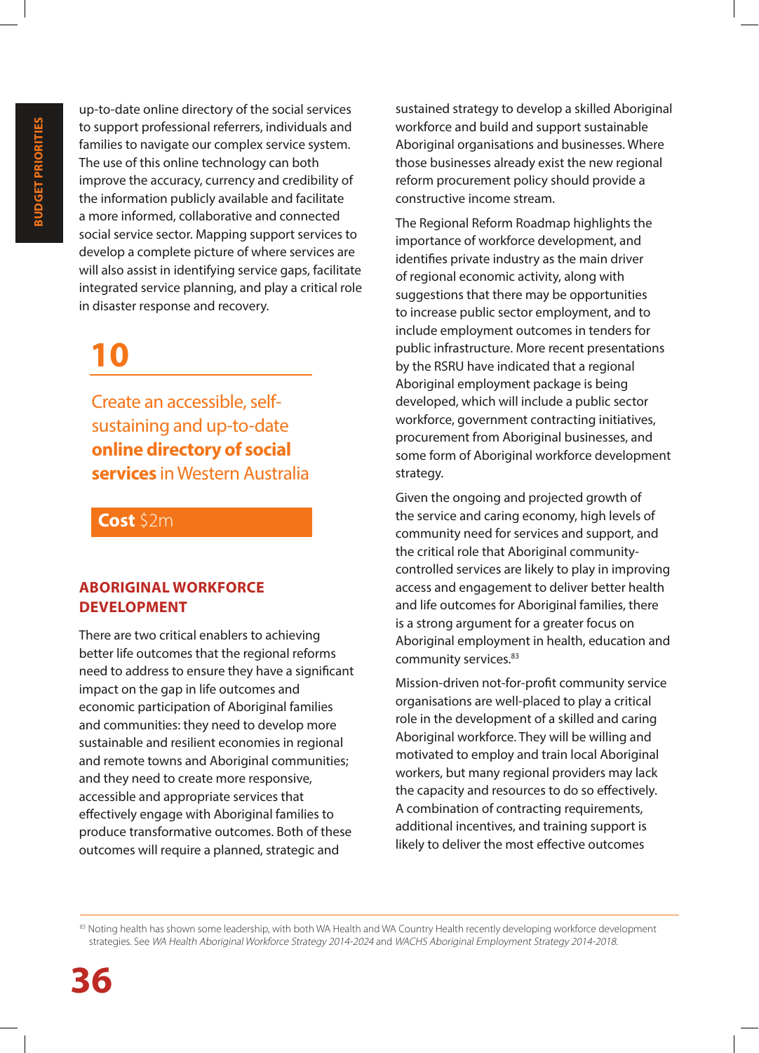up-to-date online directory of the social services to support professional referrers, individuals and families to navigate our complex service system. The use of this online technology can both improve the accuracy, currency and credibility of the information publicly available and facilitate a more informed, collaborative and connected social service sector. Mapping support services to develop a complete picture of where services are will also assist in identifying service gaps, facilitate integrated service planning, and play a critical role in disaster response and recovery.

## 10

Create an accessible, self-sustaining and up-to-date **online directory of social services** in Western Australia

**Cost** $2m

## ABORIGINAL WORKFORCE DEVELOPMENT

There are two critical enablers to achieving better life outcomes that the regional reforms need to address to ensure they have a significant impact on the gap in life outcomes and economic participation of Aboriginal families and communities: they need to develop more sustainable and resilient economies in regional and remote towns and Aboriginal communities; and they need to create more responsive, accessible and appropriate services that effectively engage with Aboriginal families to produce transformative outcomes. Both of these outcomes will require a planned, strategic and sustained strategy to develop a skilled Aboriginal workforce and build and support sustainable Aboriginal organisations and businesses. Where those businesses already exist the new regional reform procurement policy should provide a constructive income stream.

The Regional Reform Roadmap highlights the importance of workforce development, and identifies private industry as the main driver of regional economic activity, along with suggestions that there may be opportunities to increase public sector employment, and to include employment outcomes in tenders for public infrastructure. More recent presentations by the RSRU have indicated that a regional Aboriginal employment package is being developed, which will include a public sector workforce, government contracting initiatives, procurement from Aboriginal businesses, and some form of Aboriginal workforce development strategy.

Given the ongoing and projected growth of the service and caring economy, high levels of community need for services and support, and the critical role that Aboriginal community-controlled services are likely to play in improving access and engagement to deliver better health and life outcomes for Aboriginal families, there is a strong argument for a greater focus on Aboriginal employment in health, education and community services.[83]

Mission-driven not-for-profit community service organisations are well-placed to play a critical role in the development of a skilled and caring Aboriginal workforce. They will be willing and motivated to employ and train local Aboriginal workers, but many regional providers may lack the capacity and resources to do so effectively. A combination of contracting requirements, additional incentives, and training support is likely to deliver the most effective outcomes

---

[83] Noting health has shown some leadership, with both WA Health and WA Country Health recently developing workforce development strategies. See *WA Health Aboriginal Workforce Strategy 2014-2024* and *WACHS Aboriginal Employment Strategy 2014-2018.*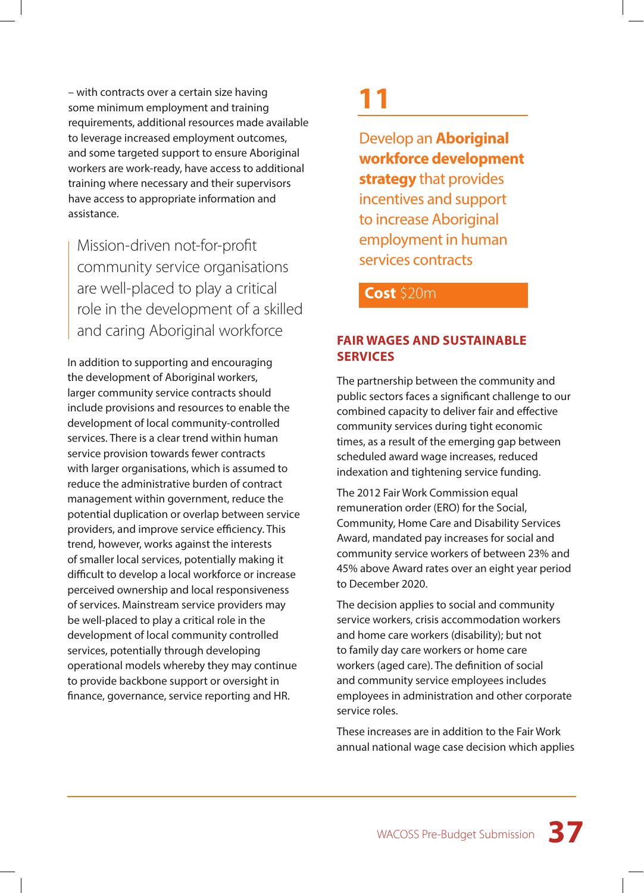– with contracts over a certain size having some minimum employment and training requirements, additional resources made available to leverage increased employment outcomes, and some targeted support to ensure Aboriginal workers are work-ready, have access to additional training where necessary and their supervisors have access to appropriate information and assistance.

> Mission-driven not-for-profit community service organisations are well-placed to play a critical role in the development of a skilled and caring Aboriginal workforce

In addition to supporting and encouraging the development of Aboriginal workers, larger community service contracts should include provisions and resources to enable the development of local community-controlled services. There is a clear trend within human service provision towards fewer contracts with larger organisations, which is assumed to reduce the administrative burden of contract management within government, reduce the potential duplication or overlap between service providers, and improve service efficiency. This trend, however, works against the interests of smaller local services, potentially making it difficult to develop a local workforce or increase perceived ownership and local responsiveness of services. Mainstream service providers may be well-placed to play a critical role in the development of local community controlled services, potentially through developing operational models whereby they may continue to provide backbone support or oversight in finance, governance, service reporting and HR.

## 11

Develop an **Aboriginal workforce development strategy** that provides incentives and support to increase Aboriginal employment in human services contracts

**Cost** $20m

## FAIR WAGES AND SUSTAINABLE SERVICES

The partnership between the community and public sectors faces a significant challenge to our combined capacity to deliver fair and effective community services during tight economic times, as a result of the emerging gap between scheduled award wage increases, reduced indexation and tightening service funding.

The 2012 Fair Work Commission equal remuneration order (ERO) for the Social, Community, Home Care and Disability Services Award, mandated pay increases for social and community service workers of between 23% and 45% above Award rates over an eight year period to December 2020.

The decision applies to social and community service workers, crisis accommodation workers and home care workers (disability); but not to family day care workers or home care workers (aged care). The definition of social and community service employees includes employees in administration and other corporate service roles.

These increases are in addition to the Fair Work annual national wage case decision which applies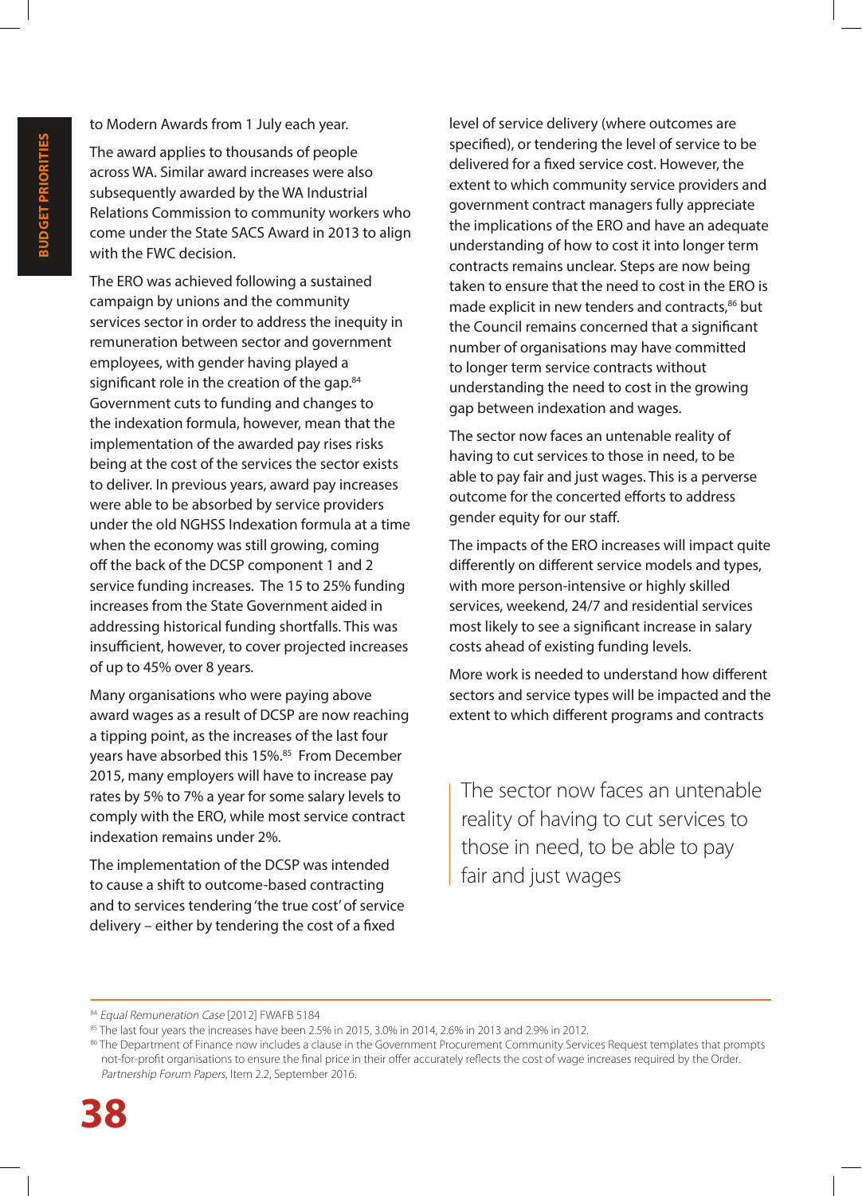to Modern Awards from 1 July each year.

The award applies to thousands of people across WA. Similar award increases were also subsequently awarded by the WA Industrial Relations Commission to community workers who come under the State SACS Award in 2013 to align with the FWC decision.

The ERO was achieved following a sustained campaign by unions and the community services sector in order to address the inequity in remuneration between sector and government employees, with gender having played a significant role in the creation of the gap.[84] Government cuts to funding and changes to the indexation formula, however, mean that the implementation of the awarded pay rises risks being at the cost of the services the sector exists to deliver. In previous years, award pay increases were able to be absorbed by service providers under the old NGHSS Indexation formula at a time when the economy was still growing, coming off the back of the DCSP component 1 and 2 service funding increases. The 15 to 25% funding increases from the State Government aided in addressing historical funding shortfalls. This was insufficient, however, to cover projected increases of up to 45% over 8 years.

Many organisations who were paying above award wages as a result of DCSP are now reaching a tipping point, as the increases of the last four years have absorbed this 15%.[85] From December 2015, many employers will have to increase pay rates by 5% to 7% a year for some salary levels to comply with the ERO, while most service contract indexation remains under 2%.

The implementation of the DCSP was intended to cause a shift to outcome-based contracting and to services tendering 'the true cost' of service delivery – either by tendering the cost of a fixed level of service delivery (where outcomes are specified), or tendering the level of service to be delivered for a fixed service cost. However, the extent to which community service providers and government contract managers fully appreciate the implications of the ERO and have an adequate understanding of how to cost it into longer term contracts remains unclear. Steps are now being taken to ensure that the need to cost in the ERO is made explicit in new tenders and contracts,[86] but the Council remains concerned that a significant number of organisations may have committed to longer term service contracts without understanding the need to cost in the growing gap between indexation and wages.

The sector now faces an untenable reality of having to cut services to those in need, to be able to pay fair and just wages. This is a perverse outcome for the concerted efforts to address gender equity for our staff.

The impacts of the ERO increases will impact quite differently on different service models and types, with more person-intensive or highly skilled services, weekend, 24/7 and residential services most likely to see a significant increase in salary costs ahead of existing funding levels.

More work is needed to understand how different sectors and service types will be impacted and the extent to which different programs and contracts

> The sector now faces an untenable reality of having to cut services to those in need, to be able to pay fair and just wages

---

[84] *Equal Remuneration Case* [2012] FWAFB 5184

[85] The last four years the increases have been 2.5% in 2015, 3.0% in 2014, 2.6% in 2013 and 2.9% in 2012.

[86] The Department of Finance now includes a clause in the Government Procurement Community Services Request templates that prompts not-for-profit organisations to ensure the final price in their offer accurately reflects the cost of wage increases required by the Order. *Partnership Forum Papers*, Item 2.2, September 2016.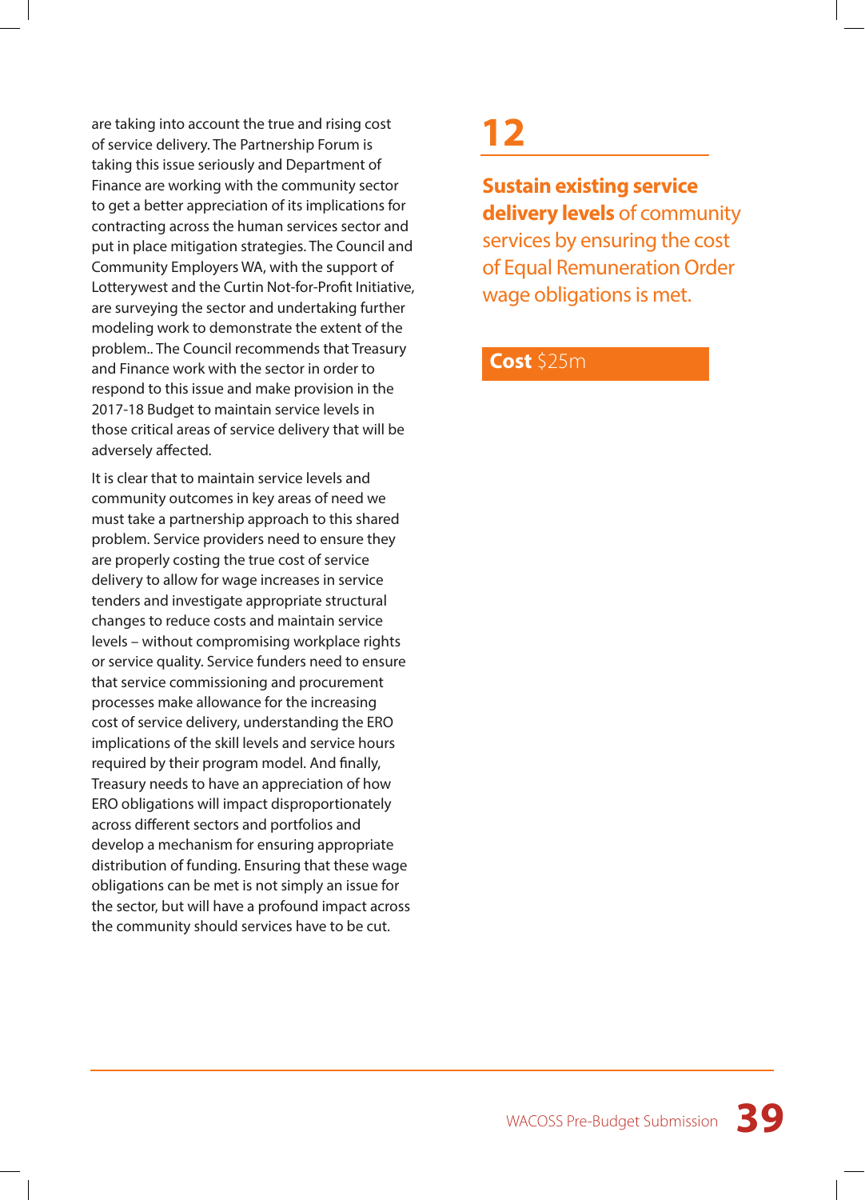are taking into account the true and rising cost of service delivery. The Partnership Forum is taking this issue seriously and Department of Finance are working with the community sector to get a better appreciation of its implications for contracting across the human services sector and put in place mitigation strategies. The Council and Community Employers WA, with the support of Lotterywest and the Curtin Not-for-Profit Initiative, are surveying the sector and undertaking further modeling work to demonstrate the extent of the problem.. The Council recommends that Treasury and Finance work with the sector in order to respond to this issue and make provision in the 2017-18 Budget to maintain service levels in those critical areas of service delivery that will be adversely affected.

It is clear that to maintain service levels and community outcomes in key areas of need we must take a partnership approach to this shared problem. Service providers need to ensure they are properly costing the true cost of service delivery to allow for wage increases in service tenders and investigate appropriate structural changes to reduce costs and maintain service levels – without compromising workplace rights or service quality. Service funders need to ensure that service commissioning and procurement processes make allowance for the increasing cost of service delivery, understanding the ERO implications of the skill levels and service hours required by their program model. And finally, Treasury needs to have an appreciation of how ERO obligations will impact disproportionately across different sectors and portfolios and develop a mechanism for ensuring appropriate distribution of funding. Ensuring that these wage obligations can be met is not simply an issue for the sector, but will have a profound impact across the community should services have to be cut.

# 12

**Sustain existing service delivery levels** of community services by ensuring the cost of Equal Remuneration Order wage obligations is met.

**Cost** $25m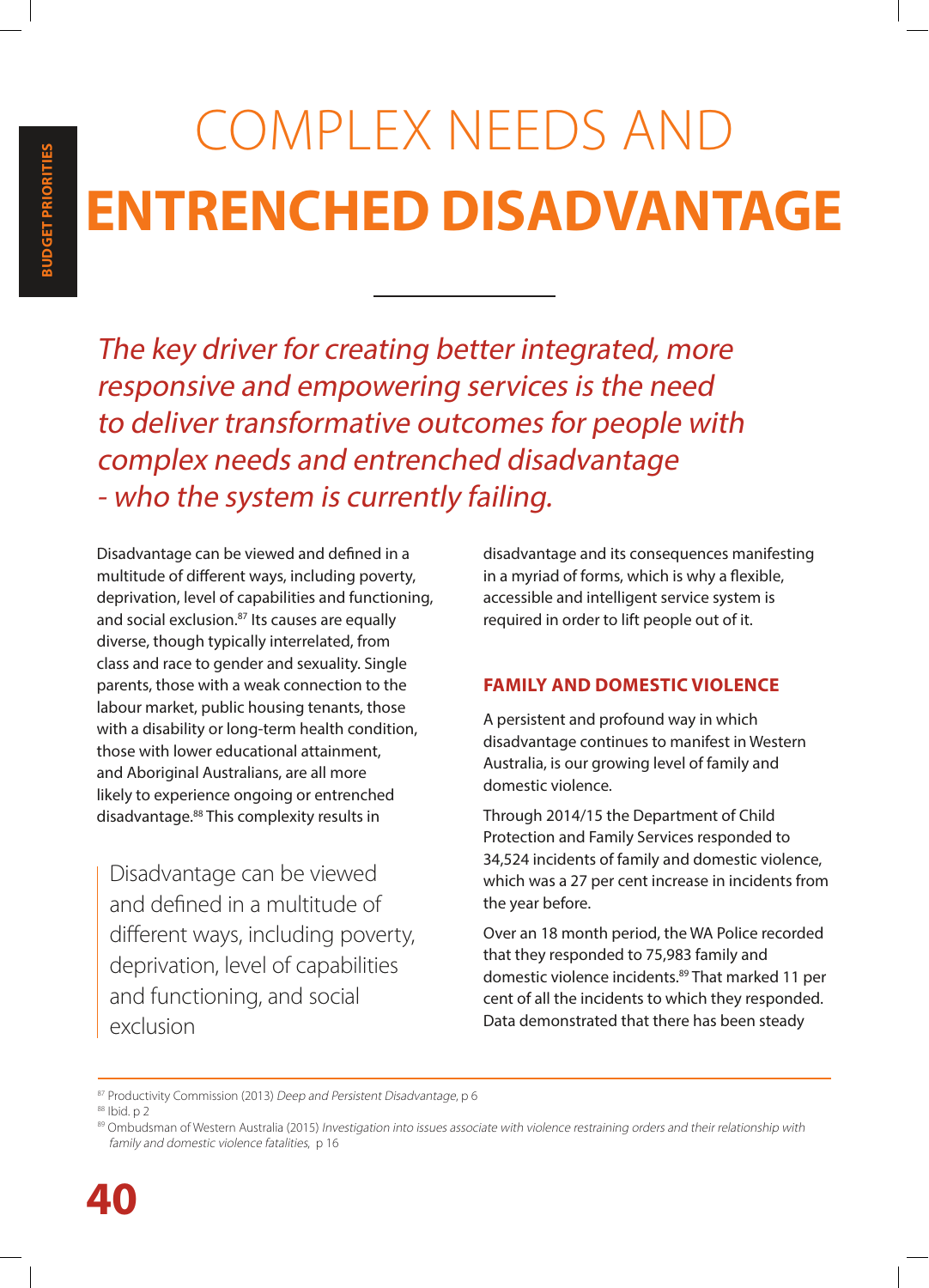# COMPLEX NEEDS AND **ENTRENCHED DISADVANTAGE**

*The key driver for creating better integrated, more responsive and empowering services is the need to deliver transformative outcomes for people with complex needs and entrenched disadvantage - who the system is currently failing.*

Disadvantage can be viewed and defined in a multitude of different ways, including poverty, deprivation, level of capabilities and functioning, and social exclusion.[87] Its causes are equally diverse, though typically interrelated, from class and race to gender and sexuality. Single parents, those with a weak connection to the labour market, public housing tenants, those with a disability or long-term health condition, those with lower educational attainment, and Aboriginal Australians, are all more likely to experience ongoing or entrenched disadvantage.[88] This complexity results in disadvantage and its consequences manifesting in a myriad of forms, which is why a flexible, accessible and intelligent service system is required in order to lift people out of it.

> Disadvantage can be viewed and defined in a multitude of different ways, including poverty, deprivation, level of capabilities and functioning, and social exclusion

## FAMILY AND DOMESTIC VIOLENCE

A persistent and profound way in which disadvantage continues to manifest in Western Australia, is our growing level of family and domestic violence.

Through 2014/15 the Department of Child Protection and Family Services responded to 34,524 incidents of family and domestic violence, which was a 27 per cent increase in incidents from the year before.

Over an 18 month period, the WA Police recorded that they responded to 75,983 family and domestic violence incidents.[89] That marked 11 per cent of all the incidents to which they responded. Data demonstrated that there has been steady

---

[87] Productivity Commission (2013) *Deep and Persistent Disadvantage*, p 6

[88] Ibid. p 2

[89] Ombudsman of Western Australia (2015) *Investigation into issues associate with violence restraining orders and their relationship with family and domestic violence fatalities*, p 16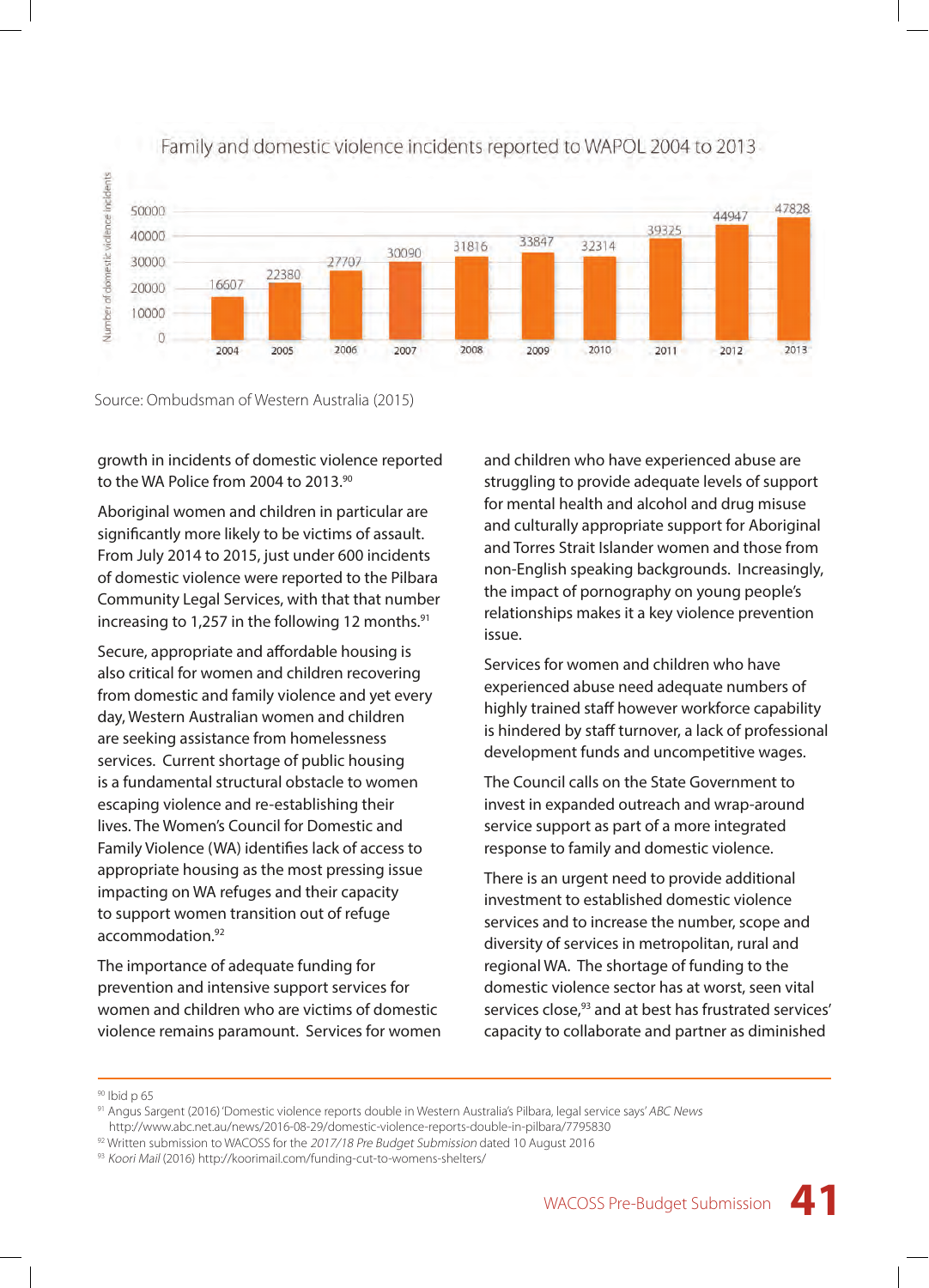Family and domestic violence incidents reported to WAPOL 2004 to 2013

| Year | Number of domestic violence incidents |
| --- | --- |
| 2004 | 16607 |
| 2005 | 22380 |
| 2006 | 27707 |
| 2007 | 30090 |
| 2008 | 31816 |
| 2009 | 33847 |
| 2010 | 32314 |
| 2011 | 39325 |
| 2012 | 44947 |
| 2013 | 47828 |

Source: Ombudsman of Western Australia (2015)

growth in incidents of domestic violence reported to the WA Police from 2004 to 2013.[90]

Aboriginal women and children in particular are significantly more likely to be victims of assault. From July 2014 to 2015, just under 600 incidents of domestic violence were reported to the Pilbara Community Legal Services, with that that number increasing to 1,257 in the following 12 months.[91]

Secure, appropriate and affordable housing is also critical for women and children recovering from domestic and family violence and yet every day, Western Australian women and children are seeking assistance from homelessness services. Current shortage of public housing is a fundamental structural obstacle to women escaping violence and re-establishing their lives. The Women's Council for Domestic and Family Violence (WA) identifies lack of access to appropriate housing as the most pressing issue impacting on WA refuges and their capacity to support women transition out of refuge accommodation.[92]

The importance of adequate funding for prevention and intensive support services for women and children who are victims of domestic violence remains paramount. Services for women and children who have experienced abuse are struggling to provide adequate levels of support for mental health and alcohol and drug misuse and culturally appropriate support for Aboriginal and Torres Strait Islander women and those from non-English speaking backgrounds. Increasingly, the impact of pornography on young people's relationships makes it a key violence prevention issue.

Services for women and children who have experienced abuse need adequate numbers of highly trained staff however workforce capability is hindered by staff turnover, a lack of professional development funds and uncompetitive wages.

The Council calls on the State Government to invest in expanded outreach and wrap-around service support as part of a more integrated response to family and domestic violence.

There is an urgent need to provide additional investment to established domestic violence services and to increase the number, scope and diversity of services in metropolitan, rural and regional WA. The shortage of funding to the domestic violence sector has at worst, seen vital services close,[93] and at best has frustrated services' capacity to collaborate and partner as diminished

---

[90] Ibid p 65

[91] Angus Sargent (2016) 'Domestic violence reports double in Western Australia's Pilbara, legal service says' *ABC News* http://www.abc.net.au/news/2016-08-29/domestic-violence-reports-double-in-pilbara/7795830

[92] Written submission to WACOSS for the *2017/18 Pre Budget Submission* dated 10 August 2016

[93] *Koori Mail* (2016) http://koorimail.com/funding-cut-to-womens-shelters/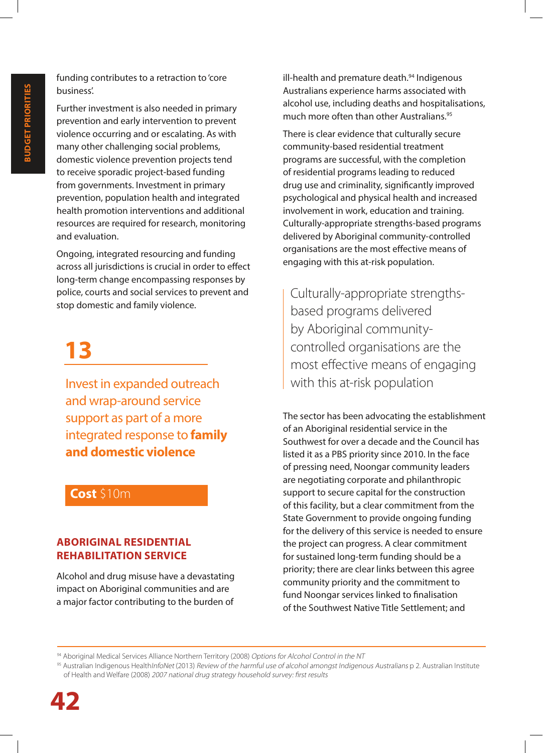funding contributes to a retraction to 'core business'.

Further investment is also needed in primary prevention and early intervention to prevent violence occurring and or escalating. As with many other challenging social problems, domestic violence prevention projects tend to receive sporadic project-based funding from governments. Investment in primary prevention, population health and integrated health promotion interventions and additional resources are required for research, monitoring and evaluation.

Ongoing, integrated resourcing and funding across all jurisdictions is crucial in order to effect long-term change encompassing responses by police, courts and social services to prevent and stop domestic and family violence.

## 13

### Invest in expanded outreach and wrap-around service support as part of a more integrated response to **family and domestic violence**

**Cost** $10m

### ABORIGINAL RESIDENTIAL REHABILITATION SERVICE

Alcohol and drug misuse have a devastating impact on Aboriginal communities and are a major factor contributing to the burden of ill-health and premature death.[94] Indigenous Australians experience harms associated with alcohol use, including deaths and hospitalisations, much more often than other Australians.[95]

There is clear evidence that culturally secure community-based residential treatment programs are successful, with the completion of residential programs leading to reduced drug use and criminality, significantly improved psychological and physical health and increased involvement in work, education and training. Culturally-appropriate strengths-based programs delivered by Aboriginal community-controlled organisations are the most effective means of engaging with this at-risk population.

> Culturally-appropriate strengths-based programs delivered by Aboriginal community-controlled organisations are the most effective means of engaging with this at-risk population

The sector has been advocating the establishment of an Aboriginal residential service in the Southwest for over a decade and the Council has listed it as a PBS priority since 2010. In the face of pressing need, Noongar community leaders are negotiating corporate and philanthropic support to secure capital for the construction of this facility, but a clear commitment from the State Government to provide ongoing funding for the delivery of this service is needed to ensure the project can progress. A clear commitment for sustained long-term funding should be a priority; there are clear links between this agree community priority and the commitment to fund Noongar services linked to finalisation of the Southwest Native Title Settlement; and

---

[94] Aboriginal Medical Services Alliance Northern Territory (2008) *Options for Alcohol Control in the NT*

[95] Australian Indigenous Health*InfoNet* (2013) *Review of the harmful use of alcohol amongst Indigenous Australians* p 2. Australian Institute of Health and Welfare (2008) *2007 national drug strategy household survey: first results*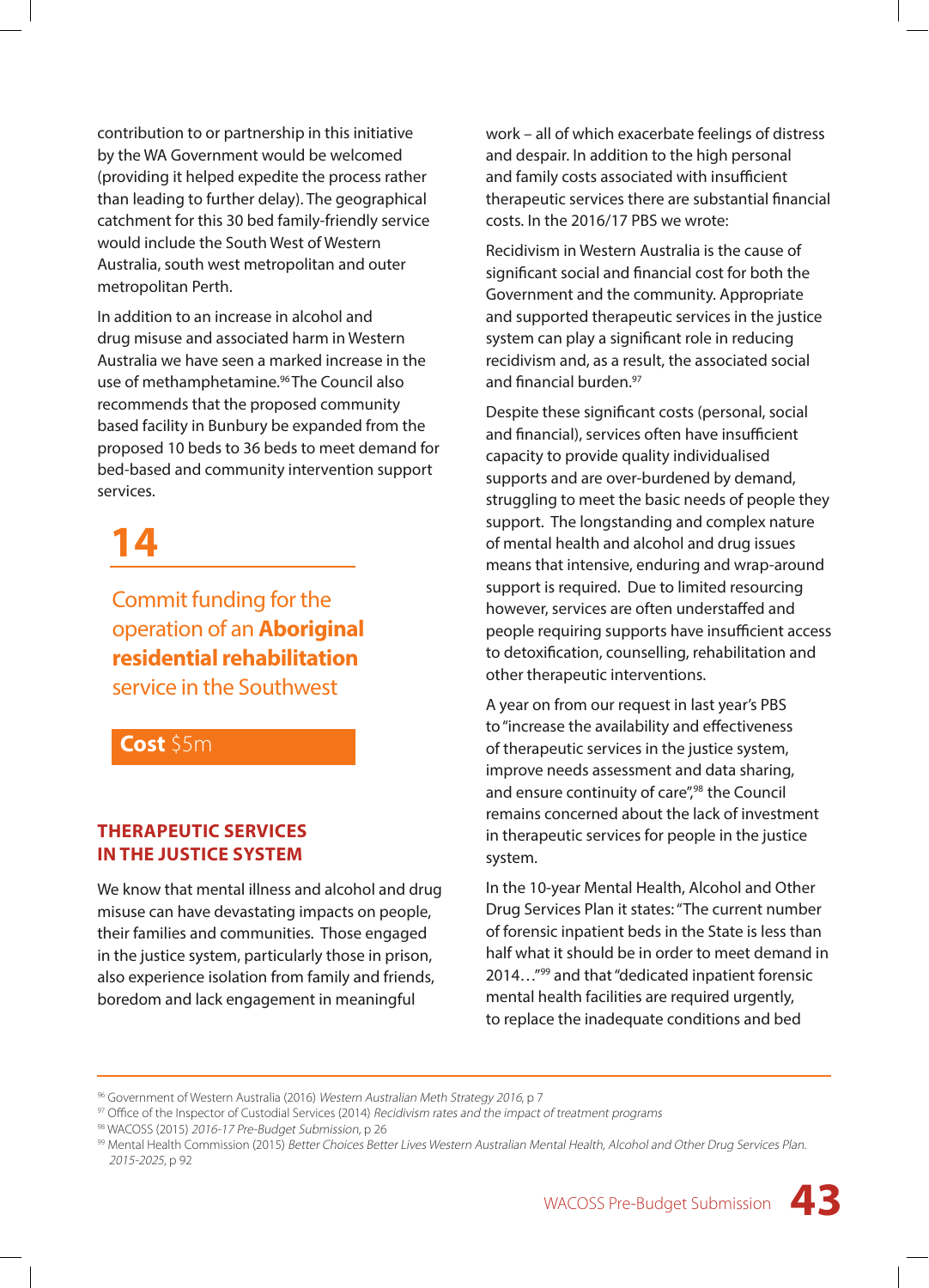contribution to or partnership in this initiative by the WA Government would be welcomed (providing it helped expedite the process rather than leading to further delay). The geographical catchment for this 30 bed family-friendly service would include the South West of Western Australia, south west metropolitan and outer metropolitan Perth.

In addition to an increase in alcohol and drug misuse and associated harm in Western Australia we have seen a marked increase in the use of methamphetamine.[96] The Council also recommends that the proposed community based facility in Bunbury be expanded from the proposed 10 beds to 36 beds to meet demand for bed-based and community intervention support services.

## 14

### Commit funding for the operation of an **Aboriginal residential rehabilitation** service in the Southwest

**Cost** $5m

## THERAPEUTIC SERVICES IN THE JUSTICE SYSTEM

We know that mental illness and alcohol and drug misuse can have devastating impacts on people, their families and communities. Those engaged in the justice system, particularly those in prison, also experience isolation from family and friends, boredom and lack engagement in meaningful work – all of which exacerbate feelings of distress and despair. In addition to the high personal and family costs associated with insufficient therapeutic services there are substantial financial costs. In the 2016/17 PBS we wrote:

Recidivism in Western Australia is the cause of significant social and financial cost for both the Government and the community. Appropriate and supported therapeutic services in the justice system can play a significant role in reducing recidivism and, as a result, the associated social and financial burden.[97]

Despite these significant costs (personal, social and financial), services often have insufficient capacity to provide quality individualised supports and are over-burdened by demand, struggling to meet the basic needs of people they support. The longstanding and complex nature of mental health and alcohol and drug issues means that intensive, enduring and wrap-around support is required. Due to limited resourcing however, services are often understaffed and people requiring supports have insufficient access to detoxification, counselling, rehabilitation and other therapeutic interventions.

A year on from our request in last year's PBS to "increase the availability and effectiveness of therapeutic services in the justice system, improve needs assessment and data sharing, and ensure continuity of care",[98] the Council remains concerned about the lack of investment in therapeutic services for people in the justice system.

In the 10-year Mental Health, Alcohol and Other Drug Services Plan it states: "The current number of forensic inpatient beds in the State is less than half what it should be in order to meet demand in 2014…"[99] and that "dedicated inpatient forensic mental health facilities are required urgently, to replace the inadequate conditions and bed

---

[96] Government of Western Australia (2016) *Western Australian Meth Strategy 2016*, p 7

[97] Office of the Inspector of Custodial Services (2014) *Recidivism rates and the impact of treatment programs*

[98] WACOSS (2015) *2016-17 Pre-Budget Submission*, p 26

[99] Mental Health Commission (2015) *Better Choices Better Lives Western Australian Mental Health, Alcohol and Other Drug Services Plan. 2015-2025*, p 92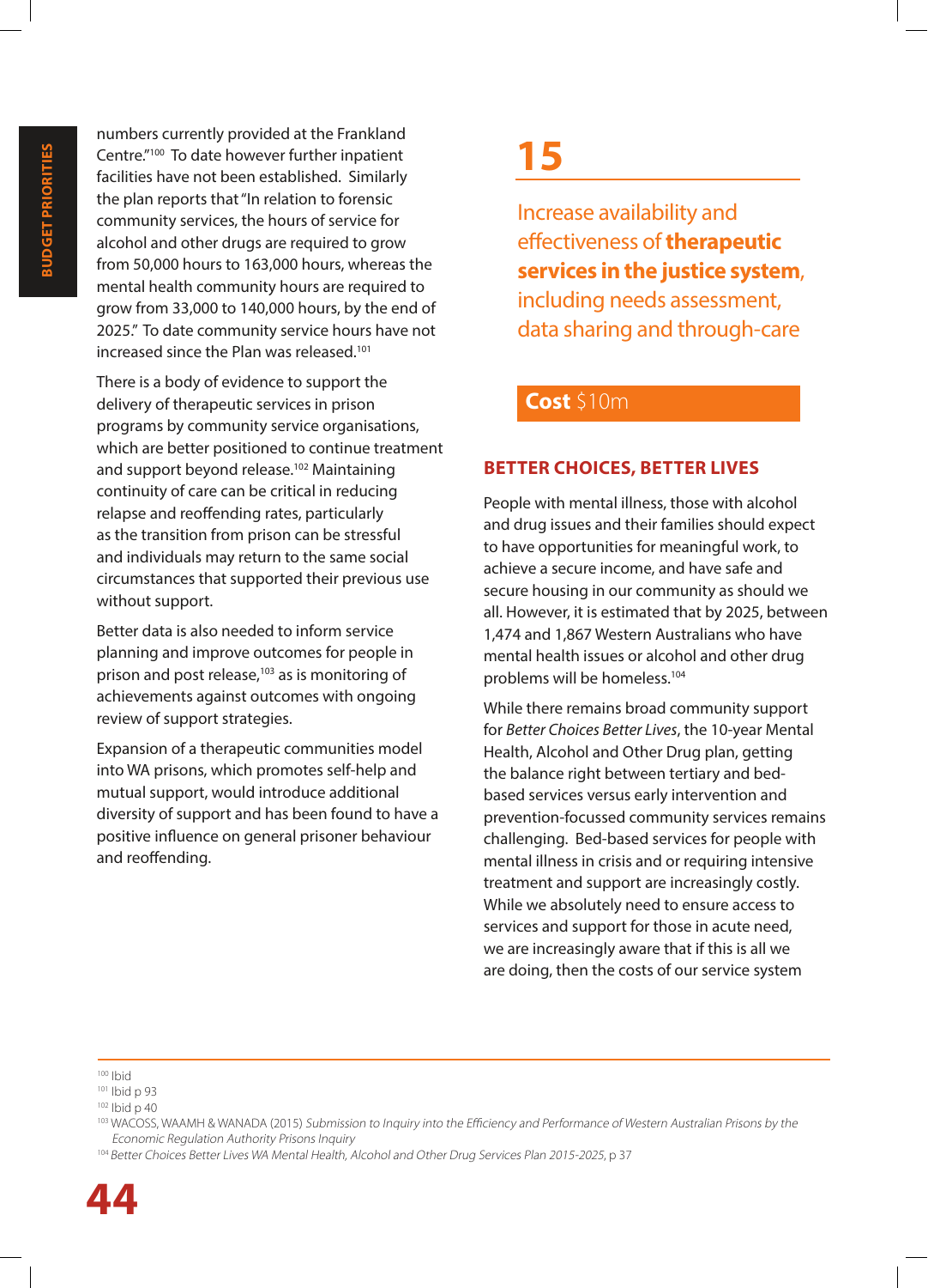numbers currently provided at the Frankland Centre."[100] To date however further inpatient facilities have not been established. Similarly the plan reports that "In relation to forensic community services, the hours of service for alcohol and other drugs are required to grow from 50,000 hours to 163,000 hours, whereas the mental health community hours are required to grow from 33,000 to 140,000 hours, by the end of 2025." To date community service hours have not increased since the Plan was released.[101]

There is a body of evidence to support the delivery of therapeutic services in prison programs by community service organisations, which are better positioned to continue treatment and support beyond release.[102] Maintaining continuity of care can be critical in reducing relapse and reoffending rates, particularly as the transition from prison can be stressful and individuals may return to the same social circumstances that supported their previous use without support.

Better data is also needed to inform service planning and improve outcomes for people in prison and post release,[103] as is monitoring of achievements against outcomes with ongoing review of support strategies.

Expansion of a therapeutic communities model into WA prisons, which promotes self-help and mutual support, would introduce additional diversity of support and has been found to have a positive influence on general prisoner behaviour and reoffending.

# 15

## Increase availability and effectiveness of **therapeutic services in the justice system**, including needs assessment, data sharing and through-care

**Cost** $10m

### BETTER CHOICES, BETTER LIVES

People with mental illness, those with alcohol and drug issues and their families should expect to have opportunities for meaningful work, to achieve a secure income, and have safe and secure housing in our community as should we all. However, it is estimated that by 2025, between 1,474 and 1,867 Western Australians who have mental health issues or alcohol and other drug problems will be homeless.[104]

While there remains broad community support for *Better Choices Better Lives*, the 10-year Mental Health, Alcohol and Other Drug plan, getting the balance right between tertiary and bed-based services versus early intervention and prevention-focussed community services remains challenging. Bed-based services for people with mental illness in crisis and or requiring intensive treatment and support are increasingly costly. While we absolutely need to ensure access to services and support for those in acute need, we are increasingly aware that if this is all we are doing, then the costs of our service system

---

[100] Ibid

[101] Ibid p 93

[102] Ibid p 40

[103] WACOSS, WAAMH & WANADA (2015) *Submission to Inquiry into the Efficiency and Performance of Western Australian Prisons by the Economic Regulation Authority Prisons Inquiry*

[104] *Better Choices Better Lives WA Mental Health, Alcohol and Other Drug Services Plan 2015-2025*, p 37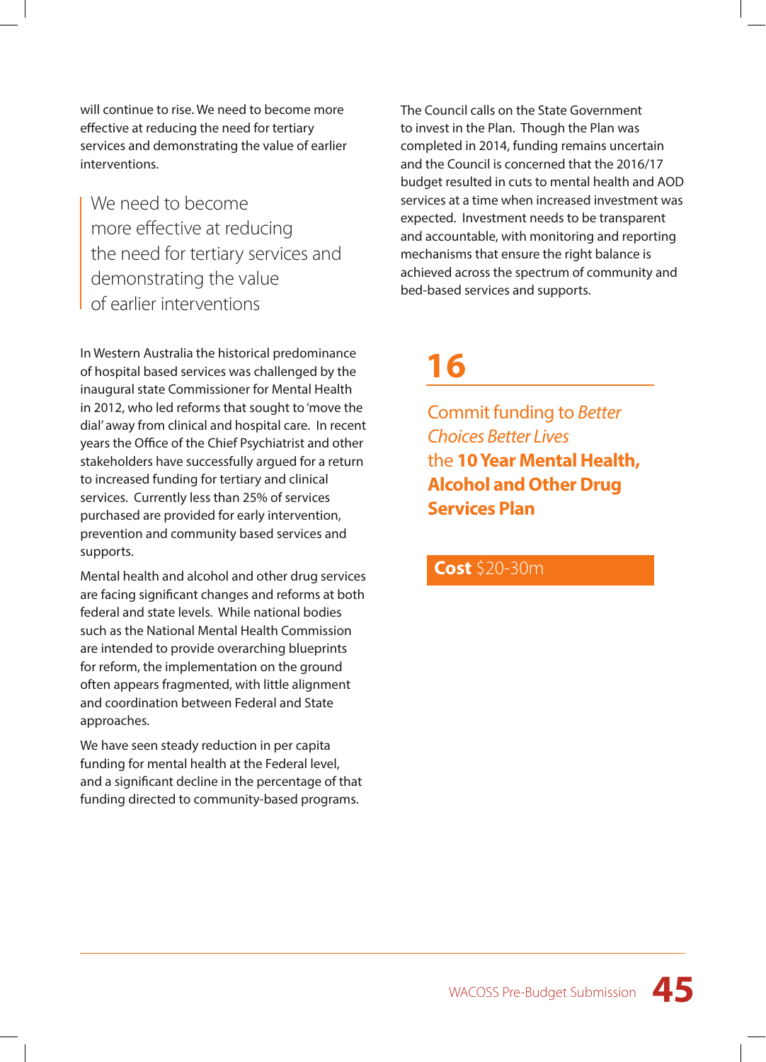will continue to rise. We need to become more effective at reducing the need for tertiary services and demonstrating the value of earlier interventions.

> We need to become more effective at reducing the need for tertiary services and demonstrating the value of earlier interventions

In Western Australia the historical predominance of hospital based services was challenged by the inaugural state Commissioner for Mental Health in 2012, who led reforms that sought to 'move the dial' away from clinical and hospital care. In recent years the Office of the Chief Psychiatrist and other stakeholders have successfully argued for a return to increased funding for tertiary and clinical services. Currently less than 25% of services purchased are provided for early intervention, prevention and community based services and supports.

Mental health and alcohol and other drug services are facing significant changes and reforms at both federal and state levels. While national bodies such as the National Mental Health Commission are intended to provide overarching blueprints for reform, the implementation on the ground often appears fragmented, with little alignment and coordination between Federal and State approaches.

We have seen steady reduction in per capita funding for mental health at the Federal level, and a significant decline in the percentage of that funding directed to community-based programs.

The Council calls on the State Government to invest in the Plan. Though the Plan was completed in 2014, funding remains uncertain and the Council is concerned that the 2016/17 budget resulted in cuts to mental health and AOD services at a time when increased investment was expected. Investment needs to be transparent and accountable, with monitoring and reporting mechanisms that ensure the right balance is achieved across the spectrum of community and bed-based services and supports.

## 16

### Commit funding to *Better Choices Better Lives* the **10 Year Mental Health, Alcohol and Other Drug Services Plan**

**Cost** $20-30m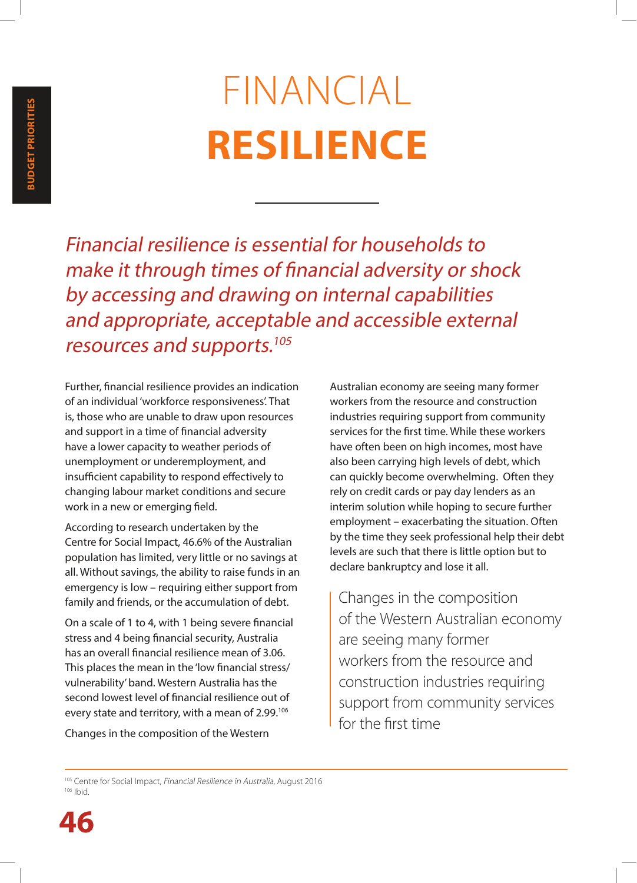# FINANCIAL **RESILIENCE**

*Financial resilience is essential for households to make it through times of financial adversity or shock by accessing and drawing on internal capabilities and appropriate, acceptable and accessible external resources and supports.*[105]

Further, financial resilience provides an indication of an individual 'workforce responsiveness'. That is, those who are unable to draw upon resources and support in a time of financial adversity have a lower capacity to weather periods of unemployment or underemployment, and insufficient capability to respond effectively to changing labour market conditions and secure work in a new or emerging field.

According to research undertaken by the Centre for Social Impact, 46.6% of the Australian population has limited, very little or no savings at all. Without savings, the ability to raise funds in an emergency is low – requiring either support from family and friends, or the accumulation of debt.

On a scale of 1 to 4, with 1 being severe financial stress and 4 being financial security, Australia has an overall financial resilience mean of 3.06. This places the mean in the 'low financial stress/ vulnerability' band. Western Australia has the second lowest level of financial resilience out of every state and territory, with a mean of 2.99.[106]

Changes in the composition of the Western Australian economy are seeing many former workers from the resource and construction industries requiring support from community services for the first time. While these workers have often been on high incomes, most have also been carrying high levels of debt, which can quickly become overwhelming. Often they rely on credit cards or pay day lenders as an interim solution while hoping to secure further employment – exacerbating the situation. Often by the time they seek professional help their debt levels are such that there is little option but to declare bankruptcy and lose it all.

> Changes in the composition of the Western Australian economy are seeing many former workers from the resource and construction industries requiring support from community services for the first time

---

[105] Centre for Social Impact, *Financial Resilience in Australia*, August 2016
[106] Ibid.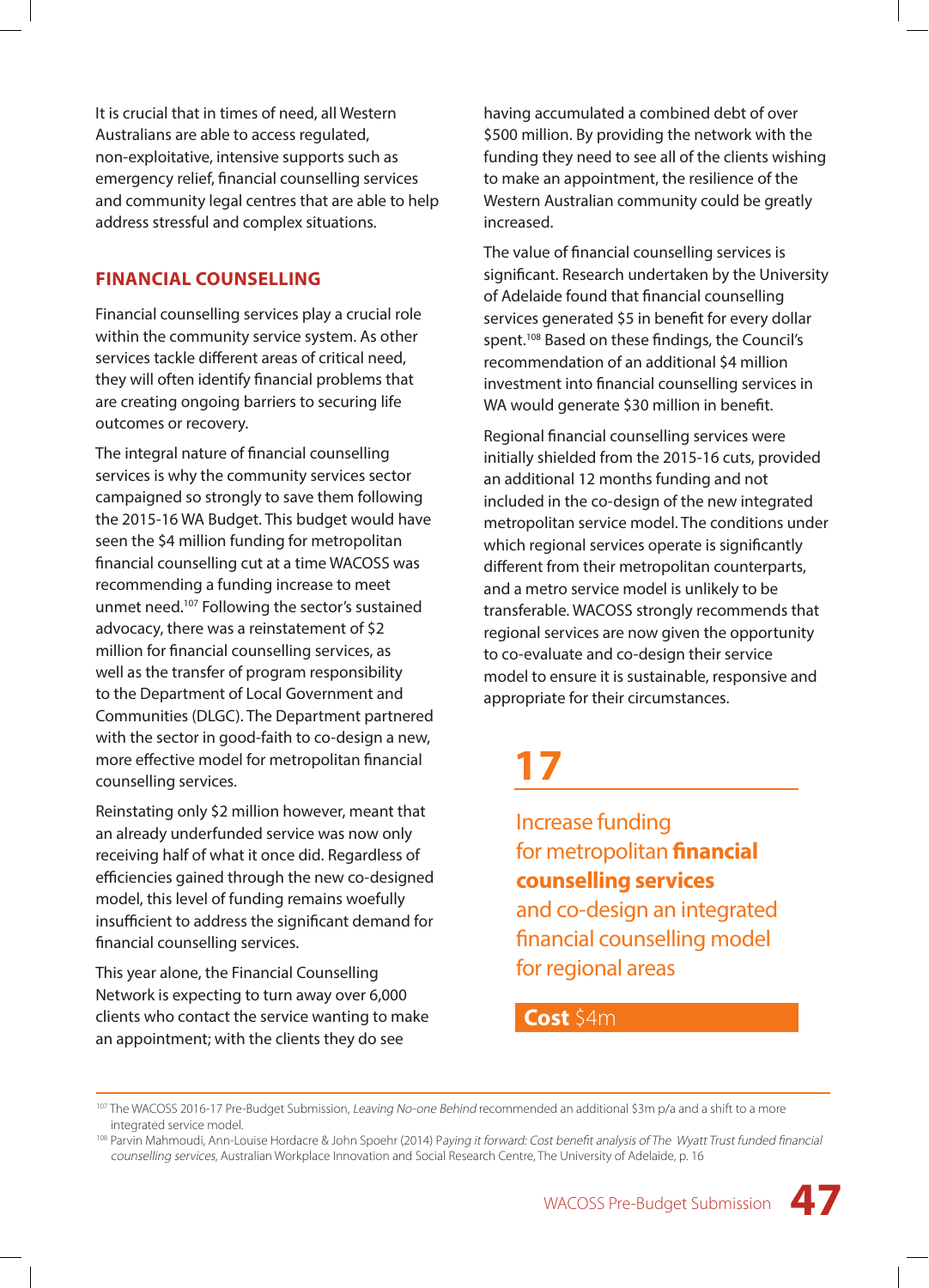It is crucial that in times of need, all Western Australians are able to access regulated, non-exploitative, intensive supports such as emergency relief, financial counselling services and community legal centres that are able to help address stressful and complex situations.

## FINANCIAL COUNSELLING

Financial counselling services play a crucial role within the community service system. As other services tackle different areas of critical need, they will often identify financial problems that are creating ongoing barriers to securing life outcomes or recovery.

The integral nature of financial counselling services is why the community services sector campaigned so strongly to save them following the 2015-16 WA Budget. This budget would have seen the $4 million funding for metropolitan financial counselling cut at a time WACOSS was recommending a funding increase to meet unmet need.[107] Following the sector's sustained advocacy, there was a reinstatement of $2 million for financial counselling services, as well as the transfer of program responsibility to the Department of Local Government and Communities (DLGC). The Department partnered with the sector in good-faith to co-design a new, more effective model for metropolitan financial counselling services.

Reinstating only $2 million however, meant that an already underfunded service was now only receiving half of what it once did. Regardless of efficiencies gained through the new co-designed model, this level of funding remains woefully insufficient to address the significant demand for financial counselling services.

This year alone, the Financial Counselling Network is expecting to turn away over 6,000 clients who contact the service wanting to make an appointment; with the clients they do see having accumulated a combined debt of over $500 million. By providing the network with the funding they need to see all of the clients wishing to make an appointment, the resilience of the Western Australian community could be greatly increased.

The value of financial counselling services is significant. Research undertaken by the University of Adelaide found that financial counselling services generated $5 in benefit for every dollar spent.[108] Based on these findings, the Council's recommendation of an additional $4 million investment into financial counselling services in WA would generate $30 million in benefit.

Regional financial counselling services were initially shielded from the 2015-16 cuts, provided an additional 12 months funding and not included in the co-design of the new integrated metropolitan service model. The conditions under which regional services operate is significantly different from their metropolitan counterparts, and a metro service model is unlikely to be transferable. WACOSS strongly recommends that regional services are now given the opportunity to co-evaluate and co-design their service model to ensure it is sustainable, responsive and appropriate for their circumstances.

## 17

Increase funding for metropolitan **financial counselling services** and co-design an integrated financial counselling model for regional areas

**Cost** $4m

---

[107] The WACOSS 2016-17 Pre-Budget Submission, *Leaving No-one Behind* recommended an additional $3m p/a and a shift to a more integrated service model.

[108] Parvin Mahmoudi, Ann-Louise Hordacre & John Spoehr (2014) *Paying it forward: Cost benefit analysis of The Wyatt Trust funded financial counselling services*, Australian Workplace Innovation and Social Research Centre, The University of Adelaide, p. 16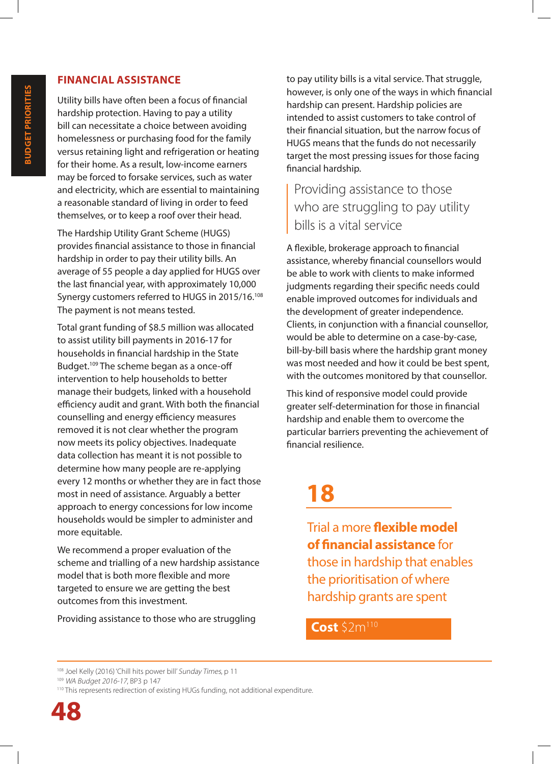## FINANCIAL ASSISTANCE

Utility bills have often been a focus of financial hardship protection. Having to pay a utility bill can necessitate a choice between avoiding homelessness or purchasing food for the family versus retaining light and refrigeration or heating for their home. As a result, low-income earners may be forced to forsake services, such as water and electricity, which are essential to maintaining a reasonable standard of living in order to feed themselves, or to keep a roof over their head.

The Hardship Utility Grant Scheme (HUGS) provides financial assistance to those in financial hardship in order to pay their utility bills. An average of 55 people a day applied for HUGS over the last financial year, with approximately 10,000 Synergy customers referred to HUGS in 2015/16.[108] The payment is not means tested.

Total grant funding of $8.5 million was allocated to assist utility bill payments in 2016-17 for households in financial hardship in the State Budget.[109] The scheme began as a once-off intervention to help households to better manage their budgets, linked with a household efficiency audit and grant. With both the financial counselling and energy efficiency measures removed it is not clear whether the program now meets its policy objectives. Inadequate data collection has meant it is not possible to determine how many people are re-applying every 12 months or whether they are in fact those most in need of assistance. Arguably a better approach to energy concessions for low income households would be simpler to administer and more equitable.

We recommend a proper evaluation of the scheme and trialling of a new hardship assistance model that is both more flexible and more targeted to ensure we are getting the best outcomes from this investment.

Providing assistance to those who are struggling to pay utility bills is a vital service. That struggle, however, is only one of the ways in which financial hardship can present. Hardship policies are intended to assist customers to take control of their financial situation, but the narrow focus of HUGS means that the funds do not necessarily target the most pressing issues for those facing financial hardship.

> Providing assistance to those who are struggling to pay utility bills is a vital service

A flexible, brokerage approach to financial assistance, whereby financial counsellors would be able to work with clients to make informed judgments regarding their specific needs could enable improved outcomes for individuals and the development of greater independence. Clients, in conjunction with a financial counsellor, would be able to determine on a case-by-case, bill-by-bill basis where the hardship grant money was most needed and how it could be best spent, with the outcomes monitored by that counsellor.

This kind of responsive model could provide greater self-determination for those in financial hardship and enable them to overcome the particular barriers preventing the achievement of financial resilience.

### 18

Trial a more **flexible model of financial assistance** for those in hardship that enables the prioritisation of where hardship grants are spent

**Cost** $2m[110]

---

[108] Joel Kelly (2016) 'Chill hits power bill' *Sunday Times*, p 11

[109] *WA Budget 2016-17*, BP3 p 147

[110] This represents redirection of existing HUGs funding, not additional expenditure.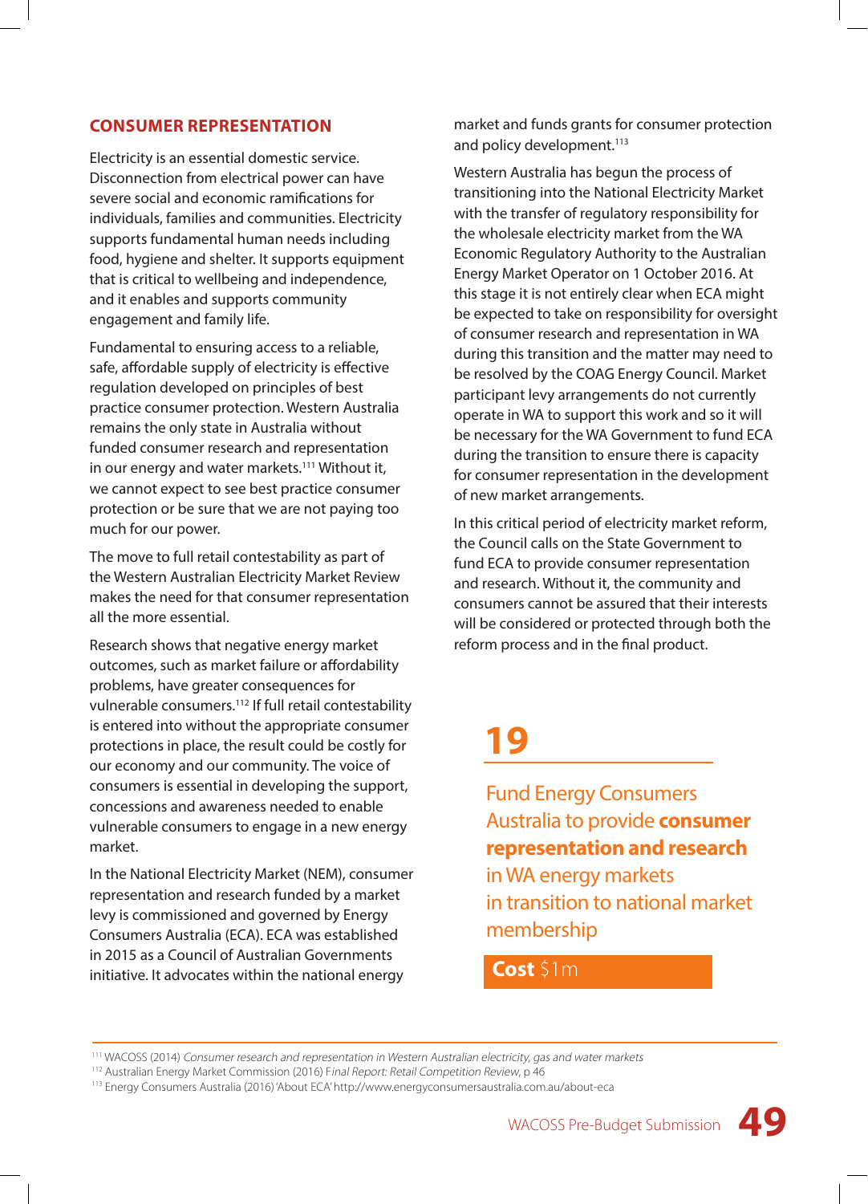## CONSUMER REPRESENTATION

Electricity is an essential domestic service. Disconnection from electrical power can have severe social and economic ramifications for individuals, families and communities. Electricity supports fundamental human needs including food, hygiene and shelter. It supports equipment that is critical to wellbeing and independence, and it enables and supports community engagement and family life.

Fundamental to ensuring access to a reliable, safe, affordable supply of electricity is effective regulation developed on principles of best practice consumer protection. Western Australia remains the only state in Australia without funded consumer research and representation in our energy and water markets.[111] Without it, we cannot expect to see best practice consumer protection or be sure that we are not paying too much for our power.

The move to full retail contestability as part of the Western Australian Electricity Market Review makes the need for that consumer representation all the more essential.

Research shows that negative energy market outcomes, such as market failure or affordability problems, have greater consequences for vulnerable consumers.[112] If full retail contestability is entered into without the appropriate consumer protections in place, the result could be costly for our economy and our community. The voice of consumers is essential in developing the support, concessions and awareness needed to enable vulnerable consumers to engage in a new energy market.

In the National Electricity Market (NEM), consumer representation and research funded by a market levy is commissioned and governed by Energy Consumers Australia (ECA). ECA was established in 2015 as a Council of Australian Governments initiative. It advocates within the national energy market and funds grants for consumer protection and policy development.[113]

Western Australia has begun the process of transitioning into the National Electricity Market with the transfer of regulatory responsibility for the wholesale electricity market from the WA Economic Regulatory Authority to the Australian Energy Market Operator on 1 October 2016. At this stage it is not entirely clear when ECA might be expected to take on responsibility for oversight of consumer research and representation in WA during this transition and the matter may need to be resolved by the COAG Energy Council. Market participant levy arrangements do not currently operate in WA to support this work and so it will be necessary for the WA Government to fund ECA during the transition to ensure there is capacity for consumer representation in the development of new market arrangements.

In this critical period of electricity market reform, the Council calls on the State Government to fund ECA to provide consumer representation and research. Without it, the community and consumers cannot be assured that their interests will be considered or protected through both the reform process and in the final product.

### 19

Fund Energy Consumers Australia to provide **consumer representation and research** in WA energy markets in transition to national market membership

**Cost** $1m

---

[111] WACOSS (2014) *Consumer research and representation in Western Australian electricity, gas and water markets*

[112] Australian Energy Market Commission (2016) *Final Report: Retail Competition Review*, p 46

[113] Energy Consumers Australia (2016) 'About ECA' http://www.energyconsumersaustralia.com.au/about-eca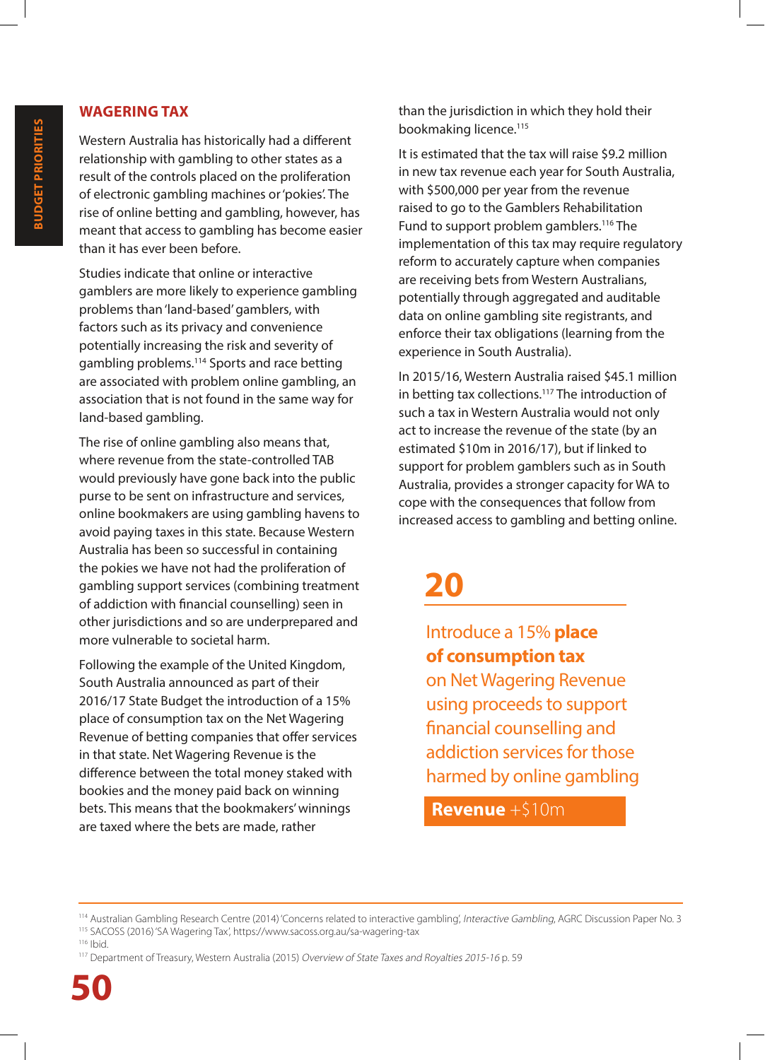## WAGERING TAX

Western Australia has historically had a different relationship with gambling to other states as a result of the controls placed on the proliferation of electronic gambling machines or 'pokies'. The rise of online betting and gambling, however, has meant that access to gambling has become easier than it has ever been before.

Studies indicate that online or interactive gamblers are more likely to experience gambling problems than 'land-based' gamblers, with factors such as its privacy and convenience potentially increasing the risk and severity of gambling problems.[114] Sports and race betting are associated with problem online gambling, an association that is not found in the same way for land-based gambling.

The rise of online gambling also means that, where revenue from the state-controlled TAB would previously have gone back into the public purse to be sent on infrastructure and services, online bookmakers are using gambling havens to avoid paying taxes in this state. Because Western Australia has been so successful in containing the pokies we have not had the proliferation of gambling support services (combining treatment of addiction with financial counselling) seen in other jurisdictions and so are underprepared and more vulnerable to societal harm.

Following the example of the United Kingdom, South Australia announced as part of their 2016/17 State Budget the introduction of a 15% place of consumption tax on the Net Wagering Revenue of betting companies that offer services in that state. Net Wagering Revenue is the difference between the total money staked with bookies and the money paid back on winning bets. This means that the bookmakers' winnings are taxed where the bets are made, rather than the jurisdiction in which they hold their bookmaking licence.[115]

It is estimated that the tax will raise $9.2 million in new tax revenue each year for South Australia, with $500,000 per year from the revenue raised to go to the Gamblers Rehabilitation Fund to support problem gamblers.[116] The implementation of this tax may require regulatory reform to accurately capture when companies are receiving bets from Western Australians, potentially through aggregated and auditable data on online gambling site registrants, and enforce their tax obligations (learning from the experience in South Australia).

In 2015/16, Western Australia raised $45.1 million in betting tax collections.[117] The introduction of such a tax in Western Australia would not only act to increase the revenue of the state (by an estimated $10m in 2016/17), but if linked to support for problem gamblers such as in South Australia, provides a stronger capacity for WA to cope with the consequences that follow from increased access to gambling and betting online.

**20**

Introduce a 15% **place of consumption tax** on Net Wagering Revenue using proceeds to support financial counselling and addiction services for those harmed by online gambling

**Revenue** +$10m

---

[114] Australian Gambling Research Centre (2014) 'Concerns related to interactive gambling', *Interactive Gambling*, AGRC Discussion Paper No. 3

[115] SACOSS (2016) 'SA Wagering Tax', https://www.sacoss.org.au/sa-wagering-tax

[116] Ibid.

[117] Department of Treasury, Western Australia (2015) *Overview of State Taxes and Royalties 2015-16* p. 59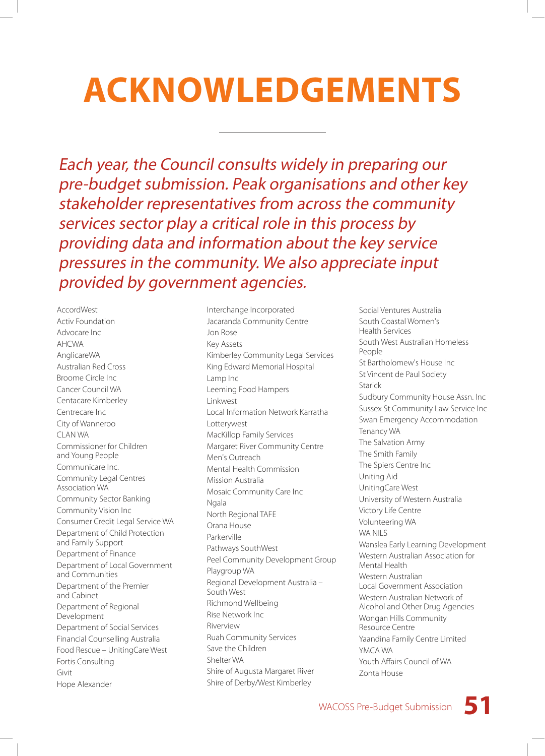# ACKNOWLEDGEMENTS

*Each year, the Council consults widely in preparing our pre-budget submission. Peak organisations and other key stakeholder representatives from across the community services sector play a critical role in this process by providing data and information about the key service pressures in the community. We also appreciate input provided by government agencies.*

AccordWest
Activ Foundation
Advocare Inc
AHCWA
AnglicareWA
Australian Red Cross
Broome Circle Inc
Cancer Council WA
Centacare Kimberley
Centrecare Inc
City of Wanneroo
CLAN WA
Commissioner for Children and Young People
Communicare Inc.
Community Legal Centres Association WA
Community Sector Banking
Community Vision Inc
Consumer Credit Legal Service WA
Department of Child Protection and Family Support
Department of Finance
Department of Local Government and Communities
Department of the Premier and Cabinet
Department of Regional Development
Department of Social Services
Financial Counselling Australia
Food Rescue – UnitingCare West
Fortis Consulting
Givit
Hope Alexander
Interchange Incorporated
Jacaranda Community Centre
Jon Rose
Key Assets
Kimberley Community Legal Services
King Edward Memorial Hospital
Lamp Inc
Leeming Food Hampers
Linkwest
Local Information Network Karratha
Lotterywest
MacKillop Family Services
Margaret River Community Centre
Men's Outreach
Mental Health Commission
Mission Australia
Mosaic Community Care Inc
Ngala
North Regional TAFE
Orana House
Parkerville
Pathways SouthWest
Peel Community Development Group
Playgroup WA
Regional Development Australia – South West
Richmond Wellbeing
Rise Network Inc
Riverview
Ruah Community Services
Save the Children
Shelter WA
Shire of Augusta Margaret River
Shire of Derby/West Kimberley
Social Ventures Australia
South Coastal Women's Health Services
South West Australian Homeless People
St Bartholomew's House Inc
St Vincent de Paul Society
Starick
Sudbury Community House Assn. Inc
Sussex St Community Law Service Inc
Swan Emergency Accommodation
Tenancy WA
The Salvation Army
The Smith Family
The Spiers Centre Inc
Uniting Aid
UnitingCare West
University of Western Australia
Victory Life Centre
Volunteering WA
WA NILS
Wanslea Early Learning Development
Western Australian Association for Mental Health
Western Australian Local Government Association
Western Australian Network of Alcohol and Other Drug Agencies
Wongan Hills Community Resource Centre
Yaandina Family Centre Limited
YMCA WA
Youth Affairs Council of WA
Zonta House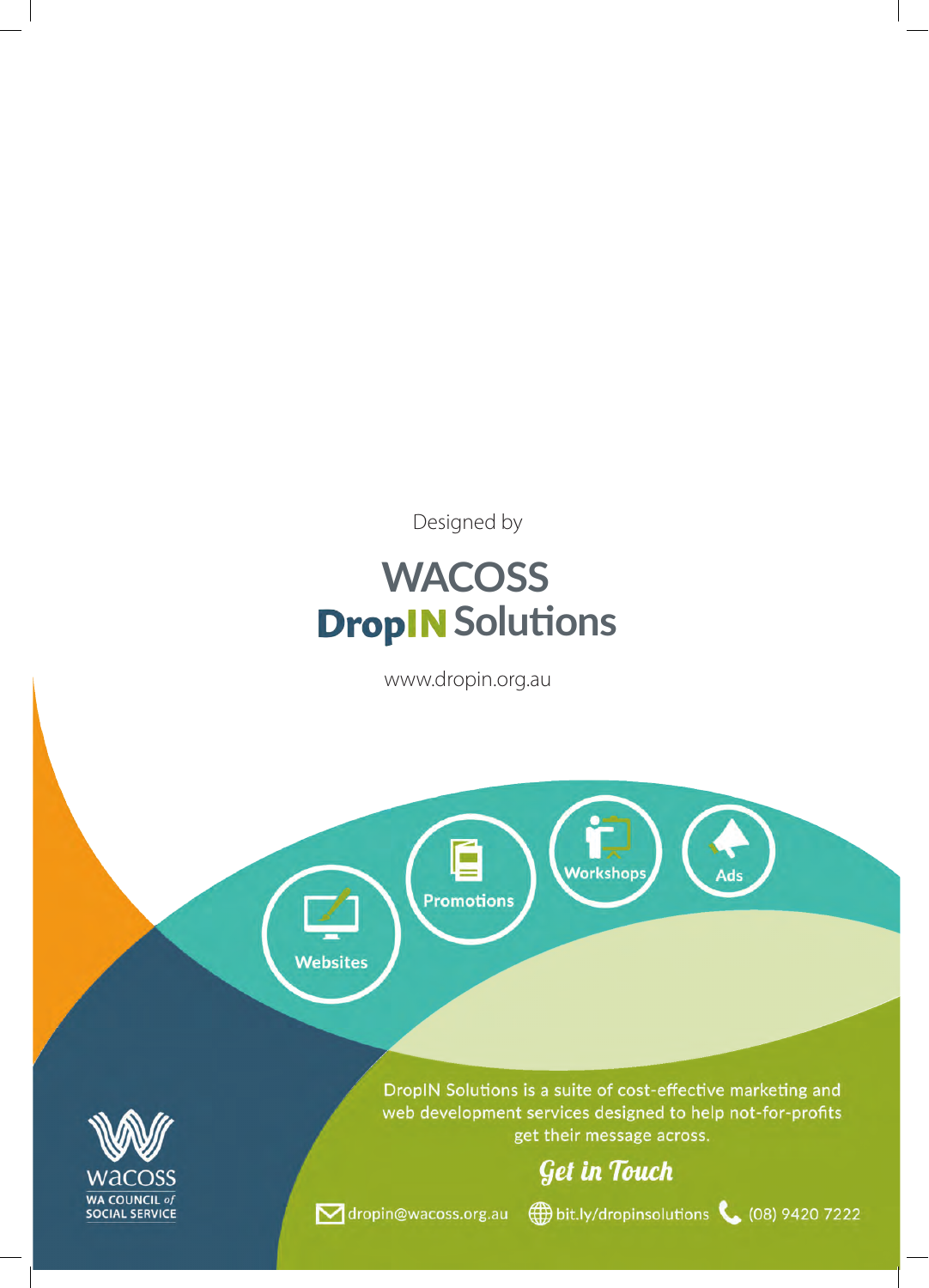Designed by

**WACOSS**
**DropIN Solutions**

www.dropin.org.au

Websites

Promotions

Workshops

Ads

DropIN Solutions is a suite of cost-effective marketing and web development services designed to help not-for-profits get their message across.

## Get in Touch

dropin@wacoss.org.au bit.ly/dropinsolutions (08) 9420 7222

wacoss
WA COUNCIL of SOCIAL SERVICE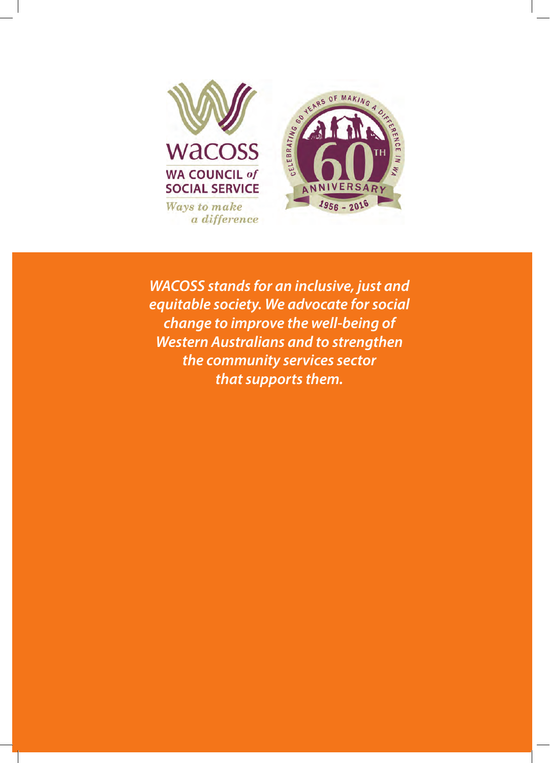wacoss

WA COUNCIL *of* SOCIAL SERVICE

*Ways to make a difference*

CELEBRATING 60 YEARS OF MAKING A DIFFERENCE IN WA

60TH ANNIVERSARY

1956 - 2016

***WACOSS stands for an inclusive, just and equitable society. We advocate for social change to improve the well-being of Western Australians and to strengthen the community services sector that supports them.***